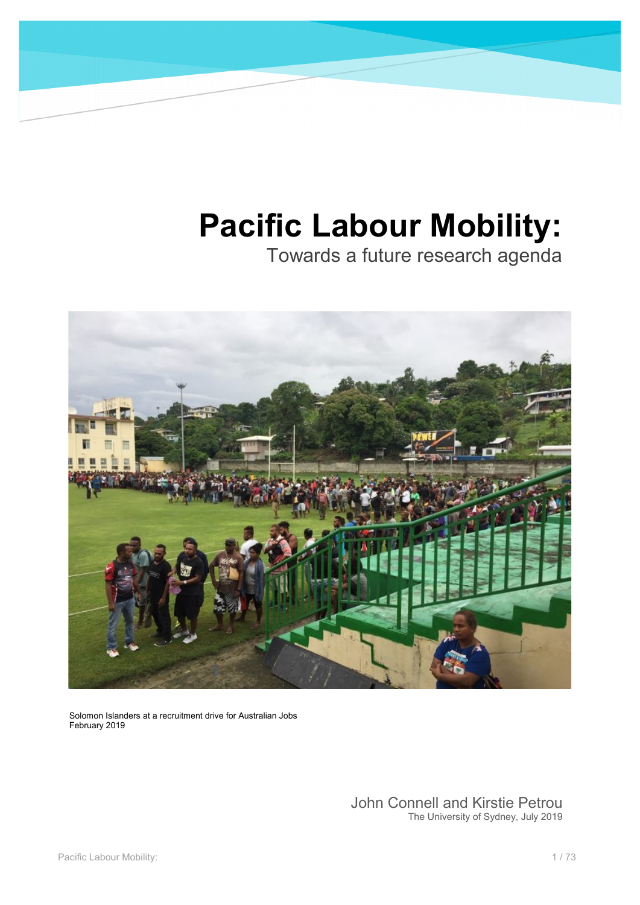# Pacific Labour Mobility:

## Towards a future research agenda

Solomon Islanders at a recruitment drive for Australian Jobs
February 2019

John Connell and Kirstie Petrou
The University of Sydney, July 2019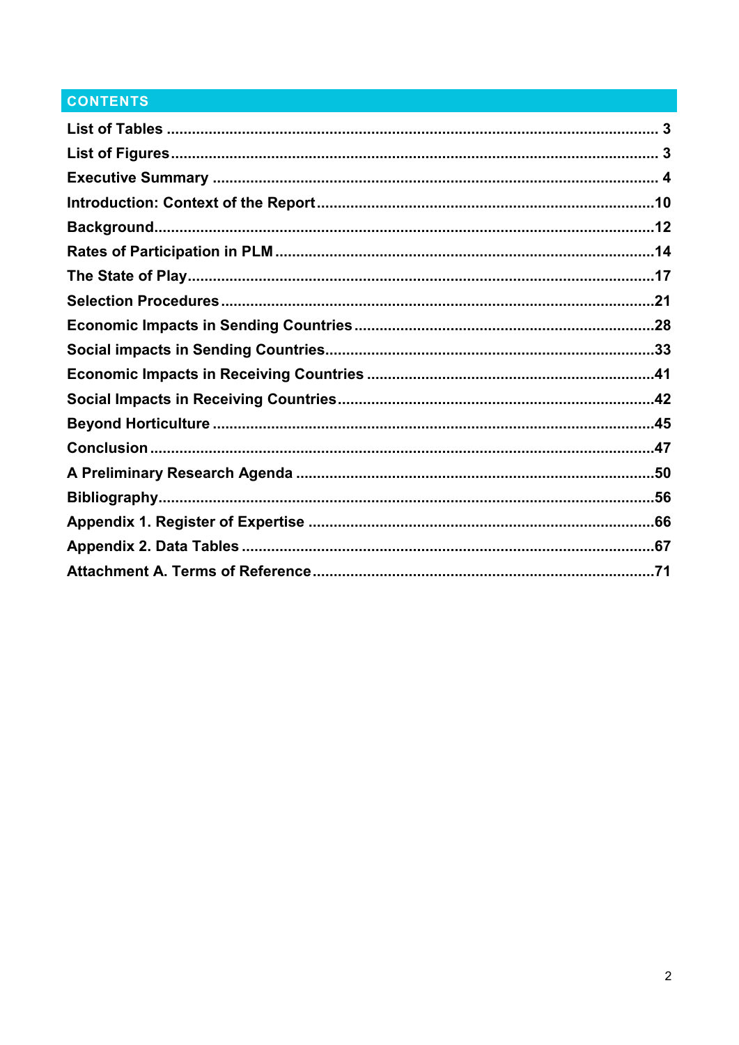## CONTENTS

| | |
|---|---|
| List of Tables | 3 |
| List of Figures | 3 |
| Executive Summary | 4 |
| Introduction: Context of the Report | 10 |
| Background | 12 |
| Rates of Participation in PLM | 14 |
| The State of Play | 17 |
| Selection Procedures | 21 |
| Economic Impacts in Sending Countries | 28 |
| Social impacts in Sending Countries | 33 |
| Economic Impacts in Receiving Countries | 41 |
| Social Impacts in Receiving Countries | 42 |
| Beyond Horticulture | 45 |
| Conclusion | 47 |
| A Preliminary Research Agenda | 50 |
| Bibliography | 56 |
| Appendix 1. Register of Expertise | 66 |
| Appendix 2. Data Tables | 67 |
| Attachment A. Terms of Reference | 71 |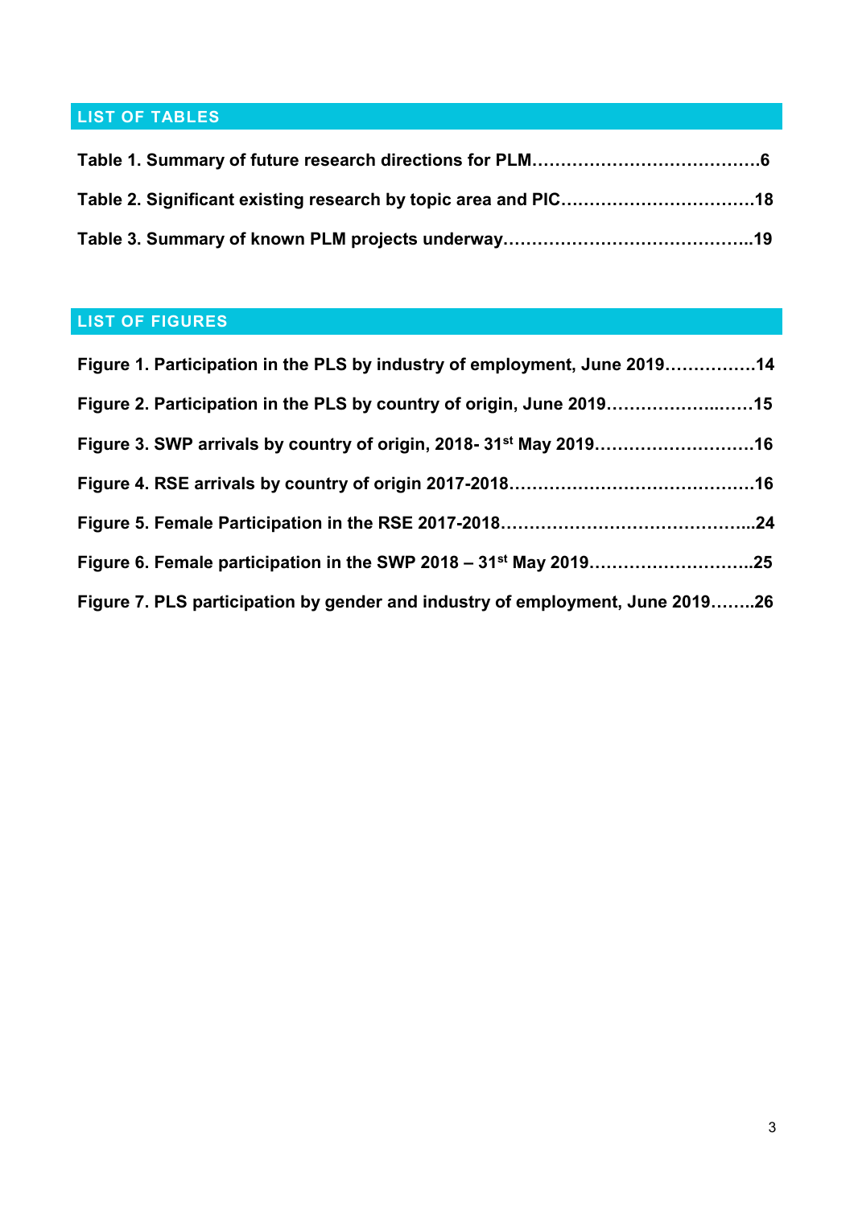## LIST OF TABLES

**Table 1. Summary of future research directions for PLM……………………………………6**

**Table 2. Significant existing research by topic area and PIC……………………………18**

**Table 3. Summary of known PLM projects underway……………………………………..19**

## LIST OF FIGURES

**Figure 1. Participation in the PLS by industry of employment, June 2019…………….14**

**Figure 2. Participation in the PLS by country of origin, June 2019…………………..……15**

**Figure 3. SWP arrivals by country of origin, 2018- 31st May 2019……………………….16**

**Figure 4. RSE arrivals by country of origin 2017-2018……………………………………16**

**Figure 5. Female Participation in the RSE 2017-2018……………………………………...24**

**Figure 6. Female participation in the SWP 2018 – 31st May 2019………………………..25**

**Figure 7. PLS participation by gender and industry of employment, June 2019……..26**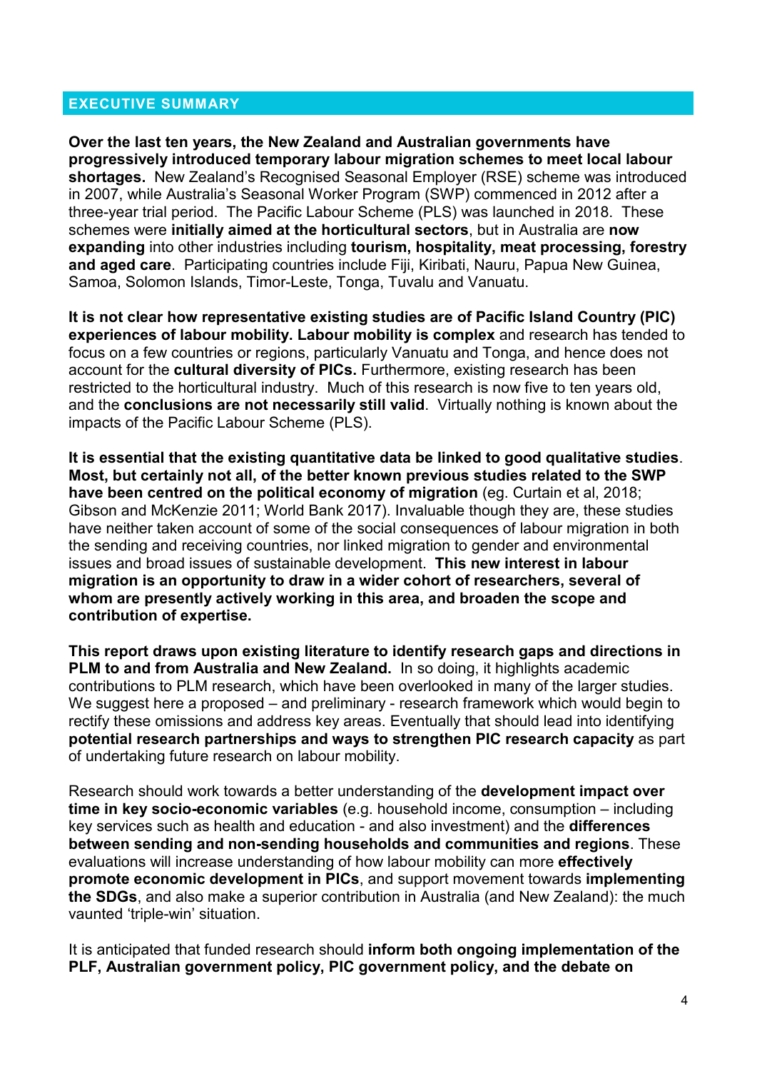## EXECUTIVE SUMMARY

**Over the last ten years, the New Zealand and Australian governments have progressively introduced temporary labour migration schemes to meet local labour shortages.** New Zealand's Recognised Seasonal Employer (RSE) scheme was introduced in 2007, while Australia's Seasonal Worker Program (SWP) commenced in 2012 after a three-year trial period. The Pacific Labour Scheme (PLS) was launched in 2018. These schemes were **initially aimed at the horticultural sectors**, but in Australia are **now expanding** into other industries including **tourism, hospitality, meat processing, forestry and aged care**. Participating countries include Fiji, Kiribati, Nauru, Papua New Guinea, Samoa, Solomon Islands, Timor-Leste, Tonga, Tuvalu and Vanuatu.

**It is not clear how representative existing studies are of Pacific Island Country (PIC) experiences of labour mobility. Labour mobility is complex** and research has tended to focus on a few countries or regions, particularly Vanuatu and Tonga, and hence does not account for the **cultural diversity of PICs.** Furthermore, existing research has been restricted to the horticultural industry. Much of this research is now five to ten years old, and the **conclusions are not necessarily still valid**. Virtually nothing is known about the impacts of the Pacific Labour Scheme (PLS).

**It is essential that the existing quantitative data be linked to good qualitative studies**. **Most, but certainly not all, of the better known previous studies related to the SWP have been centred on the political economy of migration** (eg. Curtain et al, 2018; Gibson and McKenzie 2011; World Bank 2017). Invaluable though they are, these studies have neither taken account of some of the social consequences of labour migration in both the sending and receiving countries, nor linked migration to gender and environmental issues and broad issues of sustainable development. **This new interest in labour migration is an opportunity to draw in a wider cohort of researchers, several of whom are presently actively working in this area, and broaden the scope and contribution of expertise.**

**This report draws upon existing literature to identify research gaps and directions in PLM to and from Australia and New Zealand.** In so doing, it highlights academic contributions to PLM research, which have been overlooked in many of the larger studies. We suggest here a proposed – and preliminary - research framework which would begin to rectify these omissions and address key areas. Eventually that should lead into identifying **potential research partnerships and ways to strengthen PIC research capacity** as part of undertaking future research on labour mobility.

Research should work towards a better understanding of the **development impact over time in key socio-economic variables** (e.g. household income, consumption – including key services such as health and education - and also investment) and the **differences between sending and non-sending households and communities and regions**. These evaluations will increase understanding of how labour mobility can more **effectively promote economic development in PICs**, and support movement towards **implementing the SDGs**, and also make a superior contribution in Australia (and New Zealand): the much vaunted 'triple-win' situation.

It is anticipated that funded research should **inform both ongoing implementation of the PLF, Australian government policy, PIC government policy, and the debate on**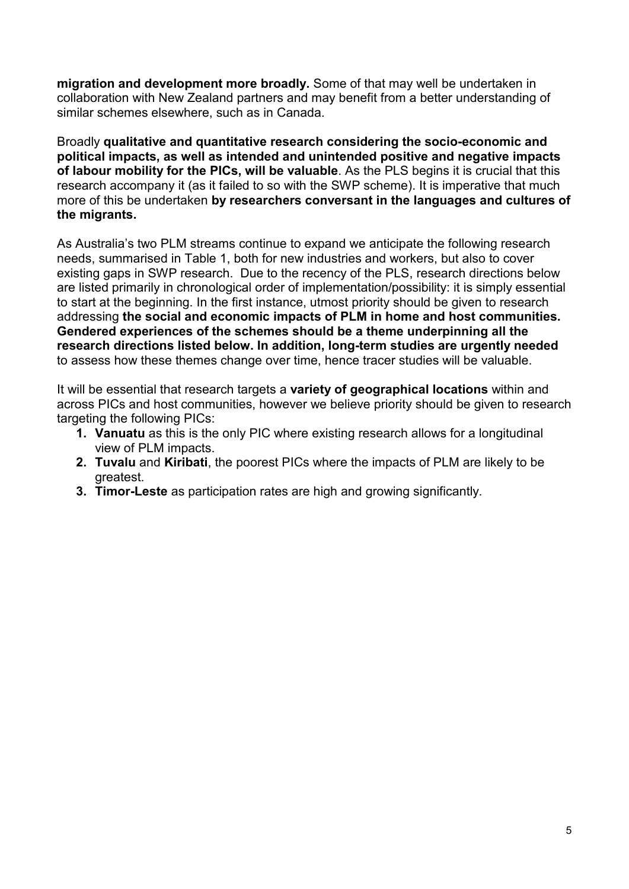**migration and development more broadly.** Some of that may well be undertaken in collaboration with New Zealand partners and may benefit from a better understanding of similar schemes elsewhere, such as in Canada.

Broadly **qualitative and quantitative research considering the socio-economic and political impacts, as well as intended and unintended positive and negative impacts of labour mobility for the PICs, will be valuable**. As the PLS begins it is crucial that this research accompany it (as it failed to so with the SWP scheme). It is imperative that much more of this be undertaken **by researchers conversant in the languages and cultures of the migrants.**

As Australia's two PLM streams continue to expand we anticipate the following research needs, summarised in Table 1, both for new industries and workers, but also to cover existing gaps in SWP research. Due to the recency of the PLS, research directions below are listed primarily in chronological order of implementation/possibility: it is simply essential to start at the beginning. In the first instance, utmost priority should be given to research addressing **the social and economic impacts of PLM in home and host communities. Gendered experiences of the schemes should be a theme underpinning all the research directions listed below. In addition, long-term studies are urgently needed** to assess how these themes change over time, hence tracer studies will be valuable.

It will be essential that research targets a **variety of geographical locations** within and across PICs and host communities, however we believe priority should be given to research targeting the following PICs:

1. **Vanuatu** as this is the only PIC where existing research allows for a longitudinal view of PLM impacts.
2. **Tuvalu** and **Kiribati**, the poorest PICs where the impacts of PLM are likely to be greatest.
3. **Timor-Leste** as participation rates are high and growing significantly.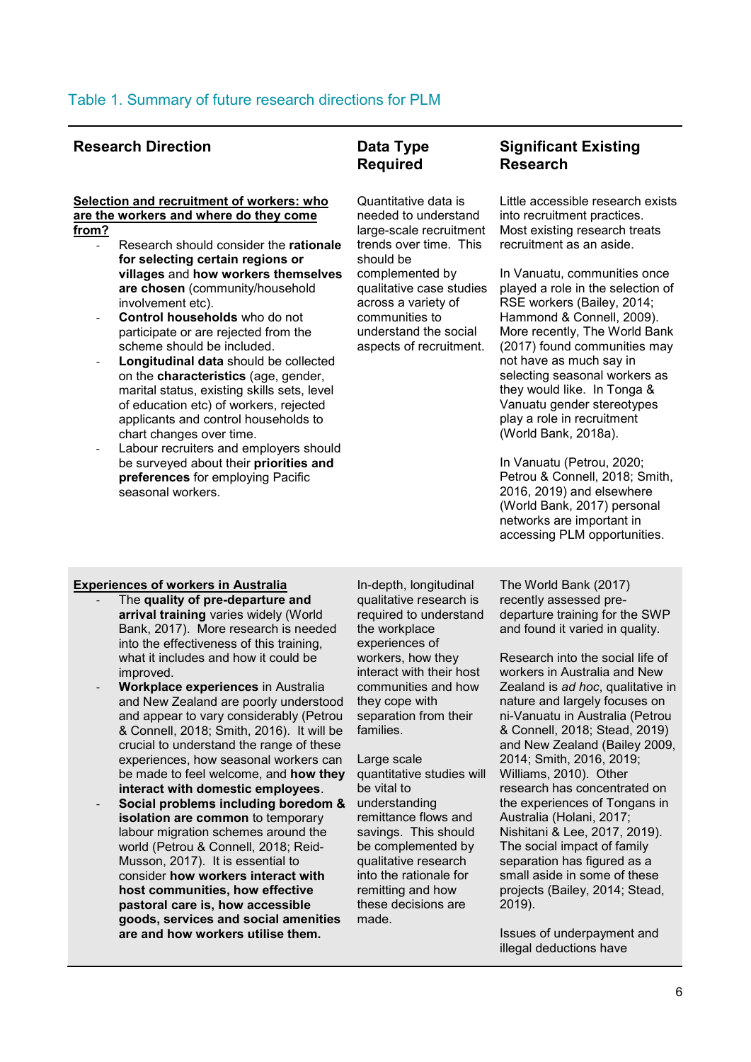Table 1. Summary of future research directions for PLM

| Research Direction | Data Type Required | Significant Existing Research |
|---|---|---|
| **Selection and recruitment of workers: who are the workers and where do they come from?**<br>- Research should consider the **rationale for selecting certain regions or villages** and **how workers themselves are chosen** (community/household involvement etc).<br>- **Control households** who do not participate or are rejected from the scheme should be included.<br>- **Longitudinal data** should be collected on the **characteristics** (age, gender, marital status, existing skills sets, level of education etc) of workers, rejected applicants and control households to chart changes over time.<br>- Labour recruiters and employers should be surveyed about their **priorities and preferences** for employing Pacific seasonal workers. | Quantitative data is needed to understand large-scale recruitment trends over time. This should be complemented by qualitative case studies across a variety of communities to understand the social aspects of recruitment. | Little accessible research exists into recruitment practices. Most existing research treats recruitment as an aside.<br><br>In Vanuatu, communities once played a role in the selection of RSE workers (Bailey, 2014; Hammond & Connell, 2009). More recently, The World Bank (2017) found communities may not have as much say in selecting seasonal workers as they would like. In Tonga & Vanuatu gender stereotypes play a role in recruitment (World Bank, 2018a).<br><br>In Vanuatu (Petrou, 2020; Petrou & Connell, 2018; Smith, 2016, 2019) and elsewhere (World Bank, 2017) personal networks are important in accessing PLM opportunities. |
| **Experiences of workers in Australia**<br>- The **quality of pre-departure and arrival training** varies widely (World Bank, 2017). More research is needed into the effectiveness of this training, what it includes and how it could be improved.<br>- **Workplace experiences** in Australia and New Zealand are poorly understood and appear to vary considerably (Petrou & Connell, 2018; Smith, 2016). It will be crucial to understand the range of these experiences, how seasonal workers can be made to feel welcome, and **how they interact with domestic employees**.<br>- **Social problems including boredom & isolation are common** to temporary labour migration schemes around the world (Petrou & Connell, 2018; Reid-Musson, 2017). It is essential to consider **how workers interact with host communities, how effective pastoral care is, how accessible goods, services and social amenities are and how workers utilise them.** | In-depth, longitudinal qualitative research is required to understand the workplace experiences of workers, how they interact with their host communities and how they cope with separation from their families.<br><br>Large scale quantitative studies will be vital to understanding remittance flows and savings. This should be complemented by qualitative research into the rationale for remitting and how these decisions are made. | The World Bank (2017) recently assessed pre-departure training for the SWP and found it varied in quality.<br><br>Research into the social life of workers in Australia and New Zealand is *ad hoc*, qualitative in nature and largely focuses on ni-Vanuatu in Australia (Petrou & Connell, 2018; Stead, 2019) and New Zealand (Bailey 2009, 2014; Smith, 2016, 2019; Williams, 2010). Other research has concentrated on the experiences of Tongans in Australia (Holani, 2017; Nishitani & Lee, 2017, 2019). The social impact of family separation has figured as a small aside in some of these projects (Bailey, 2014; Stead, 2019).<br><br>Issues of underpayment and illegal deductions have |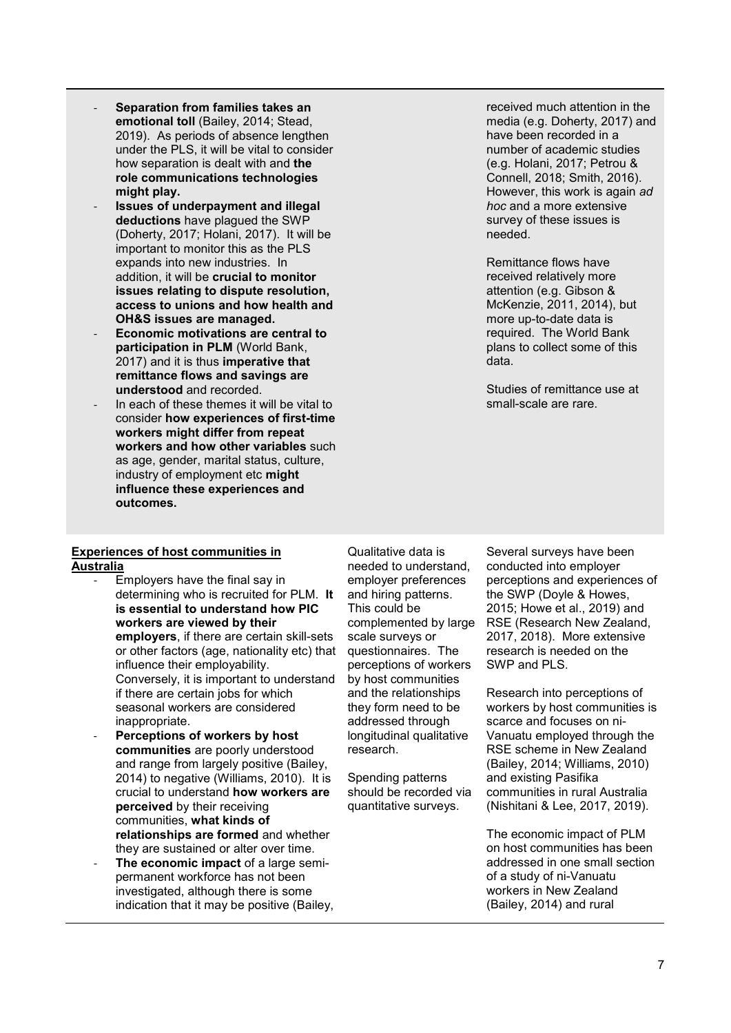| | | |
|---|---|---|
| - **Separation from families takes an emotional toll** (Bailey, 2014; Stead, 2019). As periods of absence lengthen under the PLS, it will be vital to consider how separation is dealt with and **the role communications technologies might play.**<br>- **Issues of underpayment and illegal deductions** have plagued the SWP (Doherty, 2017; Holani, 2017). It will be important to monitor this as the PLS expands into new industries. In addition, it will be **crucial to monitor issues relating to dispute resolution, access to unions and how health and OH&S issues are managed.**<br>- **Economic motivations are central to participation in PLM** (World Bank, 2017) and it is thus **imperative that remittance flows and savings are understood** and recorded.<br>- In each of these themes it will be vital to consider **how experiences of first-time workers might differ from repeat workers and how other variables** such as age, gender, marital status, culture, industry of employment etc **might influence these experiences and outcomes.** | | received much attention in the media (e.g. Doherty, 2017) and have been recorded in a number of academic studies (e.g. Holani, 2017; Petrou & Connell, 2018; Smith, 2016). However, this work is again *ad hoc* and a more extensive survey of these issues is needed.<br><br>Remittance flows have received relatively more attention (e.g. Gibson & McKenzie, 2011, 2014), but more up-to-date data is required. The World Bank plans to collect some of this data.<br><br>Studies of remittance use at small-scale are rare. |
| **Experiences of host communities in Australia**<br>- Employers have the final say in determining who is recruited for PLM. **It is essential to understand how PIC workers are viewed by their employers**, if there are certain skill-sets or other factors (age, nationality etc) that influence their employability. Conversely, it is important to understand if there are certain jobs for which seasonal workers are considered inappropriate.<br>- **Perceptions of workers by host communities** are poorly understood and range from largely positive (Bailey, 2014) to negative (Williams, 2010). It is crucial to understand **how workers are perceived** by their receiving communities, **what kinds of relationships are formed** and whether they are sustained or alter over time.<br>- **The economic impact** of a large semi-permanent workforce has not been investigated, although there is some indication that it may be positive (Bailey, | Qualitative data is needed to understand, employer preferences and hiring patterns. This could be complemented by large scale surveys or questionnaires. The perceptions of workers by host communities and the relationships they form need to be addressed through longitudinal qualitative research.<br><br>Spending patterns should be recorded via quantitative surveys. | Several surveys have been conducted into employer perceptions and experiences of the SWP (Doyle & Howes, 2015; Howe et al., 2019) and RSE (Research New Zealand, 2017, 2018). More extensive research is needed on the SWP and PLS.<br><br>Research into perceptions of workers by host communities is scarce and focuses on ni-Vanuatu employed through the RSE scheme in New Zealand (Bailey, 2014; Williams, 2010) and existing Pasifika communities in rural Australia (Nishitani & Lee, 2017, 2019).<br><br>The economic impact of PLM on host communities has been addressed in one small section of a study of ni-Vanuatu workers in New Zealand (Bailey, 2014) and rural |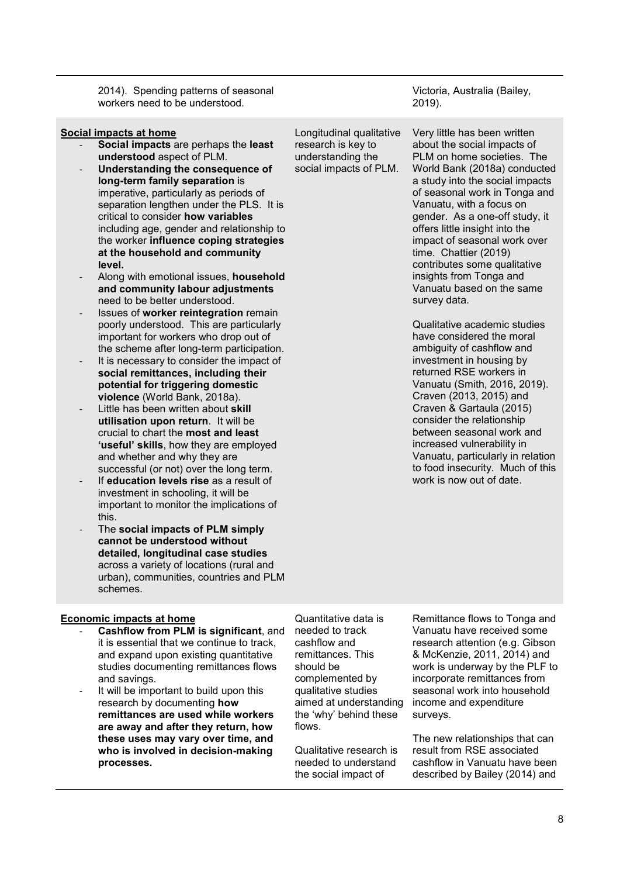| | | |
|---|---|---|
| 2014). Spending patterns of seasonal workers need to be understood. | | Victoria, Australia (Bailey, 2019). |
| **Social impacts at home**<br>- **Social impacts** are perhaps the **least understood** aspect of PLM.<br>- **Understanding the consequence of long-term family separation** is imperative, particularly as periods of separation lengthen under the PLS. It is critical to consider **how variables** including age, gender and relationship to the worker **influence coping strategies at the household and community level.**<br>- Along with emotional issues, **household and community labour adjustments** need to be better understood.<br>- Issues of **worker reintegration** remain poorly understood. This are particularly important for workers who drop out of the scheme after long-term participation.<br>- It is necessary to consider the impact of **social remittances, including their potential for triggering domestic violence** (World Bank, 2018a).<br>- Little has been written about **skill utilisation upon return**. It will be crucial to chart the **most and least 'useful' skills**, how they are employed and whether and why they are successful (or not) over the long term.<br>- If **education levels rise** as a result of investment in schooling, it will be important to monitor the implications of this.<br>- The **social impacts of PLM simply cannot be understood without detailed, longitudinal case studies** across a variety of locations (rural and urban), communities, countries and PLM schemes. | Longitudinal qualitative research is key to understanding the social impacts of PLM. | Very little has been written about the social impacts of PLM on home societies. The World Bank (2018a) conducted a study into the social impacts of seasonal work in Tonga and Vanuatu, with a focus on gender. As a one-off study, it offers little insight into the impact of seasonal work over time. Chattier (2019) contributes some qualitative insights from Tonga and Vanuatu based on the same survey data.<br><br>Qualitative academic studies have considered the moral ambiguity of cashflow and investment in housing by returned RSE workers in Vanuatu (Smith, 2016, 2019). Craven (2013, 2015) and Craven & Gartaula (2015) consider the relationship between seasonal work and increased vulnerability in Vanuatu, particularly in relation to food insecurity. Much of this work is now out of date. |
| **Economic impacts at home**<br>- **Cashflow from PLM is significant**, and it is essential that we continue to track, and expand upon existing quantitative studies documenting remittances flows and savings.<br>- It will be important to build upon this research by documenting **how remittances are used while workers are away and after they return, how these uses may vary over time, and who is involved in decision-making processes.** | Quantitative data is needed to track cashflow and remittances. This should be complemented by qualitative studies aimed at understanding the 'why' behind these flows.<br><br>Qualitative research is needed to understand the social impact of | Remittance flows to Tonga and Vanuatu have received some research attention (e.g. Gibson & McKenzie, 2011, 2014) and work is underway by the PLF to incorporate remittances from seasonal work into household income and expenditure surveys.<br><br>The new relationships that can result from RSE associated cashflow in Vanuatu have been described by Bailey (2014) and |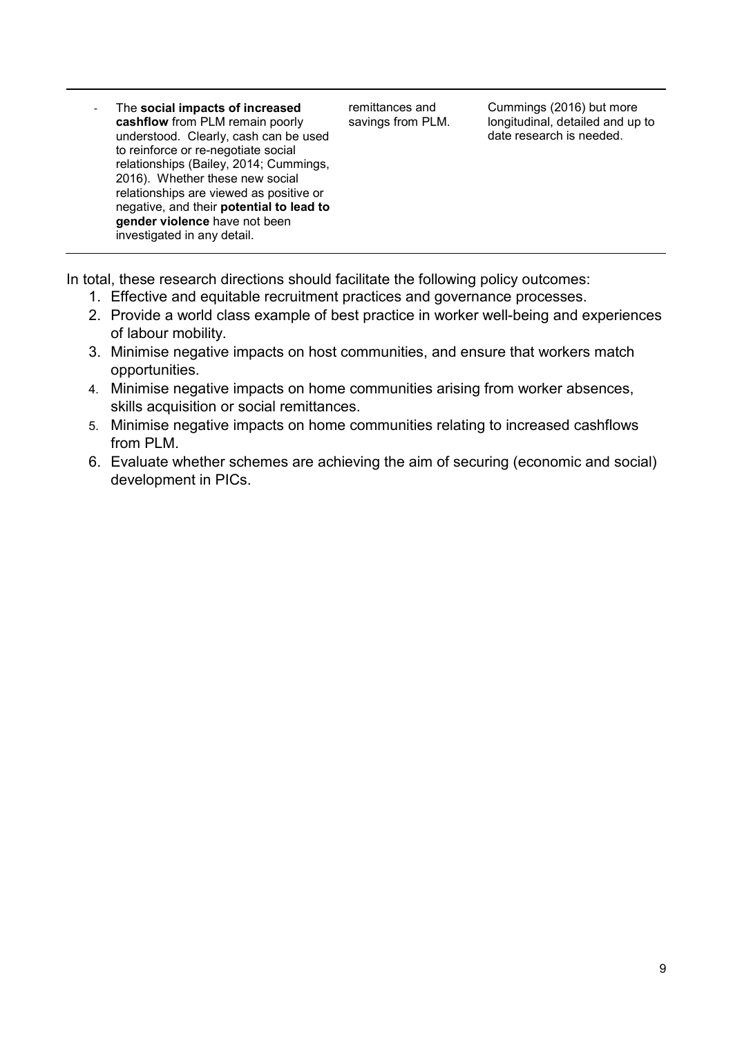| | | |
|---|---|---|
| - The **social impacts of increased cashflow** from PLM remain poorly understood. Clearly, cash can be used to reinforce or re-negotiate social relationships (Bailey, 2014; Cummings, 2016). Whether these new social relationships are viewed as positive or negative, and their **potential to lead to gender violence** have not been investigated in any detail. | remittances and savings from PLM. | Cummings (2016) but more longitudinal, detailed and up to date research is needed. |

In total, these research directions should facilitate the following policy outcomes:

1. Effective and equitable recruitment practices and governance processes.
2. Provide a world class example of best practice in worker well-being and experiences of labour mobility.
3. Minimise negative impacts on host communities, and ensure that workers match opportunities.
4. Minimise negative impacts on home communities arising from worker absences, skills acquisition or social remittances.
5. Minimise negative impacts on home communities relating to increased cashflows from PLM.
6. Evaluate whether schemes are achieving the aim of securing (economic and social) development in PICs.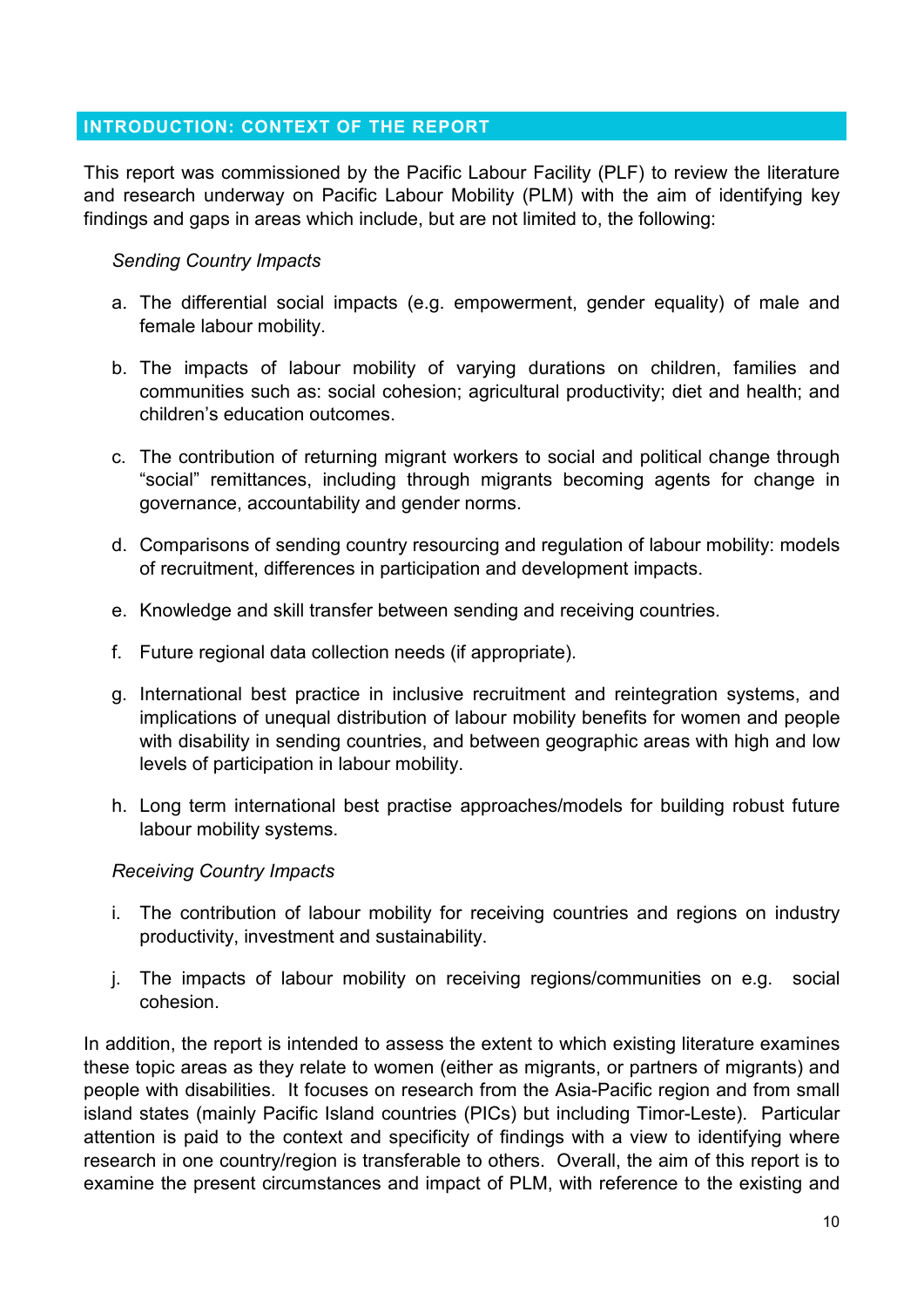## INTRODUCTION: CONTEXT OF THE REPORT

This report was commissioned by the Pacific Labour Facility (PLF) to review the literature and research underway on Pacific Labour Mobility (PLM) with the aim of identifying key findings and gaps in areas which include, but are not limited to, the following:

*Sending Country Impacts*

a. The differential social impacts (e.g. empowerment, gender equality) of male and female labour mobility.

b. The impacts of labour mobility of varying durations on children, families and communities such as: social cohesion; agricultural productivity; diet and health; and children's education outcomes.

c. The contribution of returning migrant workers to social and political change through "social" remittances, including through migrants becoming agents for change in governance, accountability and gender norms.

d. Comparisons of sending country resourcing and regulation of labour mobility: models of recruitment, differences in participation and development impacts.

e. Knowledge and skill transfer between sending and receiving countries.

f. Future regional data collection needs (if appropriate).

g. International best practice in inclusive recruitment and reintegration systems, and implications of unequal distribution of labour mobility benefits for women and people with disability in sending countries, and between geographic areas with high and low levels of participation in labour mobility.

h. Long term international best practise approaches/models for building robust future labour mobility systems.

*Receiving Country Impacts*

i. The contribution of labour mobility for receiving countries and regions on industry productivity, investment and sustainability.

j. The impacts of labour mobility on receiving regions/communities on e.g. social cohesion.

In addition, the report is intended to assess the extent to which existing literature examines these topic areas as they relate to women (either as migrants, or partners of migrants) and people with disabilities. It focuses on research from the Asia-Pacific region and from small island states (mainly Pacific Island countries (PICs) but including Timor-Leste). Particular attention is paid to the context and specificity of findings with a view to identifying where research in one country/region is transferable to others. Overall, the aim of this report is to examine the present circumstances and impact of PLM, with reference to the existing and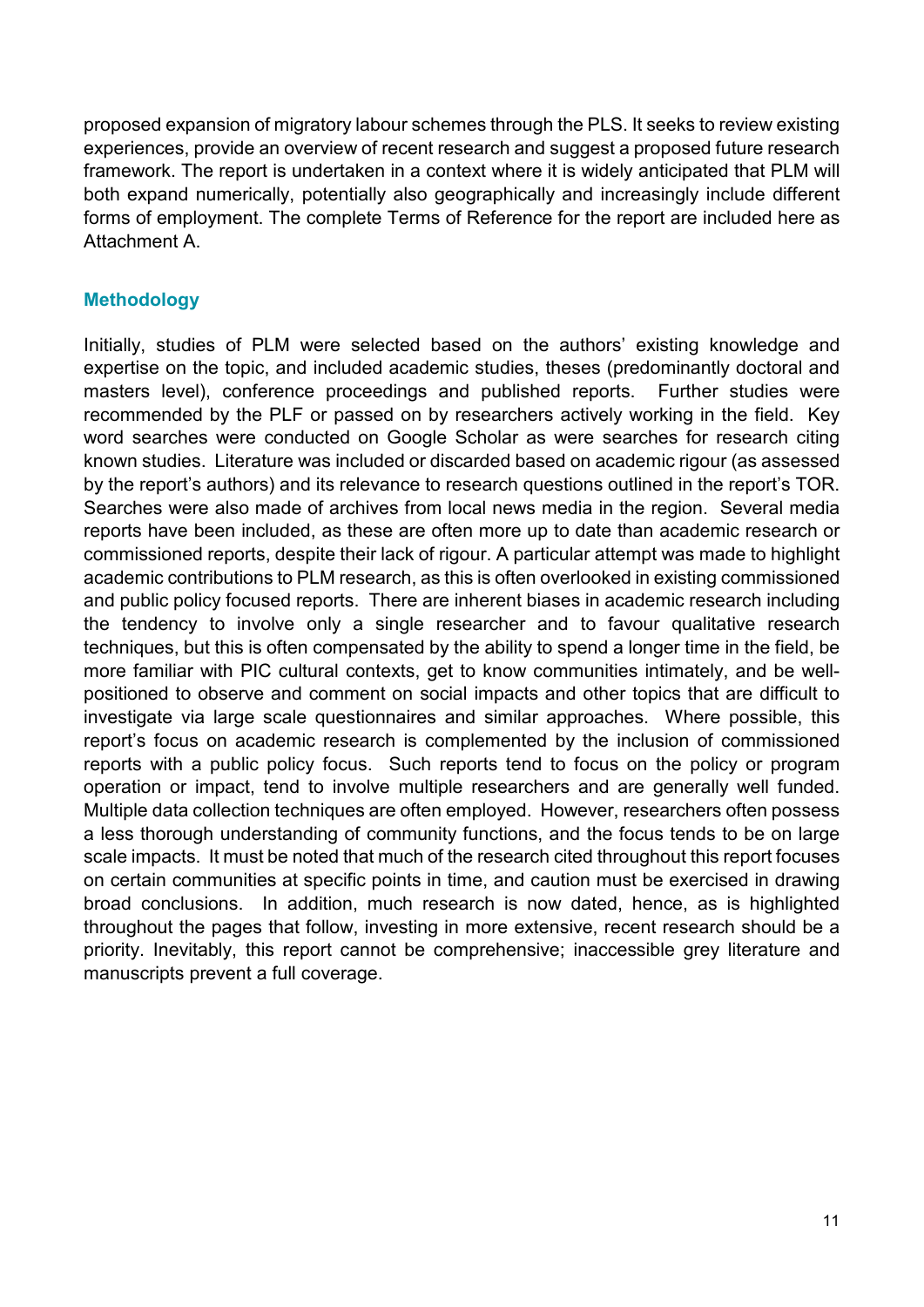proposed expansion of migratory labour schemes through the PLS. It seeks to review existing experiences, provide an overview of recent research and suggest a proposed future research framework. The report is undertaken in a context where it is widely anticipated that PLM will both expand numerically, potentially also geographically and increasingly include different forms of employment. The complete Terms of Reference for the report are included here as Attachment A.

## Methodology

Initially, studies of PLM were selected based on the authors' existing knowledge and expertise on the topic, and included academic studies, theses (predominantly doctoral and masters level), conference proceedings and published reports. Further studies were recommended by the PLF or passed on by researchers actively working in the field. Key word searches were conducted on Google Scholar as were searches for research citing known studies. Literature was included or discarded based on academic rigour (as assessed by the report's authors) and its relevance to research questions outlined in the report's TOR. Searches were also made of archives from local news media in the region. Several media reports have been included, as these are often more up to date than academic research or commissioned reports, despite their lack of rigour. A particular attempt was made to highlight academic contributions to PLM research, as this is often overlooked in existing commissioned and public policy focused reports. There are inherent biases in academic research including the tendency to involve only a single researcher and to favour qualitative research techniques, but this is often compensated by the ability to spend a longer time in the field, be more familiar with PIC cultural contexts, get to know communities intimately, and be well-positioned to observe and comment on social impacts and other topics that are difficult to investigate via large scale questionnaires and similar approaches. Where possible, this report's focus on academic research is complemented by the inclusion of commissioned reports with a public policy focus. Such reports tend to focus on the policy or program operation or impact, tend to involve multiple researchers and are generally well funded. Multiple data collection techniques are often employed. However, researchers often possess a less thorough understanding of community functions, and the focus tends to be on large scale impacts. It must be noted that much of the research cited throughout this report focuses on certain communities at specific points in time, and caution must be exercised in drawing broad conclusions. In addition, much research is now dated, hence, as is highlighted throughout the pages that follow, investing in more extensive, recent research should be a priority. Inevitably, this report cannot be comprehensive; inaccessible grey literature and manuscripts prevent a full coverage.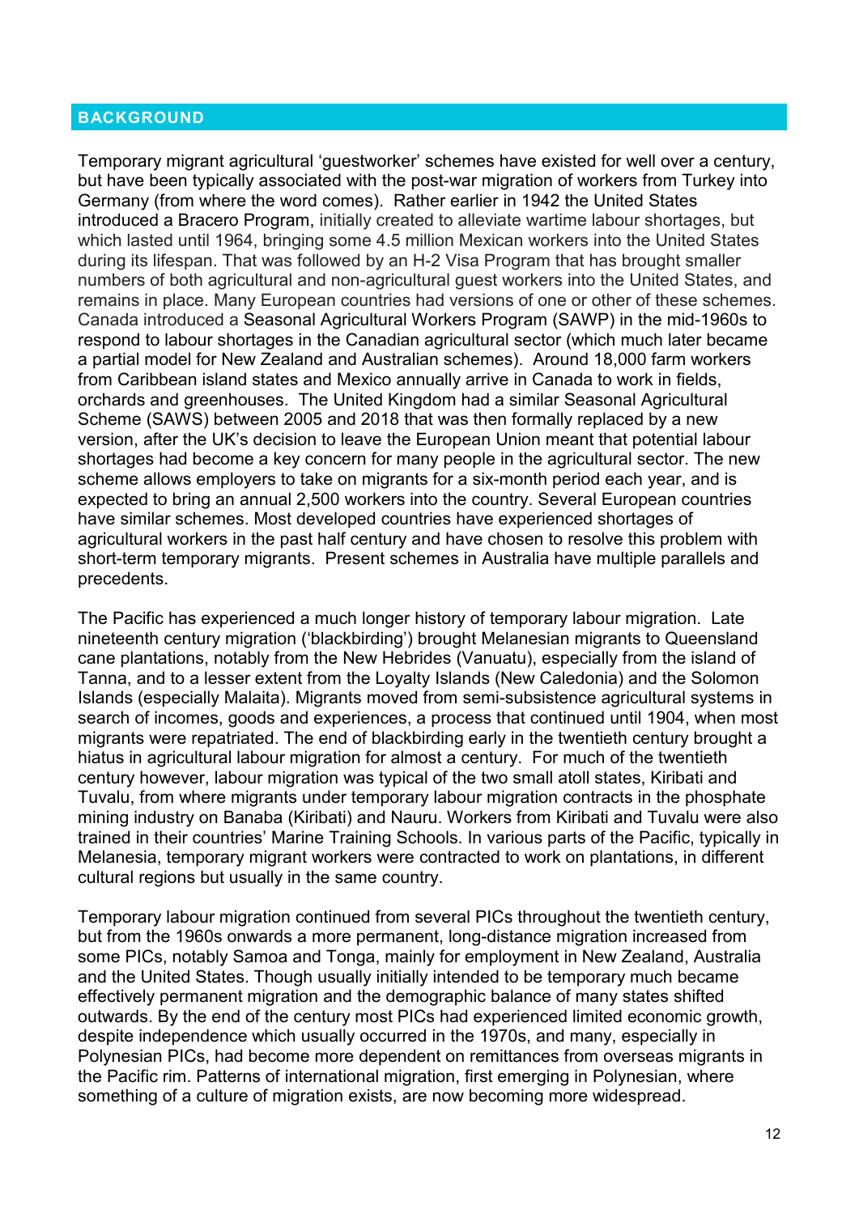## BACKGROUND

Temporary migrant agricultural 'guestworker' schemes have existed for well over a century, but have been typically associated with the post-war migration of workers from Turkey into Germany (from where the word comes). Rather earlier in 1942 the United States introduced a Bracero Program, initially created to alleviate wartime labour shortages, but which lasted until 1964, bringing some 4.5 million Mexican workers into the United States during its lifespan. That was followed by an H-2 Visa Program that has brought smaller numbers of both agricultural and non-agricultural guest workers into the United States, and remains in place. Many European countries had versions of one or other of these schemes. Canada introduced a Seasonal Agricultural Workers Program (SAWP) in the mid-1960s to respond to labour shortages in the Canadian agricultural sector (which much later became a partial model for New Zealand and Australian schemes). Around 18,000 farm workers from Caribbean island states and Mexico annually arrive in Canada to work in fields, orchards and greenhouses. The United Kingdom had a similar Seasonal Agricultural Scheme (SAWS) between 2005 and 2018 that was then formally replaced by a new version, after the UK's decision to leave the European Union meant that potential labour shortages had become a key concern for many people in the agricultural sector. The new scheme allows employers to take on migrants for a six-month period each year, and is expected to bring an annual 2,500 workers into the country. Several European countries have similar schemes. Most developed countries have experienced shortages of agricultural workers in the past half century and have chosen to resolve this problem with short-term temporary migrants. Present schemes in Australia have multiple parallels and precedents.

The Pacific has experienced a much longer history of temporary labour migration. Late nineteenth century migration ('blackbirding') brought Melanesian migrants to Queensland cane plantations, notably from the New Hebrides (Vanuatu), especially from the island of Tanna, and to a lesser extent from the Loyalty Islands (New Caledonia) and the Solomon Islands (especially Malaita). Migrants moved from semi-subsistence agricultural systems in search of incomes, goods and experiences, a process that continued until 1904, when most migrants were repatriated. The end of blackbirding early in the twentieth century brought a hiatus in agricultural labour migration for almost a century. For much of the twentieth century however, labour migration was typical of the two small atoll states, Kiribati and Tuvalu, from where migrants under temporary labour migration contracts in the phosphate mining industry on Banaba (Kiribati) and Nauru. Workers from Kiribati and Tuvalu were also trained in their countries' Marine Training Schools. In various parts of the Pacific, typically in Melanesia, temporary migrant workers were contracted to work on plantations, in different cultural regions but usually in the same country.

Temporary labour migration continued from several PICs throughout the twentieth century, but from the 1960s onwards a more permanent, long-distance migration increased from some PICs, notably Samoa and Tonga, mainly for employment in New Zealand, Australia and the United States. Though usually initially intended to be temporary much became effectively permanent migration and the demographic balance of many states shifted outwards. By the end of the century most PICs had experienced limited economic growth, despite independence which usually occurred in the 1970s, and many, especially in Polynesian PICs, had become more dependent on remittances from overseas migrants in the Pacific rim. Patterns of international migration, first emerging in Polynesian, where something of a culture of migration exists, are now becoming more widespread.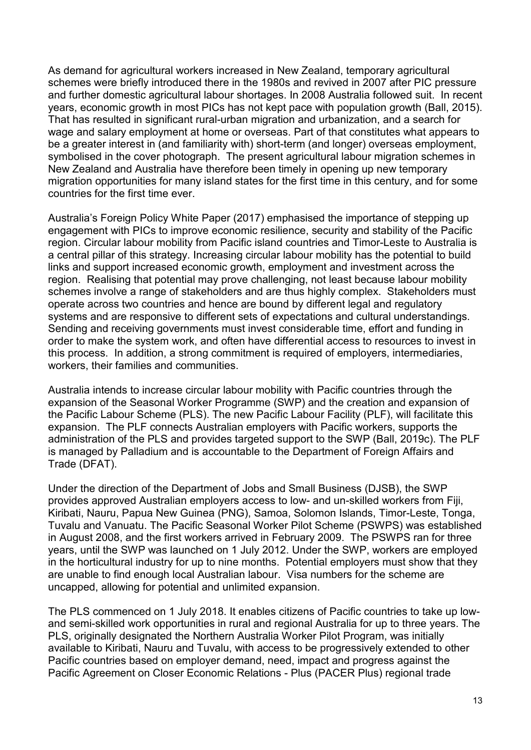As demand for agricultural workers increased in New Zealand, temporary agricultural schemes were briefly introduced there in the 1980s and revived in 2007 after PIC pressure and further domestic agricultural labour shortages. In 2008 Australia followed suit. In recent years, economic growth in most PICs has not kept pace with population growth (Ball, 2015). That has resulted in significant rural-urban migration and urbanization, and a search for wage and salary employment at home or overseas. Part of that constitutes what appears to be a greater interest in (and familiarity with) short-term (and longer) overseas employment, symbolised in the cover photograph. The present agricultural labour migration schemes in New Zealand and Australia have therefore been timely in opening up new temporary migration opportunities for many island states for the first time in this century, and for some countries for the first time ever.

Australia's Foreign Policy White Paper (2017) emphasised the importance of stepping up engagement with PICs to improve economic resilience, security and stability of the Pacific region. Circular labour mobility from Pacific island countries and Timor-Leste to Australia is a central pillar of this strategy. Increasing circular labour mobility has the potential to build links and support increased economic growth, employment and investment across the region. Realising that potential may prove challenging, not least because labour mobility schemes involve a range of stakeholders and are thus highly complex. Stakeholders must operate across two countries and hence are bound by different legal and regulatory systems and are responsive to different sets of expectations and cultural understandings. Sending and receiving governments must invest considerable time, effort and funding in order to make the system work, and often have differential access to resources to invest in this process. In addition, a strong commitment is required of employers, intermediaries, workers, their families and communities.

Australia intends to increase circular labour mobility with Pacific countries through the expansion of the Seasonal Worker Programme (SWP) and the creation and expansion of the Pacific Labour Scheme (PLS). The new Pacific Labour Facility (PLF), will facilitate this expansion. The PLF connects Australian employers with Pacific workers, supports the administration of the PLS and provides targeted support to the SWP (Ball, 2019c). The PLF is managed by Palladium and is accountable to the Department of Foreign Affairs and Trade (DFAT).

Under the direction of the Department of Jobs and Small Business (DJSB), the SWP provides approved Australian employers access to low- and un-skilled workers from Fiji, Kiribati, Nauru, Papua New Guinea (PNG), Samoa, Solomon Islands, Timor-Leste, Tonga, Tuvalu and Vanuatu. The Pacific Seasonal Worker Pilot Scheme (PSWPS) was established in August 2008, and the first workers arrived in February 2009. The PSWPS ran for three years, until the SWP was launched on 1 July 2012. Under the SWP, workers are employed in the horticultural industry for up to nine months. Potential employers must show that they are unable to find enough local Australian labour. Visa numbers for the scheme are uncapped, allowing for potential and unlimited expansion.

The PLS commenced on 1 July 2018. It enables citizens of Pacific countries to take up low- and semi-skilled work opportunities in rural and regional Australia for up to three years. The PLS, originally designated the Northern Australia Worker Pilot Program, was initially available to Kiribati, Nauru and Tuvalu, with access to be progressively extended to other Pacific countries based on employer demand, need, impact and progress against the Pacific Agreement on Closer Economic Relations - Plus (PACER Plus) regional trade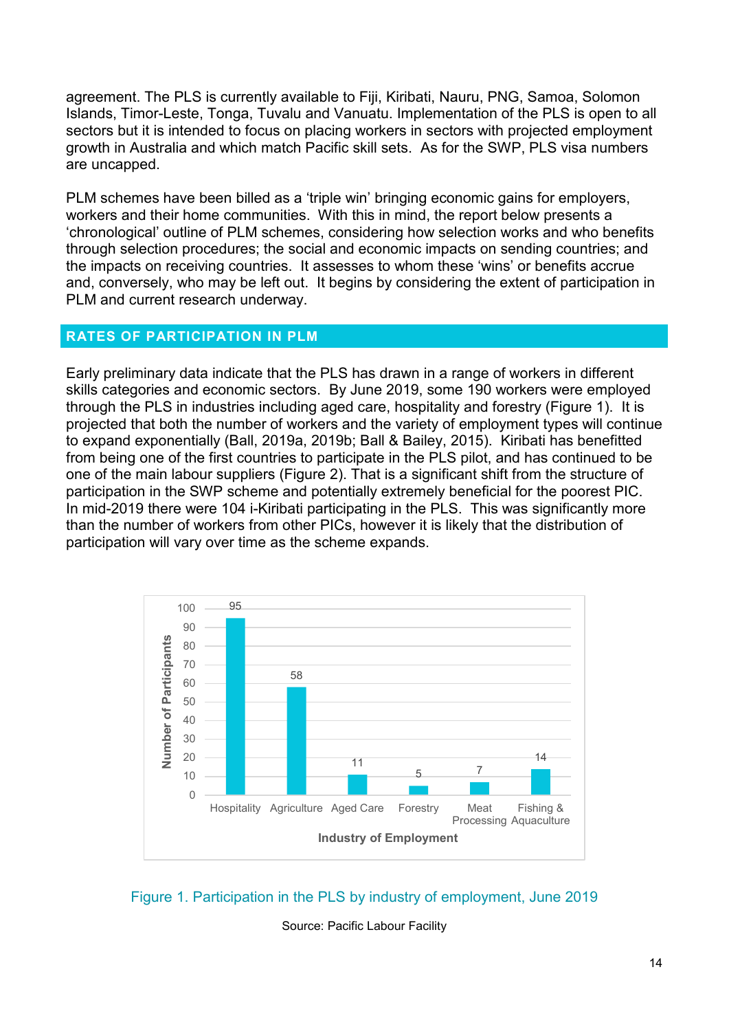agreement. The PLS is currently available to Fiji, Kiribati, Nauru, PNG, Samoa, Solomon Islands, Timor-Leste, Tonga, Tuvalu and Vanuatu. Implementation of the PLS is open to all sectors but it is intended to focus on placing workers in sectors with projected employment growth in Australia and which match Pacific skill sets. As for the SWP, PLS visa numbers are uncapped.

PLM schemes have been billed as a 'triple win' bringing economic gains for employers, workers and their home communities. With this in mind, the report below presents a 'chronological' outline of PLM schemes, considering how selection works and who benefits through selection procedures; the social and economic impacts on sending countries; and the impacts on receiving countries. It assesses to whom these 'wins' or benefits accrue and, conversely, who may be left out. It begins by considering the extent of participation in PLM and current research underway.

## RATES OF PARTICIPATION IN PLM

Early preliminary data indicate that the PLS has drawn in a range of workers in different skills categories and economic sectors. By June 2019, some 190 workers were employed through the PLS in industries including aged care, hospitality and forestry (Figure 1). It is projected that both the number of workers and the variety of employment types will continue to expand exponentially (Ball, 2019a, 2019b; Ball & Bailey, 2015). Kiribati has benefitted from being one of the first countries to participate in the PLS pilot, and has continued to be one of the main labour suppliers (Figure 2). That is a significant shift from the structure of participation in the SWP scheme and potentially extremely beneficial for the poorest PIC. In mid-2019 there were 104 i-Kiribati participating in the PLS. This was significantly more than the number of workers from other PICs, however it is likely that the distribution of participation will vary over time as the scheme expands.

| Industry of Employment | Number of Participants |
|---|---|
| Hospitality | 95 |
| Agriculture | 58 |
| Aged Care | 11 |
| Forestry | 5 |
| Meat Processing | 7 |
| Fishing & Aquaculture | 14 |

Figure 1. Participation in the PLS by industry of employment, June 2019

Source: Pacific Labour Facility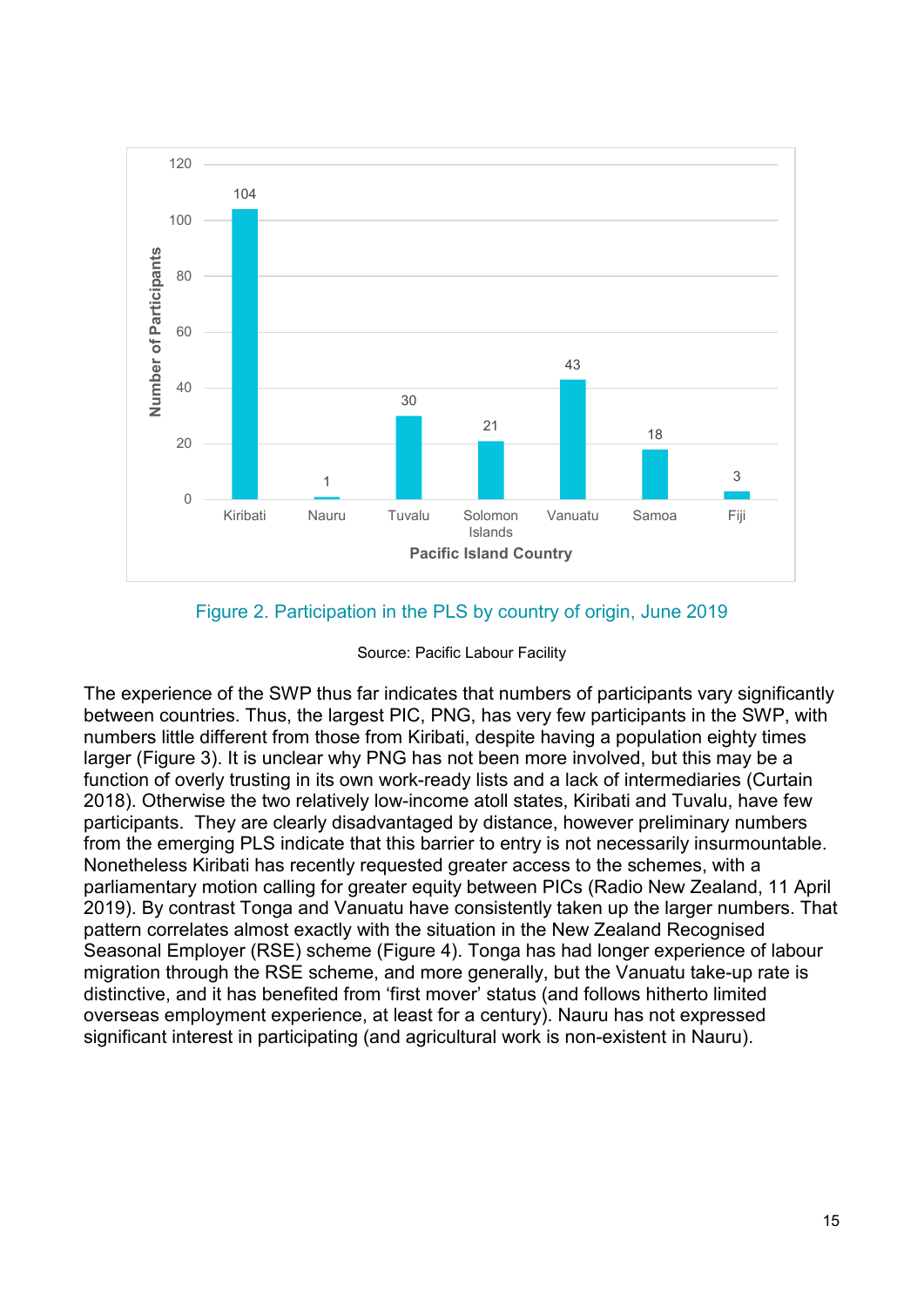Figure 2. Participation in the PLS by country of origin, June 2019

Source: Pacific Labour Facility

The experience of the SWP thus far indicates that numbers of participants vary significantly between countries. Thus, the largest PIC, PNG, has very few participants in the SWP, with numbers little different from those from Kiribati, despite having a population eighty times larger (Figure 3). It is unclear why PNG has not been more involved, but this may be a function of overly trusting in its own work-ready lists and a lack of intermediaries (Curtain 2018). Otherwise the two relatively low-income atoll states, Kiribati and Tuvalu, have few participants. They are clearly disadvantaged by distance, however preliminary numbers from the emerging PLS indicate that this barrier to entry is not necessarily insurmountable. Nonetheless Kiribati has recently requested greater access to the schemes, with a parliamentary motion calling for greater equity between PICs (Radio New Zealand, 11 April 2019). By contrast Tonga and Vanuatu have consistently taken up the larger numbers. That pattern correlates almost exactly with the situation in the New Zealand Recognised Seasonal Employer (RSE) scheme (Figure 4). Tonga has had longer experience of labour migration through the RSE scheme, and more generally, but the Vanuatu take-up rate is distinctive, and it has benefited from 'first mover' status (and follows hitherto limited overseas employment experience, at least for a century). Nauru has not expressed significant interest in participating (and agricultural work is non-existent in Nauru).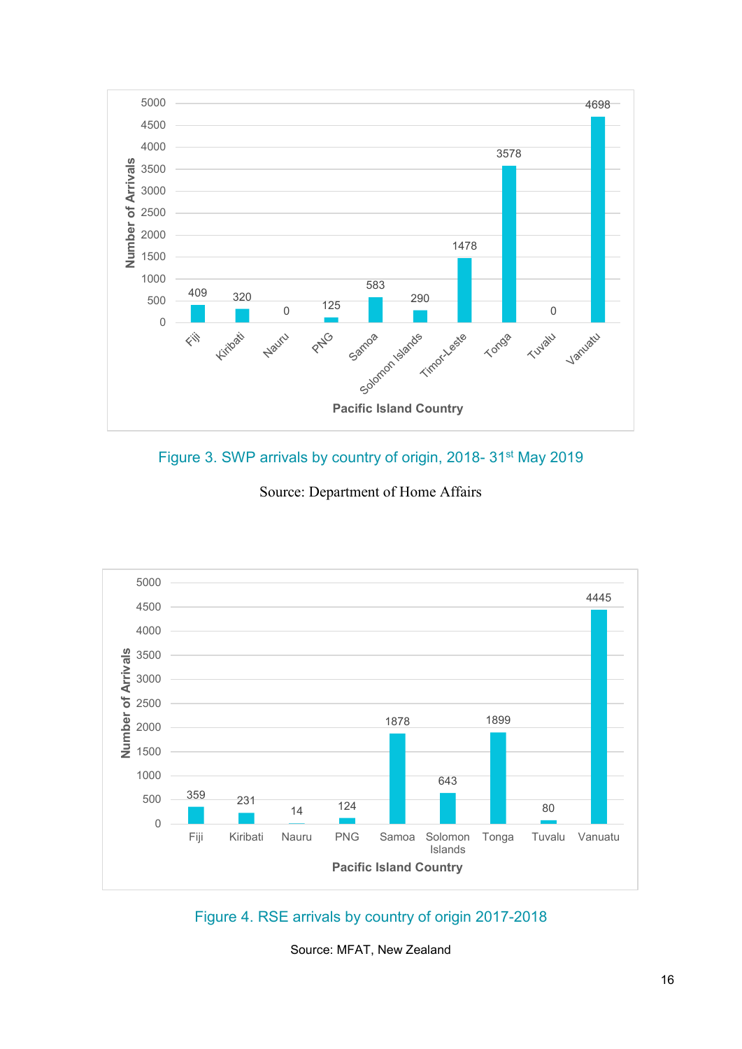| Pacific Island Country | Number of Arrivals |
|---|---|
| Fiji | 409 |
| Kiribati | 320 |
| Nauru | 0 |
| PNG | 125 |
| Samoa | 583 |
| Solomon Islands | 290 |
| Timor-Leste | 1478 |
| Tonga | 3578 |
| Tuvalu | 0 |
| Vanuatu | 4698 |

Figure 3. SWP arrivals by country of origin, 2018- 31st May 2019

Source: Department of Home Affairs

| Pacific Island Country | Number of Arrivals |
|---|---|
| Fiji | 359 |
| Kiribati | 231 |
| Nauru | 14 |
| PNG | 124 |
| Samoa | 1878 |
| Solomon Islands | 643 |
| Tonga | 1899 |
| Tuvalu | 80 |
| Vanuatu | 4445 |

Figure 4. RSE arrivals by country of origin 2017-2018

Source: MFAT, New Zealand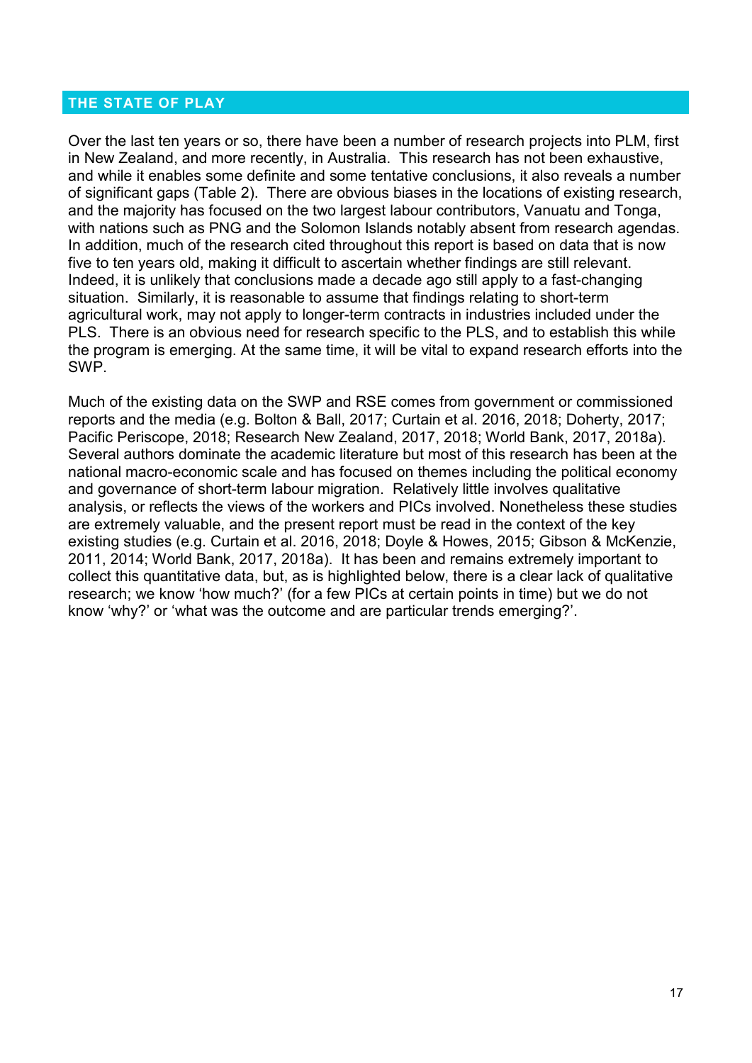## THE STATE OF PLAY

Over the last ten years or so, there have been a number of research projects into PLM, first in New Zealand, and more recently, in Australia. This research has not been exhaustive, and while it enables some definite and some tentative conclusions, it also reveals a number of significant gaps (Table 2). There are obvious biases in the locations of existing research, and the majority has focused on the two largest labour contributors, Vanuatu and Tonga, with nations such as PNG and the Solomon Islands notably absent from research agendas. In addition, much of the research cited throughout this report is based on data that is now five to ten years old, making it difficult to ascertain whether findings are still relevant. Indeed, it is unlikely that conclusions made a decade ago still apply to a fast-changing situation. Similarly, it is reasonable to assume that findings relating to short-term agricultural work, may not apply to longer-term contracts in industries included under the PLS. There is an obvious need for research specific to the PLS, and to establish this while the program is emerging. At the same time, it will be vital to expand research efforts into the SWP.

Much of the existing data on the SWP and RSE comes from government or commissioned reports and the media (e.g. Bolton & Ball, 2017; Curtain et al. 2016, 2018; Doherty, 2017; Pacific Periscope, 2018; Research New Zealand, 2017, 2018; World Bank, 2017, 2018a). Several authors dominate the academic literature but most of this research has been at the national macro-economic scale and has focused on themes including the political economy and governance of short-term labour migration. Relatively little involves qualitative analysis, or reflects the views of the workers and PICs involved. Nonetheless these studies are extremely valuable, and the present report must be read in the context of the key existing studies (e.g. Curtain et al. 2016, 2018; Doyle & Howes, 2015; Gibson & McKenzie, 2011, 2014; World Bank, 2017, 2018a). It has been and remains extremely important to collect this quantitative data, but, as is highlighted below, there is a clear lack of qualitative research; we know 'how much?' (for a few PICs at certain points in time) but we do not know 'why?' or 'what was the outcome and are particular trends emerging?'.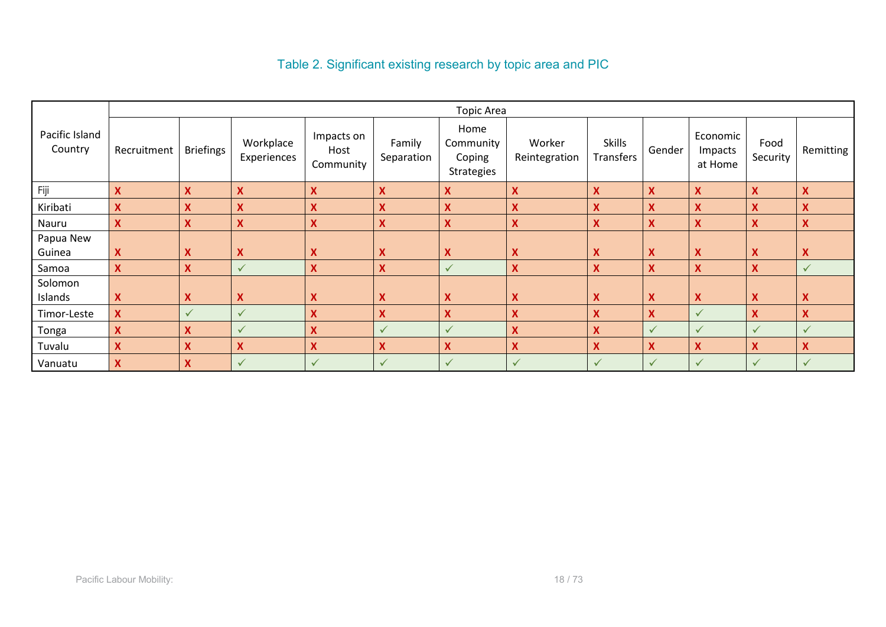Table 2. Significant existing research by topic area and PIC

| Pacific Island Country | Topic Area | | | | | | | | | | | |
|---|---|---|---|---|---|---|---|---|---|---|---|---|
| | Recruitment | Briefings | Workplace Experiences | Impacts on Host Community | Family Separation | Home Community Coping Strategies | Worker Reintegration | Skills Transfers | Gender | Economic Impacts at Home | Food Security | Remitting |
| Fiji | X | X | X | X | X | X | X | X | X | X | X | X |
| Kiribati | X | X | X | X | X | X | X | X | X | X | X | X |
| Nauru | X | X | X | X | X | X | X | X | X | X | X | X |
| Papua New Guinea | X | X | X | X | X | X | X | X | X | X | X | X |
| Samoa | X | X | ✓ | X | X | ✓ | X | X | X | X | X | ✓ |
| Solomon Islands | X | X | X | X | X | X | X | X | X | X | X | X |
| Timor-Leste | X | ✓ | ✓ | X | X | X | X | X | X | ✓ | X | X |
| Tonga | X | X | ✓ | X | ✓ | ✓ | X | X | ✓ | ✓ | ✓ | ✓ |
| Tuvalu | X | X | X | X | X | X | X | X | X | X | X | X |
| Vanuatu | X | X | ✓ | ✓ | ✓ | ✓ | ✓ | ✓ | ✓ | ✓ | ✓ | ✓ |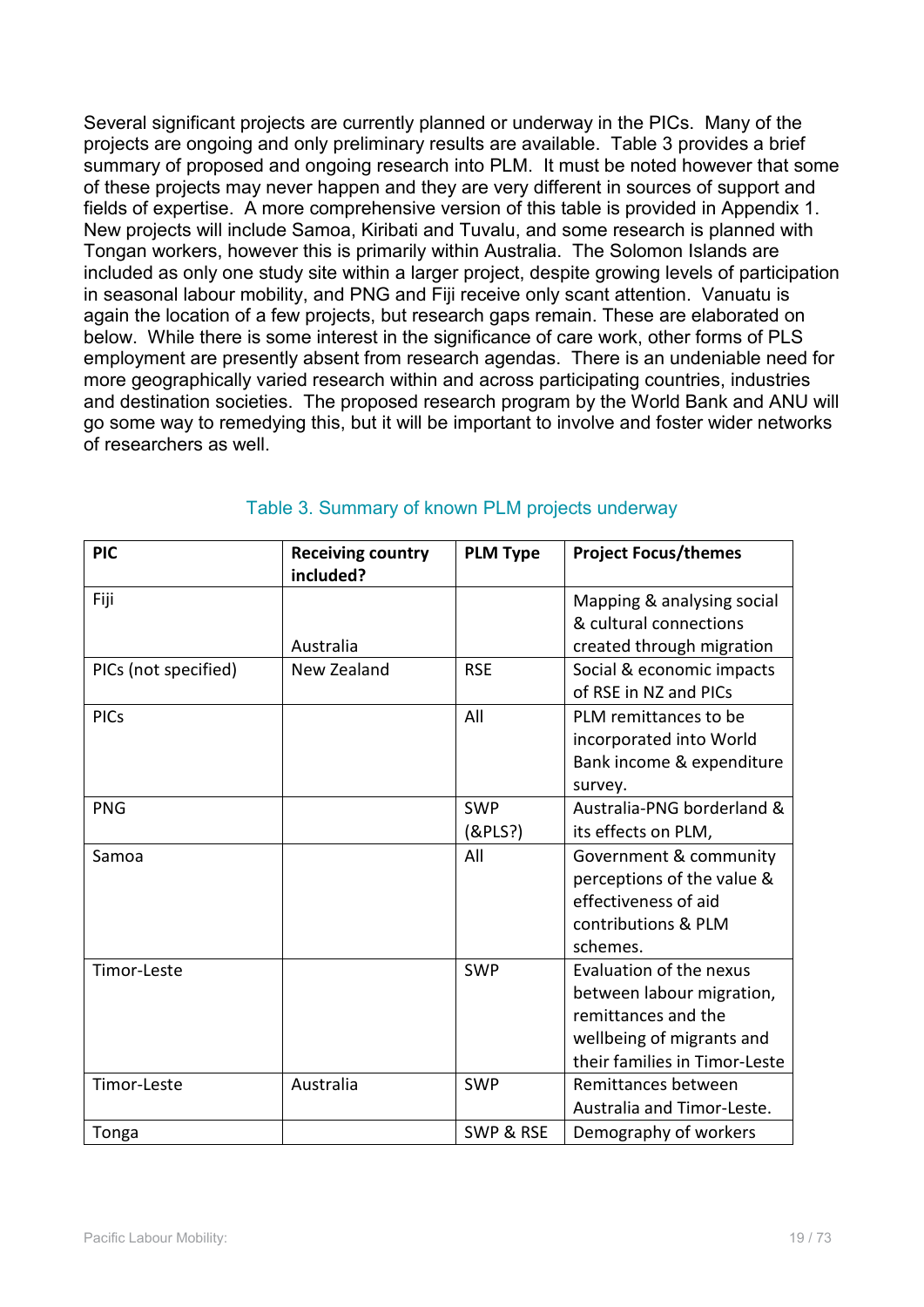Several significant projects are currently planned or underway in the PICs. Many of the projects are ongoing and only preliminary results are available. Table 3 provides a brief summary of proposed and ongoing research into PLM. It must be noted however that some of these projects may never happen and they are very different in sources of support and fields of expertise. A more comprehensive version of this table is provided in Appendix 1. New projects will include Samoa, Kiribati and Tuvalu, and some research is planned with Tongan workers, however this is primarily within Australia. The Solomon Islands are included as only one study site within a larger project, despite growing levels of participation in seasonal labour mobility, and PNG and Fiji receive only scant attention. Vanuatu is again the location of a few projects, but research gaps remain. These are elaborated on below. While there is some interest in the significance of care work, other forms of PLS employment are presently absent from research agendas. There is an undeniable need for more geographically varied research within and across participating countries, industries and destination societies. The proposed research program by the World Bank and ANU will go some way to remedying this, but it will be important to involve and foster wider networks of researchers as well.

Table 3. Summary of known PLM projects underway

| PIC | Receiving country included? | PLM Type | Project Focus/themes |
|---|---|---|---|
| Fiji | Australia | | Mapping & analysing social & cultural connections created through migration |
| PICs (not specified) | New Zealand | RSE | Social & economic impacts of RSE in NZ and PICs |
| PICs | | All | PLM remittances to be incorporated into World Bank income & expenditure survey. |
| PNG | | SWP (&PLS?) | Australia-PNG borderland & its effects on PLM, |
| Samoa | | All | Government & community perceptions of the value & effectiveness of aid contributions & PLM schemes. |
| Timor-Leste | | SWP | Evaluation of the nexus between labour migration, remittances and the wellbeing of migrants and their families in Timor-Leste |
| Timor-Leste | Australia | SWP | Remittances between Australia and Timor-Leste. |
| Tonga | | SWP & RSE | Demography of workers |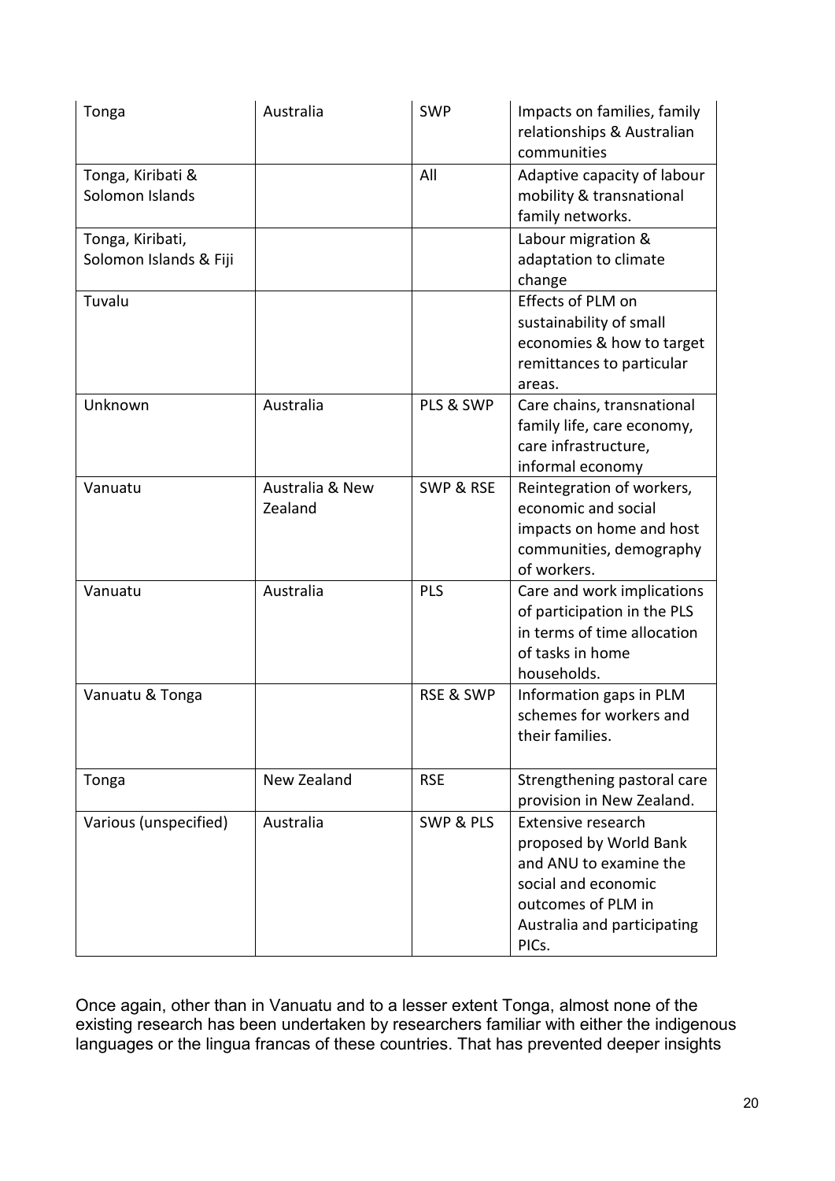| Tonga | Australia | SWP | Impacts on families, family relationships & Australian communities |
|---|---|---|---|
| Tonga, Kiribati & Solomon Islands | | All | Adaptive capacity of labour mobility & transnational family networks. |
| Tonga, Kiribati, Solomon Islands & Fiji | | | Labour migration & adaptation to climate change |
| Tuvalu | | | Effects of PLM on sustainability of small economies & how to target remittances to particular areas. |
| Unknown | Australia | PLS & SWP | Care chains, transnational family life, care economy, care infrastructure, informal economy |
| Vanuatu | Australia & New Zealand | SWP & RSE | Reintegration of workers, economic and social impacts on home and host communities, demography of workers. |
| Vanuatu | Australia | PLS | Care and work implications of participation in the PLS in terms of time allocation of tasks in home households. |
| Vanuatu & Tonga | | RSE & SWP | Information gaps in PLM schemes for workers and their families. |
| Tonga | New Zealand | RSE | Strengthening pastoral care provision in New Zealand. |
| Various (unspecified) | Australia | SWP & PLS | Extensive research proposed by World Bank and ANU to examine the social and economic outcomes of PLM in Australia and participating PICs. |

Once again, other than in Vanuatu and to a lesser extent Tonga, almost none of the existing research has been undertaken by researchers familiar with either the indigenous languages or the lingua francas of these countries. That has prevented deeper insights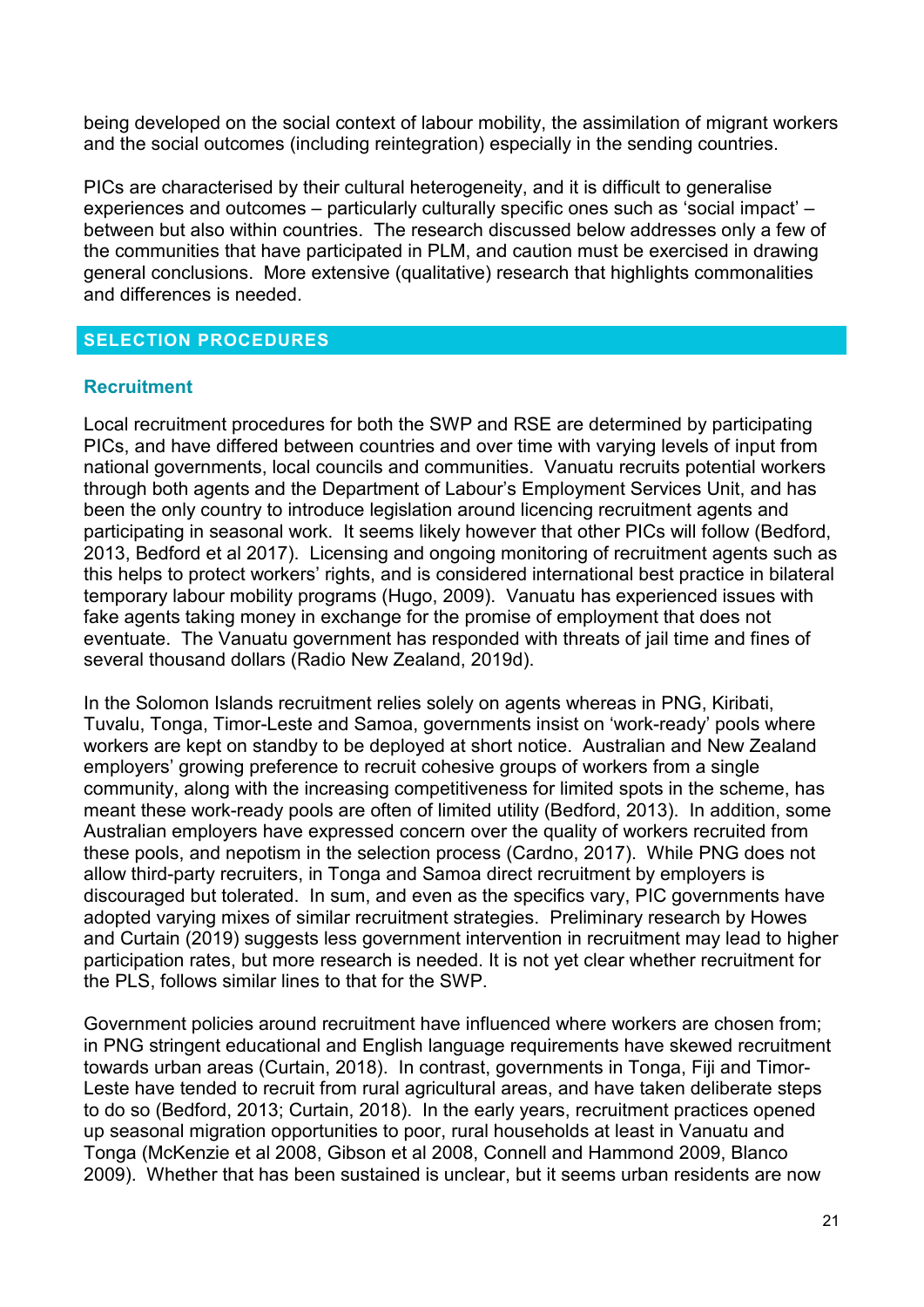being developed on the social context of labour mobility, the assimilation of migrant workers and the social outcomes (including reintegration) especially in the sending countries.

PICs are characterised by their cultural heterogeneity, and it is difficult to generalise experiences and outcomes – particularly culturally specific ones such as 'social impact' – between but also within countries. The research discussed below addresses only a few of the communities that have participated in PLM, and caution must be exercised in drawing general conclusions. More extensive (qualitative) research that highlights commonalities and differences is needed.

## SELECTION PROCEDURES

### Recruitment

Local recruitment procedures for both the SWP and RSE are determined by participating PICs, and have differed between countries and over time with varying levels of input from national governments, local councils and communities. Vanuatu recruits potential workers through both agents and the Department of Labour's Employment Services Unit, and has been the only country to introduce legislation around licencing recruitment agents and participating in seasonal work. It seems likely however that other PICs will follow (Bedford, 2013, Bedford et al 2017). Licensing and ongoing monitoring of recruitment agents such as this helps to protect workers' rights, and is considered international best practice in bilateral temporary labour mobility programs (Hugo, 2009). Vanuatu has experienced issues with fake agents taking money in exchange for the promise of employment that does not eventuate. The Vanuatu government has responded with threats of jail time and fines of several thousand dollars (Radio New Zealand, 2019d).

In the Solomon Islands recruitment relies solely on agents whereas in PNG, Kiribati, Tuvalu, Tonga, Timor-Leste and Samoa, governments insist on 'work-ready' pools where workers are kept on standby to be deployed at short notice. Australian and New Zealand employers' growing preference to recruit cohesive groups of workers from a single community, along with the increasing competitiveness for limited spots in the scheme, has meant these work-ready pools are often of limited utility (Bedford, 2013). In addition, some Australian employers have expressed concern over the quality of workers recruited from these pools, and nepotism in the selection process (Cardno, 2017). While PNG does not allow third-party recruiters, in Tonga and Samoa direct recruitment by employers is discouraged but tolerated. In sum, and even as the specifics vary, PIC governments have adopted varying mixes of similar recruitment strategies. Preliminary research by Howes and Curtain (2019) suggests less government intervention in recruitment may lead to higher participation rates, but more research is needed. It is not yet clear whether recruitment for the PLS, follows similar lines to that for the SWP.

Government policies around recruitment have influenced where workers are chosen from; in PNG stringent educational and English language requirements have skewed recruitment towards urban areas (Curtain, 2018). In contrast, governments in Tonga, Fiji and Timor-Leste have tended to recruit from rural agricultural areas, and have taken deliberate steps to do so (Bedford, 2013; Curtain, 2018). In the early years, recruitment practices opened up seasonal migration opportunities to poor, rural households at least in Vanuatu and Tonga (McKenzie et al 2008, Gibson et al 2008, Connell and Hammond 2009, Blanco 2009). Whether that has been sustained is unclear, but it seems urban residents are now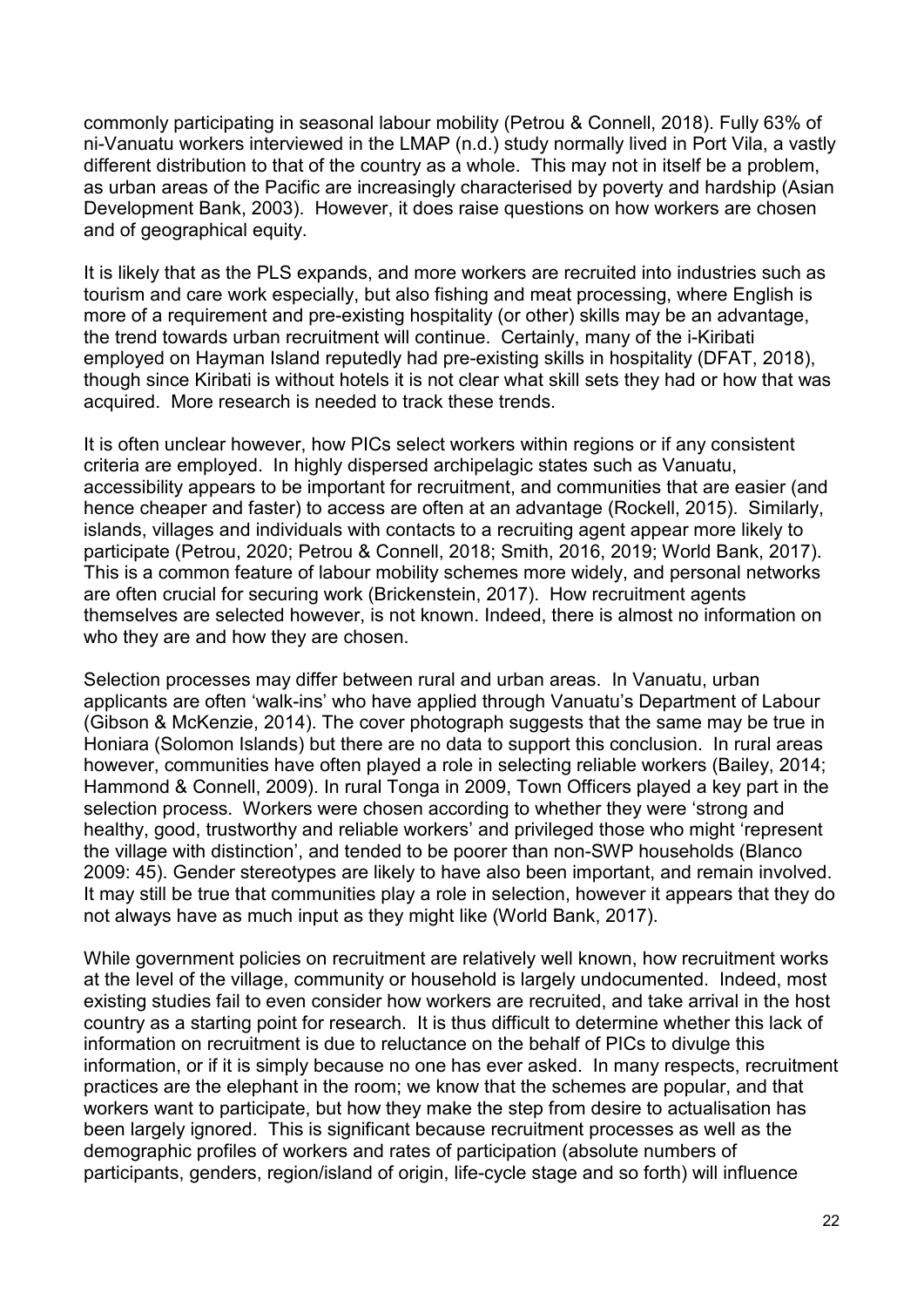commonly participating in seasonal labour mobility (Petrou & Connell, 2018). Fully 63% of ni-Vanuatu workers interviewed in the LMAP (n.d.) study normally lived in Port Vila, a vastly different distribution to that of the country as a whole. This may not in itself be a problem, as urban areas of the Pacific are increasingly characterised by poverty and hardship (Asian Development Bank, 2003). However, it does raise questions on how workers are chosen and of geographical equity.

It is likely that as the PLS expands, and more workers are recruited into industries such as tourism and care work especially, but also fishing and meat processing, where English is more of a requirement and pre-existing hospitality (or other) skills may be an advantage, the trend towards urban recruitment will continue. Certainly, many of the i-Kiribati employed on Hayman Island reputedly had pre-existing skills in hospitality (DFAT, 2018), though since Kiribati is without hotels it is not clear what skill sets they had or how that was acquired. More research is needed to track these trends.

It is often unclear however, how PICs select workers within regions or if any consistent criteria are employed. In highly dispersed archipelagic states such as Vanuatu, accessibility appears to be important for recruitment, and communities that are easier (and hence cheaper and faster) to access are often at an advantage (Rockell, 2015). Similarly, islands, villages and individuals with contacts to a recruiting agent appear more likely to participate (Petrou, 2020; Petrou & Connell, 2018; Smith, 2016, 2019; World Bank, 2017). This is a common feature of labour mobility schemes more widely, and personal networks are often crucial for securing work (Brickenstein, 2017). How recruitment agents themselves are selected however, is not known. Indeed, there is almost no information on who they are and how they are chosen.

Selection processes may differ between rural and urban areas. In Vanuatu, urban applicants are often 'walk-ins' who have applied through Vanuatu's Department of Labour (Gibson & McKenzie, 2014). The cover photograph suggests that the same may be true in Honiara (Solomon Islands) but there are no data to support this conclusion. In rural areas however, communities have often played a role in selecting reliable workers (Bailey, 2014; Hammond & Connell, 2009). In rural Tonga in 2009, Town Officers played a key part in the selection process. Workers were chosen according to whether they were 'strong and healthy, good, trustworthy and reliable workers' and privileged those who might 'represent the village with distinction', and tended to be poorer than non-SWP households (Blanco 2009: 45). Gender stereotypes are likely to have also been important, and remain involved. It may still be true that communities play a role in selection, however it appears that they do not always have as much input as they might like (World Bank, 2017).

While government policies on recruitment are relatively well known, how recruitment works at the level of the village, community or household is largely undocumented. Indeed, most existing studies fail to even consider how workers are recruited, and take arrival in the host country as a starting point for research. It is thus difficult to determine whether this lack of information on recruitment is due to reluctance on the behalf of PICs to divulge this information, or if it is simply because no one has ever asked. In many respects, recruitment practices are the elephant in the room; we know that the schemes are popular, and that workers want to participate, but how they make the step from desire to actualisation has been largely ignored. This is significant because recruitment processes as well as the demographic profiles of workers and rates of participation (absolute numbers of participants, genders, region/island of origin, life-cycle stage and so forth) will influence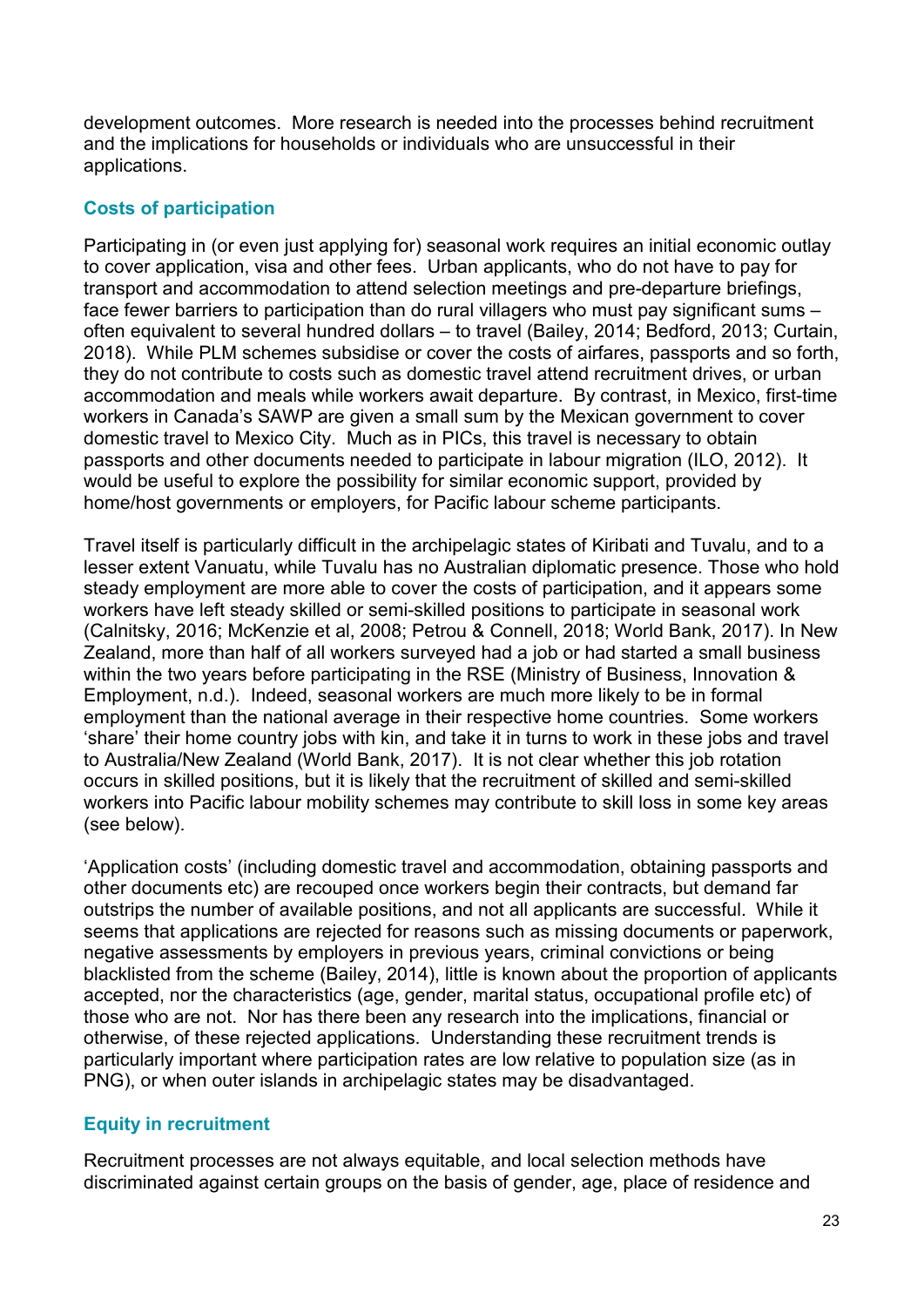development outcomes. More research is needed into the processes behind recruitment and the implications for households or individuals who are unsuccessful in their applications.

### Costs of participation

Participating in (or even just applying for) seasonal work requires an initial economic outlay to cover application, visa and other fees. Urban applicants, who do not have to pay for transport and accommodation to attend selection meetings and pre-departure briefings, face fewer barriers to participation than do rural villagers who must pay significant sums – often equivalent to several hundred dollars – to travel (Bailey, 2014; Bedford, 2013; Curtain, 2018). While PLM schemes subsidise or cover the costs of airfares, passports and so forth, they do not contribute to costs such as domestic travel attend recruitment drives, or urban accommodation and meals while workers await departure. By contrast, in Mexico, first-time workers in Canada's SAWP are given a small sum by the Mexican government to cover domestic travel to Mexico City. Much as in PICs, this travel is necessary to obtain passports and other documents needed to participate in labour migration (ILO, 2012). It would be useful to explore the possibility for similar economic support, provided by home/host governments or employers, for Pacific labour scheme participants.

Travel itself is particularly difficult in the archipelagic states of Kiribati and Tuvalu, and to a lesser extent Vanuatu, while Tuvalu has no Australian diplomatic presence. Those who hold steady employment are more able to cover the costs of participation, and it appears some workers have left steady skilled or semi-skilled positions to participate in seasonal work (Calnitsky, 2016; McKenzie et al, 2008; Petrou & Connell, 2018; World Bank, 2017). In New Zealand, more than half of all workers surveyed had a job or had started a small business within the two years before participating in the RSE (Ministry of Business, Innovation & Employment, n.d.). Indeed, seasonal workers are much more likely to be in formal employment than the national average in their respective home countries. Some workers 'share' their home country jobs with kin, and take it in turns to work in these jobs and travel to Australia/New Zealand (World Bank, 2017). It is not clear whether this job rotation occurs in skilled positions, but it is likely that the recruitment of skilled and semi-skilled workers into Pacific labour mobility schemes may contribute to skill loss in some key areas (see below).

'Application costs' (including domestic travel and accommodation, obtaining passports and other documents etc) are recouped once workers begin their contracts, but demand far outstrips the number of available positions, and not all applicants are successful. While it seems that applications are rejected for reasons such as missing documents or paperwork, negative assessments by employers in previous years, criminal convictions or being blacklisted from the scheme (Bailey, 2014), little is known about the proportion of applicants accepted, nor the characteristics (age, gender, marital status, occupational profile etc) of those who are not. Nor has there been any research into the implications, financial or otherwise, of these rejected applications. Understanding these recruitment trends is particularly important where participation rates are low relative to population size (as in PNG), or when outer islands in archipelagic states may be disadvantaged.

### Equity in recruitment

Recruitment processes are not always equitable, and local selection methods have discriminated against certain groups on the basis of gender, age, place of residence and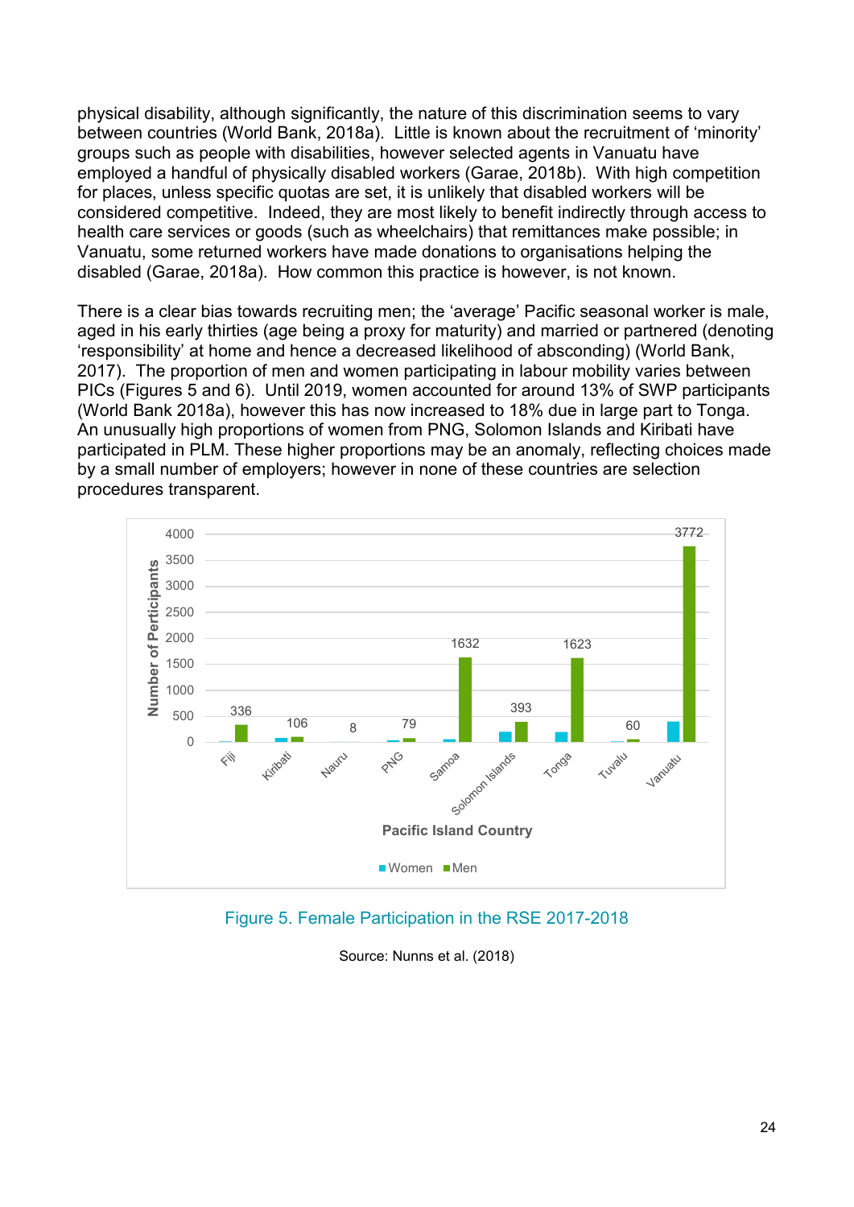physical disability, although significantly, the nature of this discrimination seems to vary between countries (World Bank, 2018a). Little is known about the recruitment of 'minority' groups such as people with disabilities, however selected agents in Vanuatu have employed a handful of physically disabled workers (Garae, 2018b). With high competition for places, unless specific quotas are set, it is unlikely that disabled workers will be considered competitive. Indeed, they are most likely to benefit indirectly through access to health care services or goods (such as wheelchairs) that remittances make possible; in Vanuatu, some returned workers have made donations to organisations helping the disabled (Garae, 2018a). How common this practice is however, is not known.

There is a clear bias towards recruiting men; the 'average' Pacific seasonal worker is male, aged in his early thirties (age being a proxy for maturity) and married or partnered (denoting 'responsibility' at home and hence a decreased likelihood of absconding) (World Bank, 2017). The proportion of men and women participating in labour mobility varies between PICs (Figures 5 and 6). Until 2019, women accounted for around 13% of SWP participants (World Bank 2018a), however this has now increased to 18% due in large part to Tonga. An unusually high proportions of women from PNG, Solomon Islands and Kiribati have participated in PLM. These higher proportions may be an anomaly, reflecting choices made by a small number of employers; however in none of these countries are selection procedures transparent.

Figure 5. Female Participation in the RSE 2017-2018

Source: Nunns et al. (2018)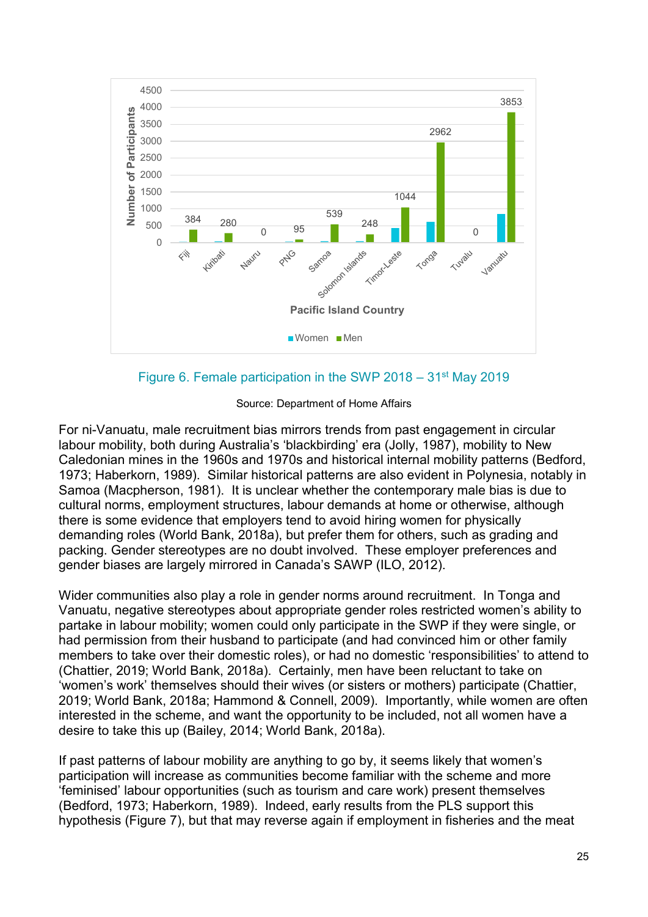Figure 6. Female participation in the SWP 2018 – 31st May 2019

Source: Department of Home Affairs

For ni-Vanuatu, male recruitment bias mirrors trends from past engagement in circular labour mobility, both during Australia's 'blackbirding' era (Jolly, 1987), mobility to New Caledonian mines in the 1960s and 1970s and historical internal mobility patterns (Bedford, 1973; Haberkorn, 1989). Similar historical patterns are also evident in Polynesia, notably in Samoa (Macpherson, 1981). It is unclear whether the contemporary male bias is due to cultural norms, employment structures, labour demands at home or otherwise, although there is some evidence that employers tend to avoid hiring women for physically demanding roles (World Bank, 2018a), but prefer them for others, such as grading and packing. Gender stereotypes are no doubt involved. These employer preferences and gender biases are largely mirrored in Canada's SAWP (ILO, 2012).

Wider communities also play a role in gender norms around recruitment. In Tonga and Vanuatu, negative stereotypes about appropriate gender roles restricted women's ability to partake in labour mobility; women could only participate in the SWP if they were single, or had permission from their husband to participate (and had convinced him or other family members to take over their domestic roles), or had no domestic 'responsibilities' to attend to (Chattier, 2019; World Bank, 2018a). Certainly, men have been reluctant to take on 'women's work' themselves should their wives (or sisters or mothers) participate (Chattier, 2019; World Bank, 2018a; Hammond & Connell, 2009). Importantly, while women are often interested in the scheme, and want the opportunity to be included, not all women have a desire to take this up (Bailey, 2014; World Bank, 2018a).

If past patterns of labour mobility are anything to go by, it seems likely that women's participation will increase as communities become familiar with the scheme and more 'feminised' labour opportunities (such as tourism and care work) present themselves (Bedford, 1973; Haberkorn, 1989). Indeed, early results from the PLS support this hypothesis (Figure 7), but that may reverse again if employment in fisheries and the meat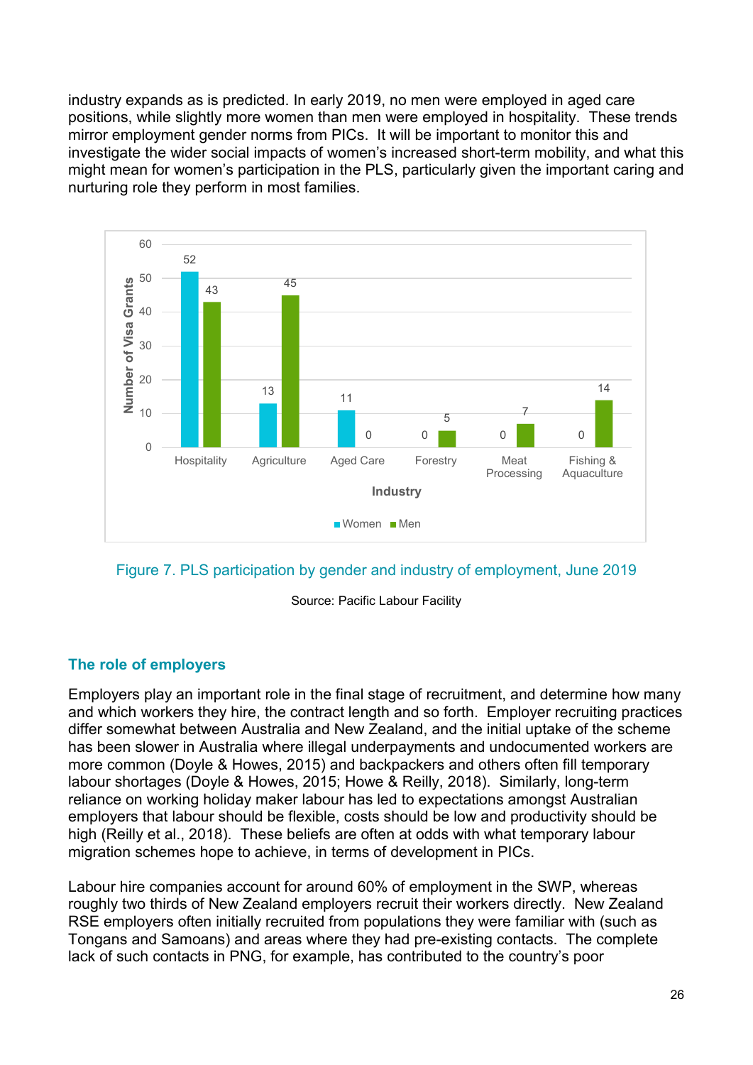industry expands as is predicted. In early 2019, no men were employed in aged care positions, while slightly more women than men were employed in hospitality. These trends mirror employment gender norms from PICs. It will be important to monitor this and investigate the wider social impacts of women's increased short-term mobility, and what this might mean for women's participation in the PLS, particularly given the important caring and nurturing role they perform in most families.

| Industry | Women | Men |
|---|---|---|
| Hospitality | 52 | 43 |
| Agriculture | 13 | 45 |
| Aged Care | 11 | 0 |
| Forestry | 0 | 5 |
| Meat Processing | 0 | 7 |
| Fishing & Aquaculture | 0 | 14 |

Figure 7. PLS participation by gender and industry of employment, June 2019

Source: Pacific Labour Facility

## The role of employers

Employers play an important role in the final stage of recruitment, and determine how many and which workers they hire, the contract length and so forth. Employer recruiting practices differ somewhat between Australia and New Zealand, and the initial uptake of the scheme has been slower in Australia where illegal underpayments and undocumented workers are more common (Doyle & Howes, 2015) and backpackers and others often fill temporary labour shortages (Doyle & Howes, 2015; Howe & Reilly, 2018). Similarly, long-term reliance on working holiday maker labour has led to expectations amongst Australian employers that labour should be flexible, costs should be low and productivity should be high (Reilly et al., 2018). These beliefs are often at odds with what temporary labour migration schemes hope to achieve, in terms of development in PICs.

Labour hire companies account for around 60% of employment in the SWP, whereas roughly two thirds of New Zealand employers recruit their workers directly. New Zealand RSE employers often initially recruited from populations they were familiar with (such as Tongans and Samoans) and areas where they had pre-existing contacts. The complete lack of such contacts in PNG, for example, has contributed to the country's poor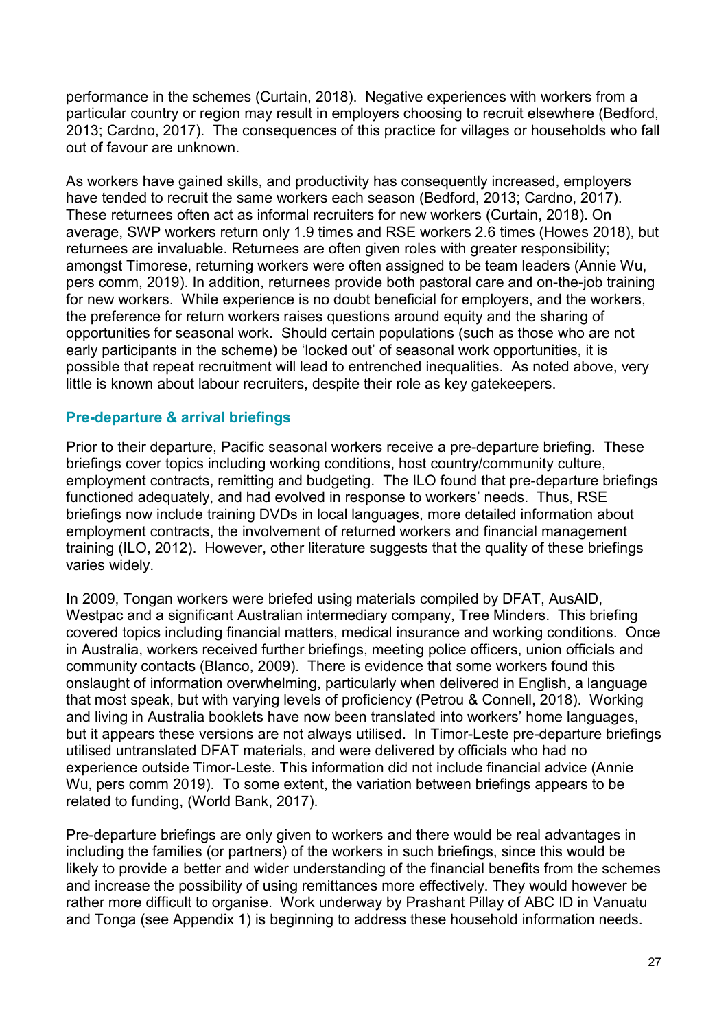performance in the schemes (Curtain, 2018). Negative experiences with workers from a particular country or region may result in employers choosing to recruit elsewhere (Bedford, 2013; Cardno, 2017). The consequences of this practice for villages or households who fall out of favour are unknown.

As workers have gained skills, and productivity has consequently increased, employers have tended to recruit the same workers each season (Bedford, 2013; Cardno, 2017). These returnees often act as informal recruiters for new workers (Curtain, 2018). On average, SWP workers return only 1.9 times and RSE workers 2.6 times (Howes 2018), but returnees are invaluable. Returnees are often given roles with greater responsibility; amongst Timorese, returning workers were often assigned to be team leaders (Annie Wu, pers comm, 2019). In addition, returnees provide both pastoral care and on-the-job training for new workers. While experience is no doubt beneficial for employers, and the workers, the preference for return workers raises questions around equity and the sharing of opportunities for seasonal work. Should certain populations (such as those who are not early participants in the scheme) be 'locked out' of seasonal work opportunities, it is possible that repeat recruitment will lead to entrenched inequalities. As noted above, very little is known about labour recruiters, despite their role as key gatekeepers.

### Pre-departure & arrival briefings

Prior to their departure, Pacific seasonal workers receive a pre-departure briefing. These briefings cover topics including working conditions, host country/community culture, employment contracts, remitting and budgeting. The ILO found that pre-departure briefings functioned adequately, and had evolved in response to workers' needs. Thus, RSE briefings now include training DVDs in local languages, more detailed information about employment contracts, the involvement of returned workers and financial management training (ILO, 2012). However, other literature suggests that the quality of these briefings varies widely.

In 2009, Tongan workers were briefed using materials compiled by DFAT, AusAID, Westpac and a significant Australian intermediary company, Tree Minders. This briefing covered topics including financial matters, medical insurance and working conditions. Once in Australia, workers received further briefings, meeting police officers, union officials and community contacts (Blanco, 2009). There is evidence that some workers found this onslaught of information overwhelming, particularly when delivered in English, a language that most speak, but with varying levels of proficiency (Petrou & Connell, 2018). Working and living in Australia booklets have now been translated into workers' home languages, but it appears these versions are not always utilised. In Timor-Leste pre-departure briefings utilised untranslated DFAT materials, and were delivered by officials who had no experience outside Timor-Leste. This information did not include financial advice (Annie Wu, pers comm 2019). To some extent, the variation between briefings appears to be related to funding, (World Bank, 2017).

Pre-departure briefings are only given to workers and there would be real advantages in including the families (or partners) of the workers in such briefings, since this would be likely to provide a better and wider understanding of the financial benefits from the schemes and increase the possibility of using remittances more effectively. They would however be rather more difficult to organise. Work underway by Prashant Pillay of ABC ID in Vanuatu and Tonga (see Appendix 1) is beginning to address these household information needs.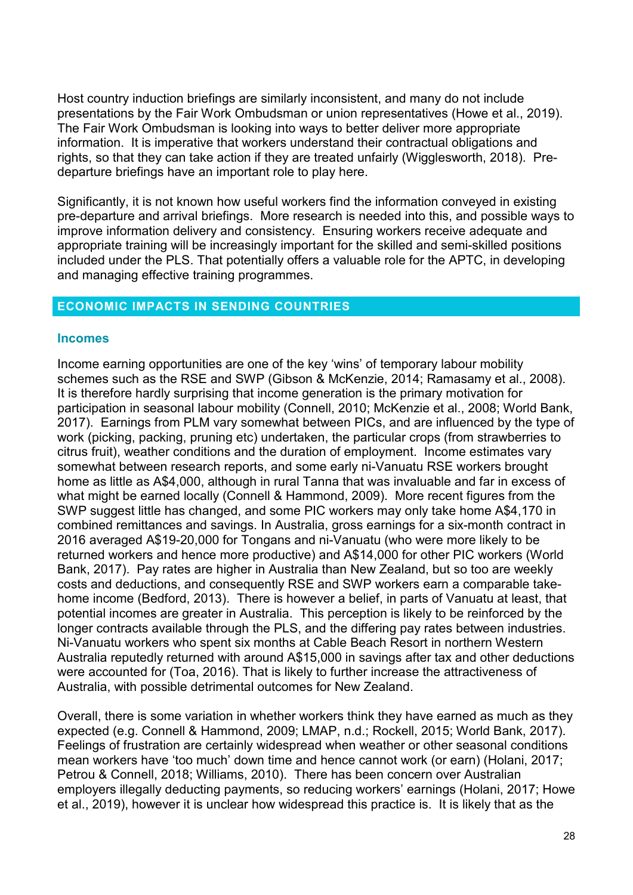Host country induction briefings are similarly inconsistent, and many do not include presentations by the Fair Work Ombudsman or union representatives (Howe et al., 2019). The Fair Work Ombudsman is looking into ways to better deliver more appropriate information. It is imperative that workers understand their contractual obligations and rights, so that they can take action if they are treated unfairly (Wigglesworth, 2018). Pre-departure briefings have an important role to play here.

Significantly, it is not known how useful workers find the information conveyed in existing pre-departure and arrival briefings. More research is needed into this, and possible ways to improve information delivery and consistency. Ensuring workers receive adequate and appropriate training will be increasingly important for the skilled and semi-skilled positions included under the PLS. That potentially offers a valuable role for the APTC, in developing and managing effective training programmes.

## ECONOMIC IMPACTS IN SENDING COUNTRIES

### Incomes

Income earning opportunities are one of the key 'wins' of temporary labour mobility schemes such as the RSE and SWP (Gibson & McKenzie, 2014; Ramasamy et al., 2008). It is therefore hardly surprising that income generation is the primary motivation for participation in seasonal labour mobility (Connell, 2010; McKenzie et al., 2008; World Bank, 2017). Earnings from PLM vary somewhat between PICs, and are influenced by the type of work (picking, packing, pruning etc) undertaken, the particular crops (from strawberries to citrus fruit), weather conditions and the duration of employment. Income estimates vary somewhat between research reports, and some early ni-Vanuatu RSE workers brought home as little as A$4,000, although in rural Tanna that was invaluable and far in excess of what might be earned locally (Connell & Hammond, 2009). More recent figures from the SWP suggest little has changed, and some PIC workers may only take home A$4,170 in combined remittances and savings. In Australia, gross earnings for a six-month contract in 2016 averaged A$19-20,000 for Tongans and ni-Vanuatu (who were more likely to be returned workers and hence more productive) and A$14,000 for other PIC workers (World Bank, 2017). Pay rates are higher in Australia than New Zealand, but so too are weekly costs and deductions, and consequently RSE and SWP workers earn a comparable take-home income (Bedford, 2013). There is however a belief, in parts of Vanuatu at least, that potential incomes are greater in Australia. This perception is likely to be reinforced by the longer contracts available through the PLS, and the differing pay rates between industries. Ni-Vanuatu workers who spent six months at Cable Beach Resort in northern Western Australia reputedly returned with around A$15,000 in savings after tax and other deductions were accounted for (Toa, 2016). That is likely to further increase the attractiveness of Australia, with possible detrimental outcomes for New Zealand.

Overall, there is some variation in whether workers think they have earned as much as they expected (e.g. Connell & Hammond, 2009; LMAP, n.d.; Rockell, 2015; World Bank, 2017). Feelings of frustration are certainly widespread when weather or other seasonal conditions mean workers have 'too much' down time and hence cannot work (or earn) (Holani, 2017; Petrou & Connell, 2018; Williams, 2010). There has been concern over Australian employers illegally deducting payments, so reducing workers' earnings (Holani, 2017; Howe et al., 2019), however it is unclear how widespread this practice is. It is likely that as the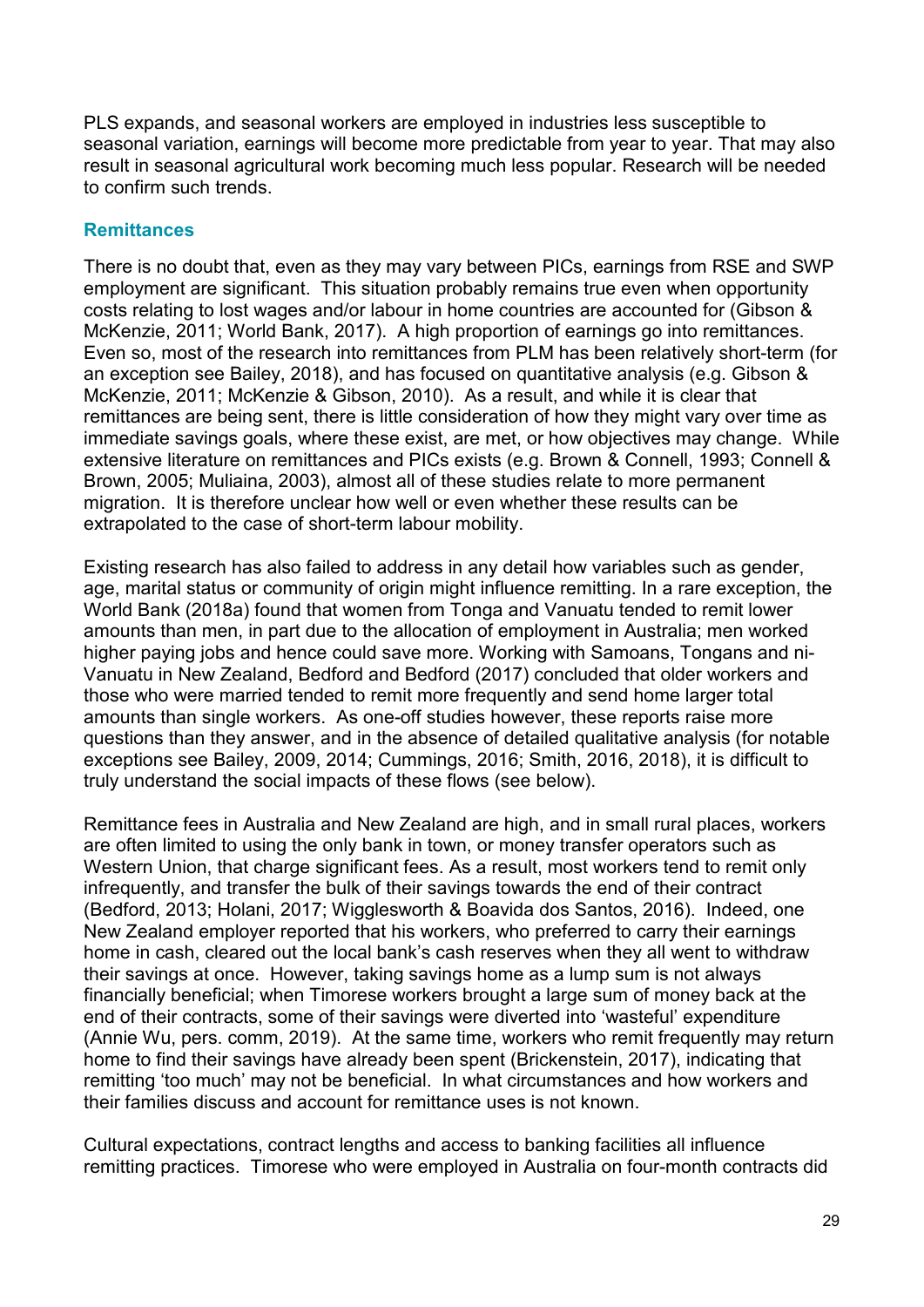PLS expands, and seasonal workers are employed in industries less susceptible to seasonal variation, earnings will become more predictable from year to year. That may also result in seasonal agricultural work becoming much less popular. Research will be needed to confirm such trends.

### Remittances

There is no doubt that, even as they may vary between PICs, earnings from RSE and SWP employment are significant. This situation probably remains true even when opportunity costs relating to lost wages and/or labour in home countries are accounted for (Gibson & McKenzie, 2011; World Bank, 2017). A high proportion of earnings go into remittances. Even so, most of the research into remittances from PLM has been relatively short-term (for an exception see Bailey, 2018), and has focused on quantitative analysis (e.g. Gibson & McKenzie, 2011; McKenzie & Gibson, 2010). As a result, and while it is clear that remittances are being sent, there is little consideration of how they might vary over time as immediate savings goals, where these exist, are met, or how objectives may change. While extensive literature on remittances and PICs exists (e.g. Brown & Connell, 1993; Connell & Brown, 2005; Muliaina, 2003), almost all of these studies relate to more permanent migration. It is therefore unclear how well or even whether these results can be extrapolated to the case of short-term labour mobility.

Existing research has also failed to address in any detail how variables such as gender, age, marital status or community of origin might influence remitting. In a rare exception, the World Bank (2018a) found that women from Tonga and Vanuatu tended to remit lower amounts than men, in part due to the allocation of employment in Australia; men worked higher paying jobs and hence could save more. Working with Samoans, Tongans and ni-Vanuatu in New Zealand, Bedford and Bedford (2017) concluded that older workers and those who were married tended to remit more frequently and send home larger total amounts than single workers. As one-off studies however, these reports raise more questions than they answer, and in the absence of detailed qualitative analysis (for notable exceptions see Bailey, 2009, 2014; Cummings, 2016; Smith, 2016, 2018), it is difficult to truly understand the social impacts of these flows (see below).

Remittance fees in Australia and New Zealand are high, and in small rural places, workers are often limited to using the only bank in town, or money transfer operators such as Western Union, that charge significant fees. As a result, most workers tend to remit only infrequently, and transfer the bulk of their savings towards the end of their contract (Bedford, 2013; Holani, 2017; Wigglesworth & Boavida dos Santos, 2016). Indeed, one New Zealand employer reported that his workers, who preferred to carry their earnings home in cash, cleared out the local bank's cash reserves when they all went to withdraw their savings at once. However, taking savings home as a lump sum is not always financially beneficial; when Timorese workers brought a large sum of money back at the end of their contracts, some of their savings were diverted into 'wasteful' expenditure (Annie Wu, pers. comm, 2019). At the same time, workers who remit frequently may return home to find their savings have already been spent (Brickenstein, 2017), indicating that remitting 'too much' may not be beneficial. In what circumstances and how workers and their families discuss and account for remittance uses is not known.

Cultural expectations, contract lengths and access to banking facilities all influence remitting practices. Timorese who were employed in Australia on four-month contracts did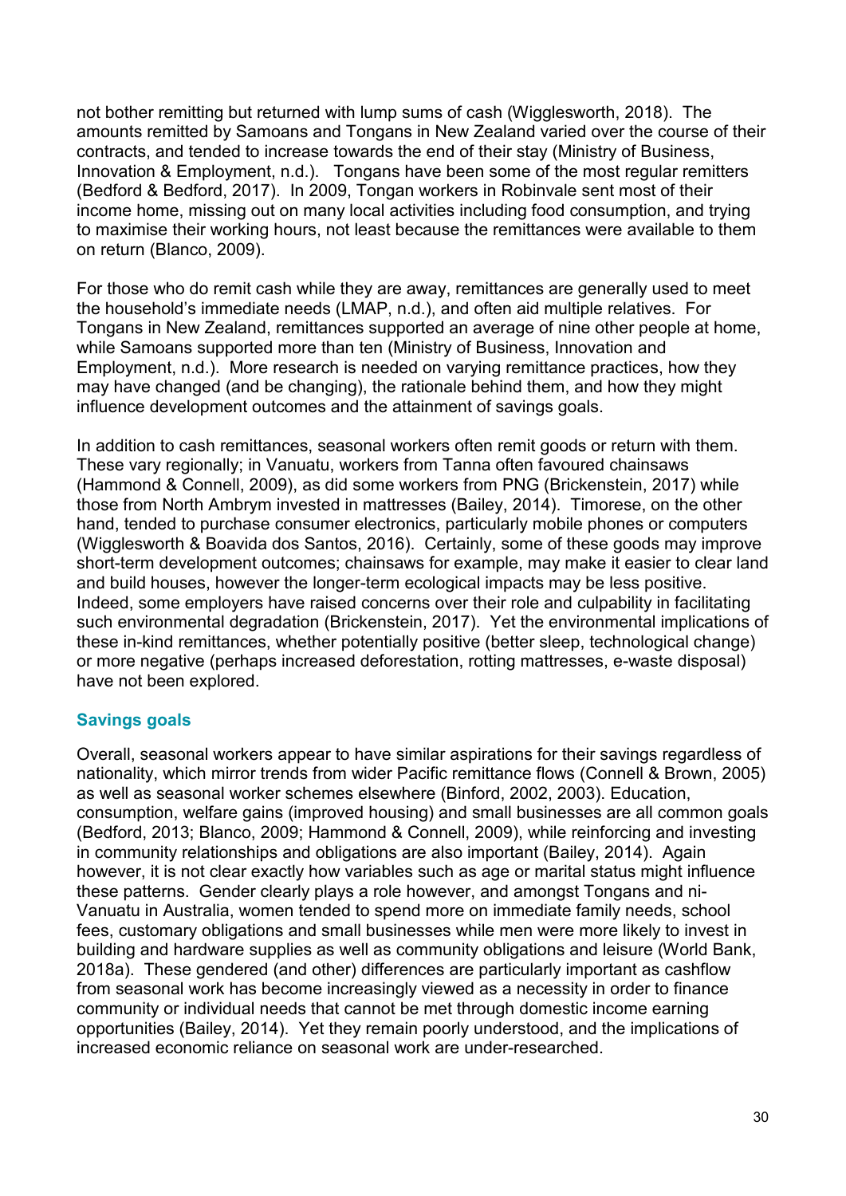not bother remitting but returned with lump sums of cash (Wigglesworth, 2018). The amounts remitted by Samoans and Tongans in New Zealand varied over the course of their contracts, and tended to increase towards the end of their stay (Ministry of Business, Innovation & Employment, n.d.). Tongans have been some of the most regular remitters (Bedford & Bedford, 2017). In 2009, Tongan workers in Robinvale sent most of their income home, missing out on many local activities including food consumption, and trying to maximise their working hours, not least because the remittances were available to them on return (Blanco, 2009).

For those who do remit cash while they are away, remittances are generally used to meet the household's immediate needs (LMAP, n.d.), and often aid multiple relatives. For Tongans in New Zealand, remittances supported an average of nine other people at home, while Samoans supported more than ten (Ministry of Business, Innovation and Employment, n.d.). More research is needed on varying remittance practices, how they may have changed (and be changing), the rationale behind them, and how they might influence development outcomes and the attainment of savings goals.

In addition to cash remittances, seasonal workers often remit goods or return with them. These vary regionally; in Vanuatu, workers from Tanna often favoured chainsaws (Hammond & Connell, 2009), as did some workers from PNG (Brickenstein, 2017) while those from North Ambrym invested in mattresses (Bailey, 2014). Timorese, on the other hand, tended to purchase consumer electronics, particularly mobile phones or computers (Wigglesworth & Boavida dos Santos, 2016). Certainly, some of these goods may improve short-term development outcomes; chainsaws for example, may make it easier to clear land and build houses, however the longer-term ecological impacts may be less positive. Indeed, some employers have raised concerns over their role and culpability in facilitating such environmental degradation (Brickenstein, 2017). Yet the environmental implications of these in-kind remittances, whether potentially positive (better sleep, technological change) or more negative (perhaps increased deforestation, rotting mattresses, e-waste disposal) have not been explored.

### Savings goals

Overall, seasonal workers appear to have similar aspirations for their savings regardless of nationality, which mirror trends from wider Pacific remittance flows (Connell & Brown, 2005) as well as seasonal worker schemes elsewhere (Binford, 2002, 2003). Education, consumption, welfare gains (improved housing) and small businesses are all common goals (Bedford, 2013; Blanco, 2009; Hammond & Connell, 2009), while reinforcing and investing in community relationships and obligations are also important (Bailey, 2014). Again however, it is not clear exactly how variables such as age or marital status might influence these patterns. Gender clearly plays a role however, and amongst Tongans and ni-Vanuatu in Australia, women tended to spend more on immediate family needs, school fees, customary obligations and small businesses while men were more likely to invest in building and hardware supplies as well as community obligations and leisure (World Bank, 2018a). These gendered (and other) differences are particularly important as cashflow from seasonal work has become increasingly viewed as a necessity in order to finance community or individual needs that cannot be met through domestic income earning opportunities (Bailey, 2014). Yet they remain poorly understood, and the implications of increased economic reliance on seasonal work are under-researched.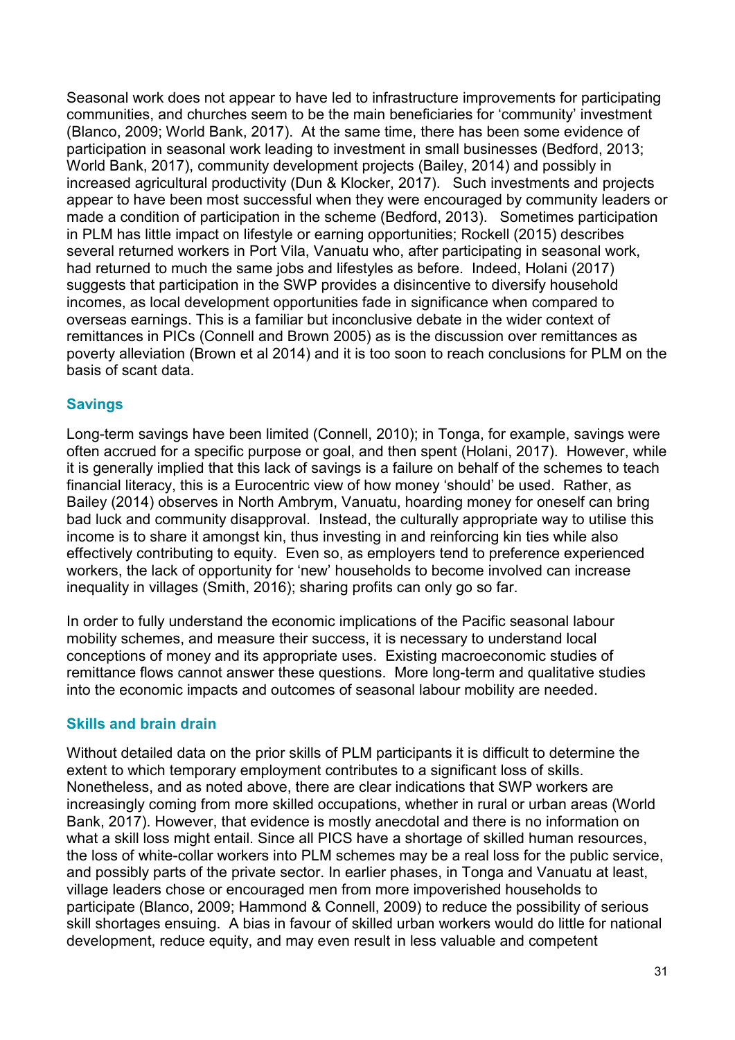Seasonal work does not appear to have led to infrastructure improvements for participating communities, and churches seem to be the main beneficiaries for 'community' investment (Blanco, 2009; World Bank, 2017). At the same time, there has been some evidence of participation in seasonal work leading to investment in small businesses (Bedford, 2013; World Bank, 2017), community development projects (Bailey, 2014) and possibly in increased agricultural productivity (Dun & Klocker, 2017). Such investments and projects appear to have been most successful when they were encouraged by community leaders or made a condition of participation in the scheme (Bedford, 2013). Sometimes participation in PLM has little impact on lifestyle or earning opportunities; Rockell (2015) describes several returned workers in Port Vila, Vanuatu who, after participating in seasonal work, had returned to much the same jobs and lifestyles as before. Indeed, Holani (2017) suggests that participation in the SWP provides a disincentive to diversify household incomes, as local development opportunities fade in significance when compared to overseas earnings. This is a familiar but inconclusive debate in the wider context of remittances in PICs (Connell and Brown 2005) as is the discussion over remittances as poverty alleviation (Brown et al 2014) and it is too soon to reach conclusions for PLM on the basis of scant data.

### Savings

Long-term savings have been limited (Connell, 2010); in Tonga, for example, savings were often accrued for a specific purpose or goal, and then spent (Holani, 2017). However, while it is generally implied that this lack of savings is a failure on behalf of the schemes to teach financial literacy, this is a Eurocentric view of how money 'should' be used. Rather, as Bailey (2014) observes in North Ambrym, Vanuatu, hoarding money for oneself can bring bad luck and community disapproval. Instead, the culturally appropriate way to utilise this income is to share it amongst kin, thus investing in and reinforcing kin ties while also effectively contributing to equity. Even so, as employers tend to preference experienced workers, the lack of opportunity for 'new' households to become involved can increase inequality in villages (Smith, 2016); sharing profits can only go so far.

In order to fully understand the economic implications of the Pacific seasonal labour mobility schemes, and measure their success, it is necessary to understand local conceptions of money and its appropriate uses. Existing macroeconomic studies of remittance flows cannot answer these questions. More long-term and qualitative studies into the economic impacts and outcomes of seasonal labour mobility are needed.

### Skills and brain drain

Without detailed data on the prior skills of PLM participants it is difficult to determine the extent to which temporary employment contributes to a significant loss of skills. Nonetheless, and as noted above, there are clear indications that SWP workers are increasingly coming from more skilled occupations, whether in rural or urban areas (World Bank, 2017). However, that evidence is mostly anecdotal and there is no information on what a skill loss might entail. Since all PICS have a shortage of skilled human resources, the loss of white-collar workers into PLM schemes may be a real loss for the public service, and possibly parts of the private sector. In earlier phases, in Tonga and Vanuatu at least, village leaders chose or encouraged men from more impoverished households to participate (Blanco, 2009; Hammond & Connell, 2009) to reduce the possibility of serious skill shortages ensuing. A bias in favour of skilled urban workers would do little for national development, reduce equity, and may even result in less valuable and competent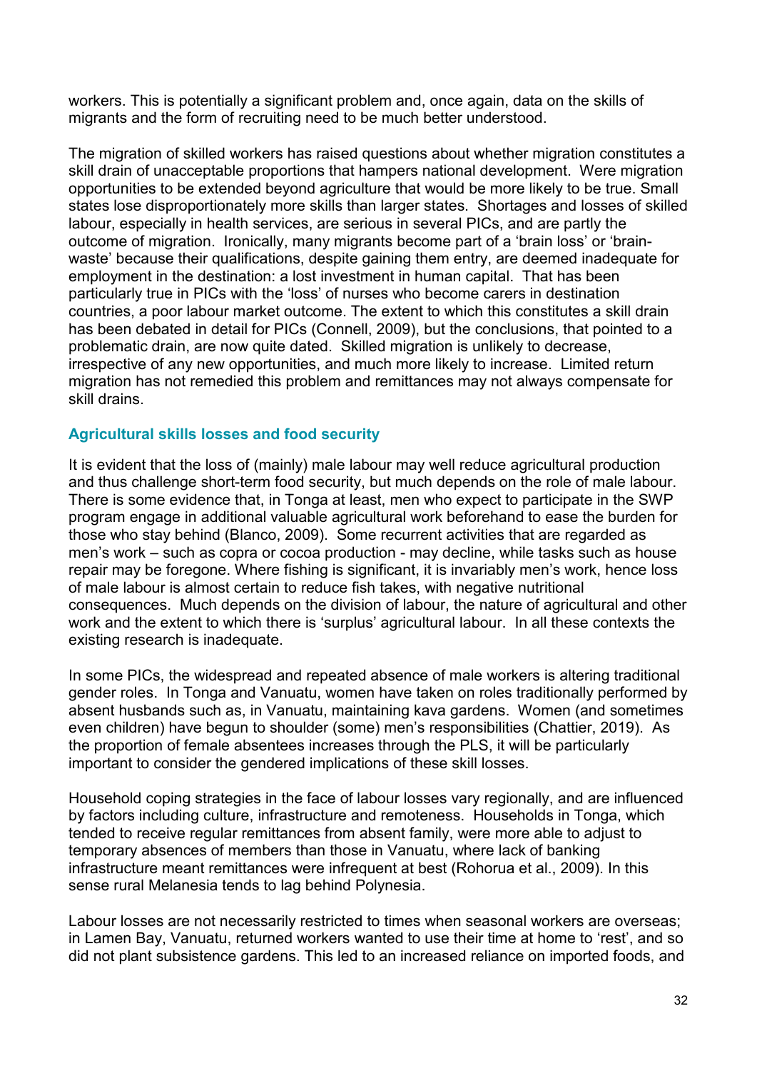workers. This is potentially a significant problem and, once again, data on the skills of migrants and the form of recruiting need to be much better understood.

The migration of skilled workers has raised questions about whether migration constitutes a skill drain of unacceptable proportions that hampers national development. Were migration opportunities to be extended beyond agriculture that would be more likely to be true. Small states lose disproportionately more skills than larger states. Shortages and losses of skilled labour, especially in health services, are serious in several PICs, and are partly the outcome of migration. Ironically, many migrants become part of a 'brain loss' or 'brain-waste' because their qualifications, despite gaining them entry, are deemed inadequate for employment in the destination: a lost investment in human capital. That has been particularly true in PICs with the 'loss' of nurses who become carers in destination countries, a poor labour market outcome. The extent to which this constitutes a skill drain has been debated in detail for PICs (Connell, 2009), but the conclusions, that pointed to a problematic drain, are now quite dated. Skilled migration is unlikely to decrease, irrespective of any new opportunities, and much more likely to increase. Limited return migration has not remedied this problem and remittances may not always compensate for skill drains.

### Agricultural skills losses and food security

It is evident that the loss of (mainly) male labour may well reduce agricultural production and thus challenge short-term food security, but much depends on the role of male labour. There is some evidence that, in Tonga at least, men who expect to participate in the SWP program engage in additional valuable agricultural work beforehand to ease the burden for those who stay behind (Blanco, 2009). Some recurrent activities that are regarded as men's work – such as copra or cocoa production - may decline, while tasks such as house repair may be foregone. Where fishing is significant, it is invariably men's work, hence loss of male labour is almost certain to reduce fish takes, with negative nutritional consequences. Much depends on the division of labour, the nature of agricultural and other work and the extent to which there is 'surplus' agricultural labour. In all these contexts the existing research is inadequate.

In some PICs, the widespread and repeated absence of male workers is altering traditional gender roles. In Tonga and Vanuatu, women have taken on roles traditionally performed by absent husbands such as, in Vanuatu, maintaining kava gardens. Women (and sometimes even children) have begun to shoulder (some) men's responsibilities (Chattier, 2019). As the proportion of female absentees increases through the PLS, it will be particularly important to consider the gendered implications of these skill losses.

Household coping strategies in the face of labour losses vary regionally, and are influenced by factors including culture, infrastructure and remoteness. Households in Tonga, which tended to receive regular remittances from absent family, were more able to adjust to temporary absences of members than those in Vanuatu, where lack of banking infrastructure meant remittances were infrequent at best (Rohorua et al., 2009). In this sense rural Melanesia tends to lag behind Polynesia.

Labour losses are not necessarily restricted to times when seasonal workers are overseas; in Lamen Bay, Vanuatu, returned workers wanted to use their time at home to 'rest', and so did not plant subsistence gardens. This led to an increased reliance on imported foods, and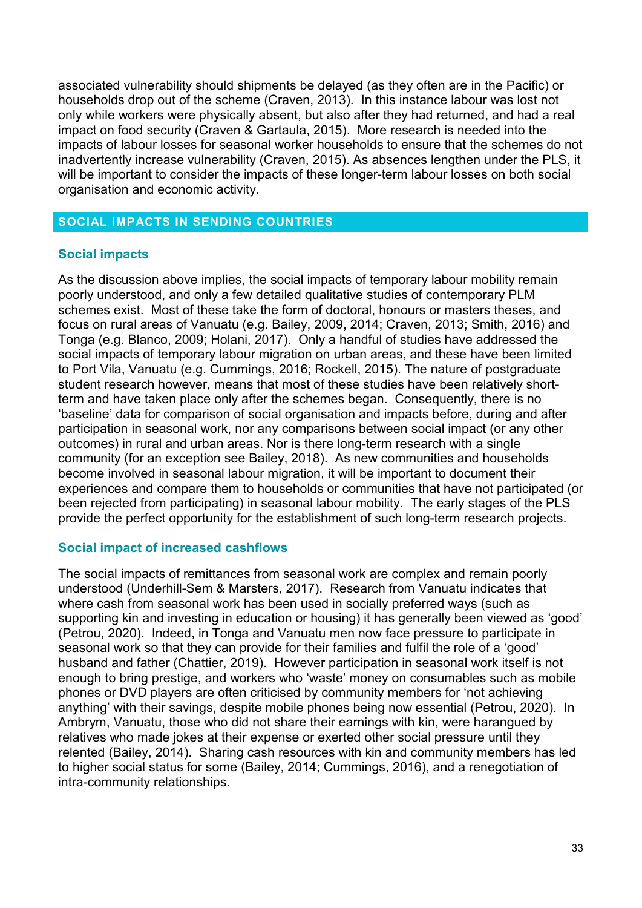associated vulnerability should shipments be delayed (as they often are in the Pacific) or households drop out of the scheme (Craven, 2013). In this instance labour was lost not only while workers were physically absent, but also after they had returned, and had a real impact on food security (Craven & Gartaula, 2015). More research is needed into the impacts of labour losses for seasonal worker households to ensure that the schemes do not inadvertently increase vulnerability (Craven, 2015). As absences lengthen under the PLS, it will be important to consider the impacts of these longer-term labour losses on both social organisation and economic activity.

## SOCIAL IMPACTS IN SENDING COUNTRIES

### Social impacts

As the discussion above implies, the social impacts of temporary labour mobility remain poorly understood, and only a few detailed qualitative studies of contemporary PLM schemes exist. Most of these take the form of doctoral, honours or masters theses, and focus on rural areas of Vanuatu (e.g. Bailey, 2009, 2014; Craven, 2013; Smith, 2016) and Tonga (e.g. Blanco, 2009; Holani, 2017). Only a handful of studies have addressed the social impacts of temporary labour migration on urban areas, and these have been limited to Port Vila, Vanuatu (e.g. Cummings, 2016; Rockell, 2015). The nature of postgraduate student research however, means that most of these studies have been relatively short-term and have taken place only after the schemes began. Consequently, there is no 'baseline' data for comparison of social organisation and impacts before, during and after participation in seasonal work, nor any comparisons between social impact (or any other outcomes) in rural and urban areas. Nor is there long-term research with a single community (for an exception see Bailey, 2018). As new communities and households become involved in seasonal labour migration, it will be important to document their experiences and compare them to households or communities that have not participated (or been rejected from participating) in seasonal labour mobility. The early stages of the PLS provide the perfect opportunity for the establishment of such long-term research projects.

### Social impact of increased cashflows

The social impacts of remittances from seasonal work are complex and remain poorly understood (Underhill-Sem & Marsters, 2017). Research from Vanuatu indicates that where cash from seasonal work has been used in socially preferred ways (such as supporting kin and investing in education or housing) it has generally been viewed as 'good' (Petrou, 2020). Indeed, in Tonga and Vanuatu men now face pressure to participate in seasonal work so that they can provide for their families and fulfil the role of a 'good' husband and father (Chattier, 2019). However participation in seasonal work itself is not enough to bring prestige, and workers who 'waste' money on consumables such as mobile phones or DVD players are often criticised by community members for 'not achieving anything' with their savings, despite mobile phones being now essential (Petrou, 2020). In Ambrym, Vanuatu, those who did not share their earnings with kin, were harangued by relatives who made jokes at their expense or exerted other social pressure until they relented (Bailey, 2014). Sharing cash resources with kin and community members has led to higher social status for some (Bailey, 2014; Cummings, 2016), and a renegotiation of intra-community relationships.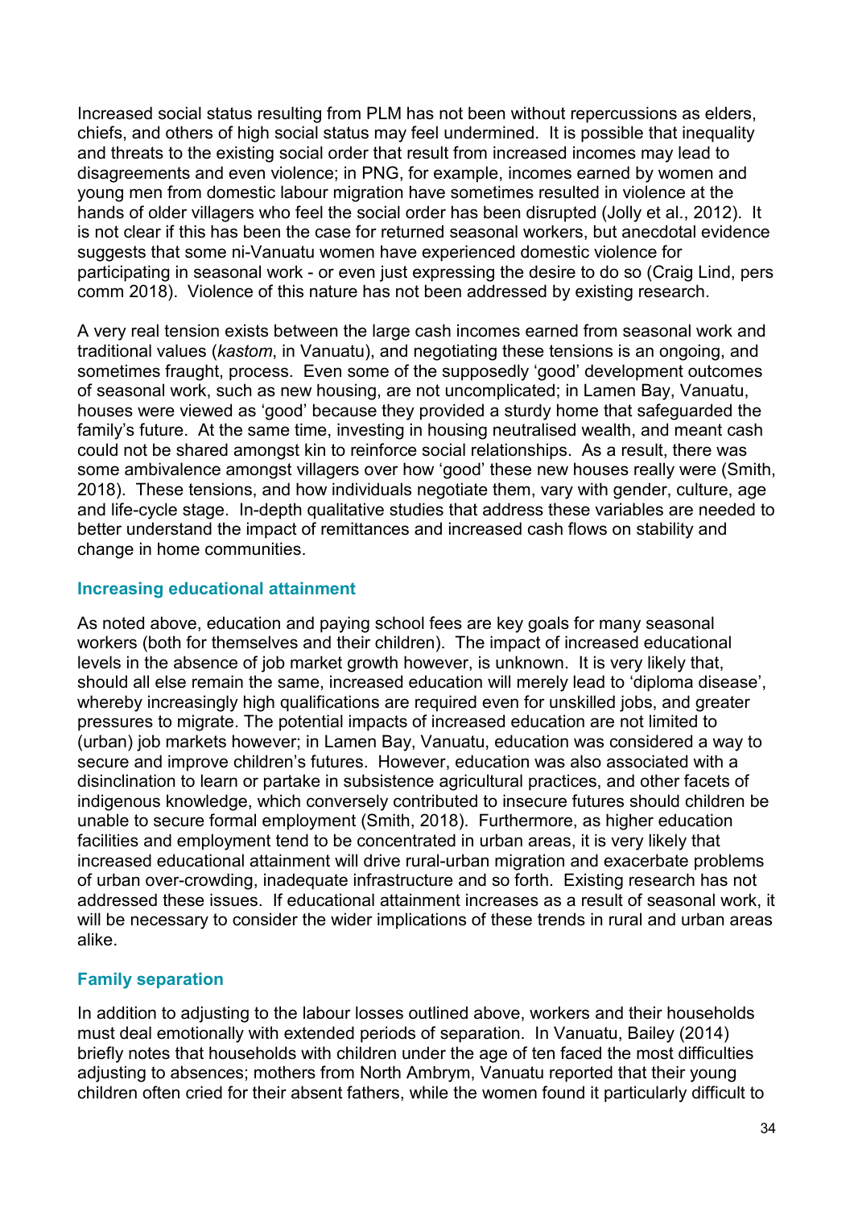Increased social status resulting from PLM has not been without repercussions as elders, chiefs, and others of high social status may feel undermined. It is possible that inequality and threats to the existing social order that result from increased incomes may lead to disagreements and even violence; in PNG, for example, incomes earned by women and young men from domestic labour migration have sometimes resulted in violence at the hands of older villagers who feel the social order has been disrupted (Jolly et al., 2012). It is not clear if this has been the case for returned seasonal workers, but anecdotal evidence suggests that some ni-Vanuatu women have experienced domestic violence for participating in seasonal work - or even just expressing the desire to do so (Craig Lind, pers comm 2018). Violence of this nature has not been addressed by existing research.

A very real tension exists between the large cash incomes earned from seasonal work and traditional values (*kastom*, in Vanuatu), and negotiating these tensions is an ongoing, and sometimes fraught, process. Even some of the supposedly 'good' development outcomes of seasonal work, such as new housing, are not uncomplicated; in Lamen Bay, Vanuatu, houses were viewed as 'good' because they provided a sturdy home that safeguarded the family's future. At the same time, investing in housing neutralised wealth, and meant cash could not be shared amongst kin to reinforce social relationships. As a result, there was some ambivalence amongst villagers over how 'good' these new houses really were (Smith, 2018). These tensions, and how individuals negotiate them, vary with gender, culture, age and life-cycle stage. In-depth qualitative studies that address these variables are needed to better understand the impact of remittances and increased cash flows on stability and change in home communities.

### Increasing educational attainment

As noted above, education and paying school fees are key goals for many seasonal workers (both for themselves and their children). The impact of increased educational levels in the absence of job market growth however, is unknown. It is very likely that, should all else remain the same, increased education will merely lead to 'diploma disease', whereby increasingly high qualifications are required even for unskilled jobs, and greater pressures to migrate. The potential impacts of increased education are not limited to (urban) job markets however; in Lamen Bay, Vanuatu, education was considered a way to secure and improve children's futures. However, education was also associated with a disinclination to learn or partake in subsistence agricultural practices, and other facets of indigenous knowledge, which conversely contributed to insecure futures should children be unable to secure formal employment (Smith, 2018). Furthermore, as higher education facilities and employment tend to be concentrated in urban areas, it is very likely that increased educational attainment will drive rural-urban migration and exacerbate problems of urban over-crowding, inadequate infrastructure and so forth. Existing research has not addressed these issues. If educational attainment increases as a result of seasonal work, it will be necessary to consider the wider implications of these trends in rural and urban areas alike.

### Family separation

In addition to adjusting to the labour losses outlined above, workers and their households must deal emotionally with extended periods of separation. In Vanuatu, Bailey (2014) briefly notes that households with children under the age of ten faced the most difficulties adjusting to absences; mothers from North Ambrym, Vanuatu reported that their young children often cried for their absent fathers, while the women found it particularly difficult to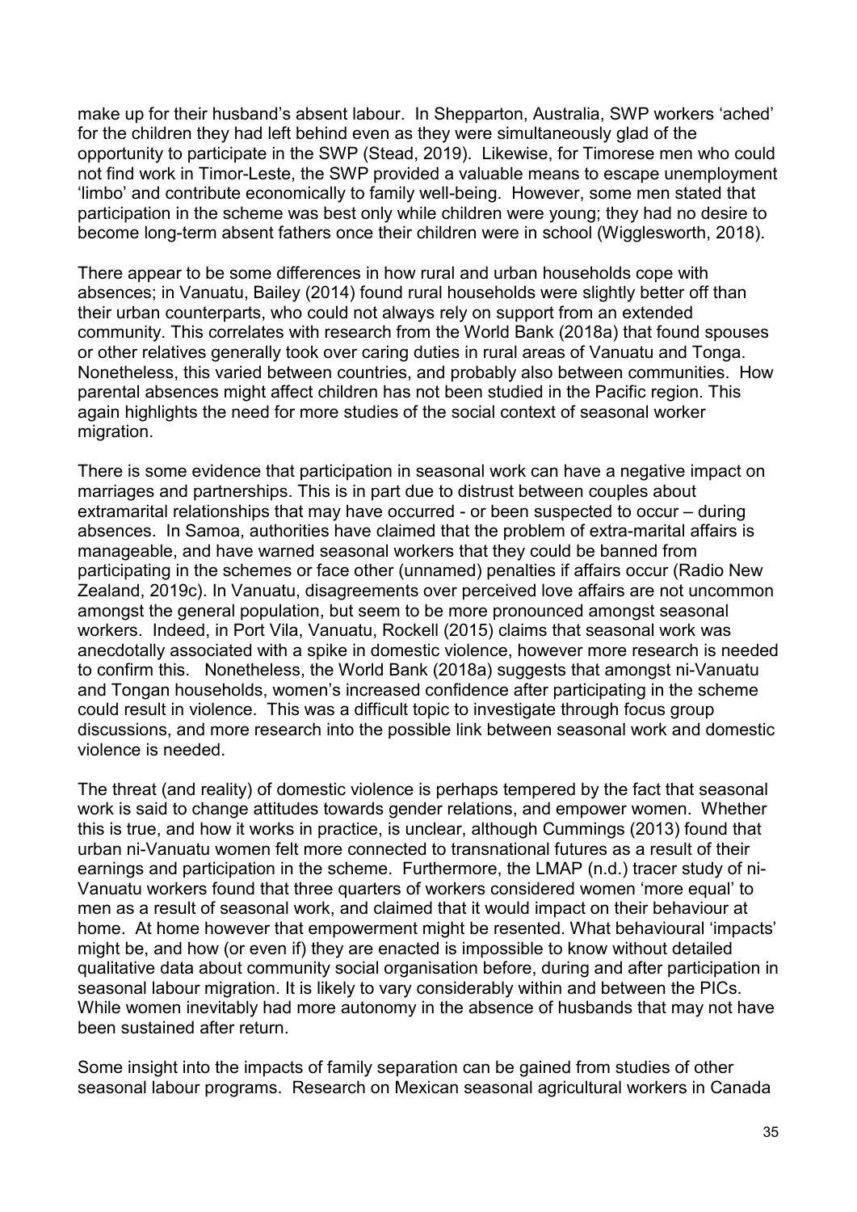make up for their husband's absent labour. In Shepparton, Australia, SWP workers 'ached' for the children they had left behind even as they were simultaneously glad of the opportunity to participate in the SWP (Stead, 2019). Likewise, for Timorese men who could not find work in Timor-Leste, the SWP provided a valuable means to escape unemployment 'limbo' and contribute economically to family well-being. However, some men stated that participation in the scheme was best only while children were young; they had no desire to become long-term absent fathers once their children were in school (Wigglesworth, 2018).

There appear to be some differences in how rural and urban households cope with absences; in Vanuatu, Bailey (2014) found rural households were slightly better off than their urban counterparts, who could not always rely on support from an extended community. This correlates with research from the World Bank (2018a) that found spouses or other relatives generally took over caring duties in rural areas of Vanuatu and Tonga. Nonetheless, this varied between countries, and probably also between communities. How parental absences might affect children has not been studied in the Pacific region. This again highlights the need for more studies of the social context of seasonal worker migration.

There is some evidence that participation in seasonal work can have a negative impact on marriages and partnerships. This is in part due to distrust between couples about extramarital relationships that may have occurred - or been suspected to occur – during absences. In Samoa, authorities have claimed that the problem of extra-marital affairs is manageable, and have warned seasonal workers that they could be banned from participating in the schemes or face other (unnamed) penalties if affairs occur (Radio New Zealand, 2019c). In Vanuatu, disagreements over perceived love affairs are not uncommon amongst the general population, but seem to be more pronounced amongst seasonal workers. Indeed, in Port Vila, Vanuatu, Rockell (2015) claims that seasonal work was anecdotally associated with a spike in domestic violence, however more research is needed to confirm this. Nonetheless, the World Bank (2018a) suggests that amongst ni-Vanuatu and Tongan households, women's increased confidence after participating in the scheme could result in violence. This was a difficult topic to investigate through focus group discussions, and more research into the possible link between seasonal work and domestic violence is needed.

The threat (and reality) of domestic violence is perhaps tempered by the fact that seasonal work is said to change attitudes towards gender relations, and empower women. Whether this is true, and how it works in practice, is unclear, although Cummings (2013) found that urban ni-Vanuatu women felt more connected to transnational futures as a result of their earnings and participation in the scheme. Furthermore, the LMAP (n.d.) tracer study of ni-Vanuatu workers found that three quarters of workers considered women 'more equal' to men as a result of seasonal work, and claimed that it would impact on their behaviour at home. At home however that empowerment might be resented. What behavioural 'impacts' might be, and how (or even if) they are enacted is impossible to know without detailed qualitative data about community social organisation before, during and after participation in seasonal labour migration. It is likely to vary considerably within and between the PICs. While women inevitably had more autonomy in the absence of husbands that may not have been sustained after return.

Some insight into the impacts of family separation can be gained from studies of other seasonal labour programs. Research on Mexican seasonal agricultural workers in Canada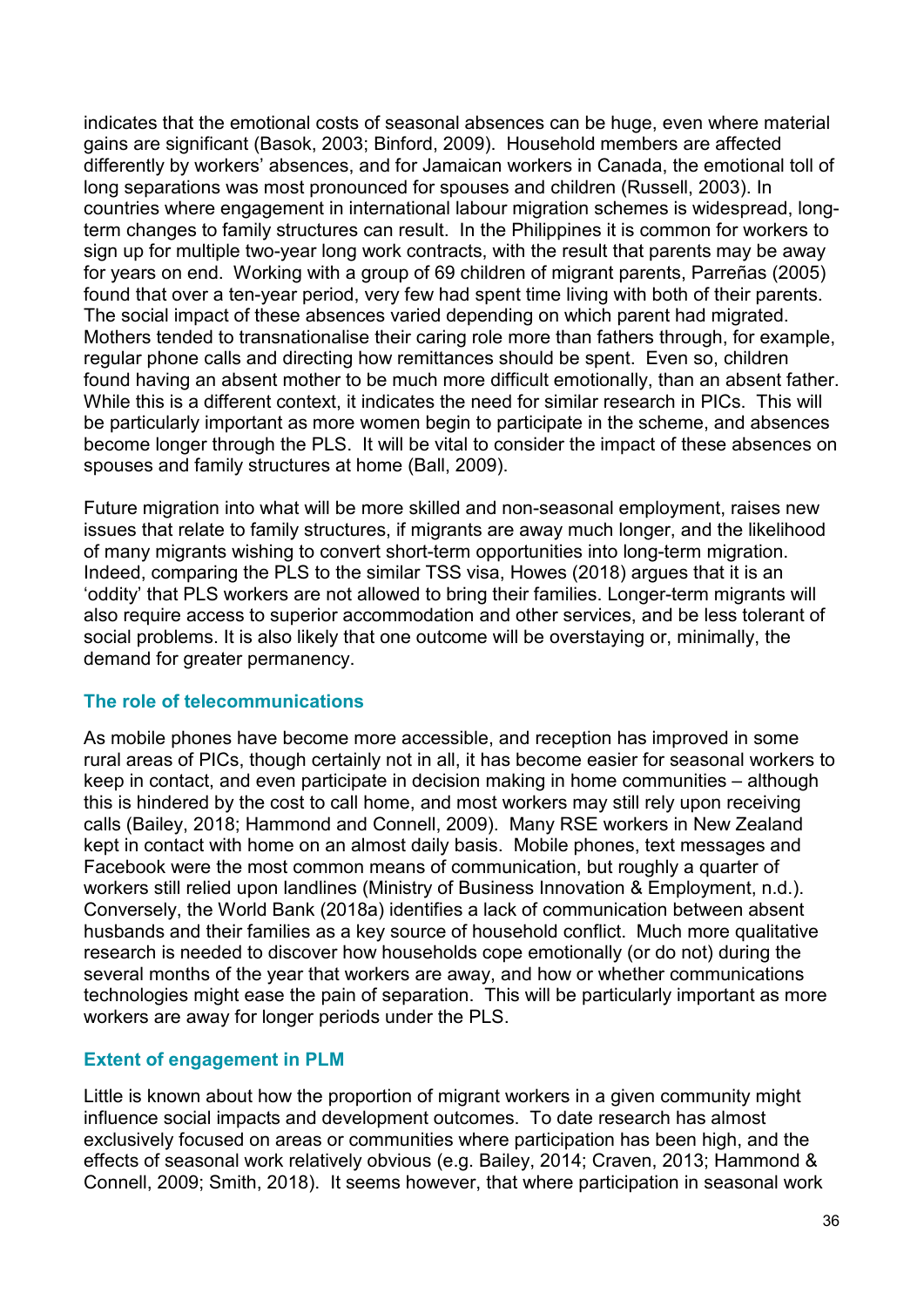indicates that the emotional costs of seasonal absences can be huge, even where material gains are significant (Basok, 2003; Binford, 2009). Household members are affected differently by workers' absences, and for Jamaican workers in Canada, the emotional toll of long separations was most pronounced for spouses and children (Russell, 2003). In countries where engagement in international labour migration schemes is widespread, long-term changes to family structures can result. In the Philippines it is common for workers to sign up for multiple two-year long work contracts, with the result that parents may be away for years on end. Working with a group of 69 children of migrant parents, Parreñas (2005) found that over a ten-year period, very few had spent time living with both of their parents. The social impact of these absences varied depending on which parent had migrated. Mothers tended to transnationalise their caring role more than fathers through, for example, regular phone calls and directing how remittances should be spent. Even so, children found having an absent mother to be much more difficult emotionally, than an absent father. While this is a different context, it indicates the need for similar research in PICs. This will be particularly important as more women begin to participate in the scheme, and absences become longer through the PLS. It will be vital to consider the impact of these absences on spouses and family structures at home (Ball, 2009).

Future migration into what will be more skilled and non-seasonal employment, raises new issues that relate to family structures, if migrants are away much longer, and the likelihood of many migrants wishing to convert short-term opportunities into long-term migration. Indeed, comparing the PLS to the similar TSS visa, Howes (2018) argues that it is an 'oddity' that PLS workers are not allowed to bring their families. Longer-term migrants will also require access to superior accommodation and other services, and be less tolerant of social problems. It is also likely that one outcome will be overstaying or, minimally, the demand for greater permanency.

### The role of telecommunications

As mobile phones have become more accessible, and reception has improved in some rural areas of PICs, though certainly not in all, it has become easier for seasonal workers to keep in contact, and even participate in decision making in home communities – although this is hindered by the cost to call home, and most workers may still rely upon receiving calls (Bailey, 2018; Hammond and Connell, 2009). Many RSE workers in New Zealand kept in contact with home on an almost daily basis. Mobile phones, text messages and Facebook were the most common means of communication, but roughly a quarter of workers still relied upon landlines (Ministry of Business Innovation & Employment, n.d.). Conversely, the World Bank (2018a) identifies a lack of communication between absent husbands and their families as a key source of household conflict. Much more qualitative research is needed to discover how households cope emotionally (or do not) during the several months of the year that workers are away, and how or whether communications technologies might ease the pain of separation. This will be particularly important as more workers are away for longer periods under the PLS.

### Extent of engagement in PLM

Little is known about how the proportion of migrant workers in a given community might influence social impacts and development outcomes. To date research has almost exclusively focused on areas or communities where participation has been high, and the effects of seasonal work relatively obvious (e.g. Bailey, 2014; Craven, 2013; Hammond & Connell, 2009; Smith, 2018). It seems however, that where participation in seasonal work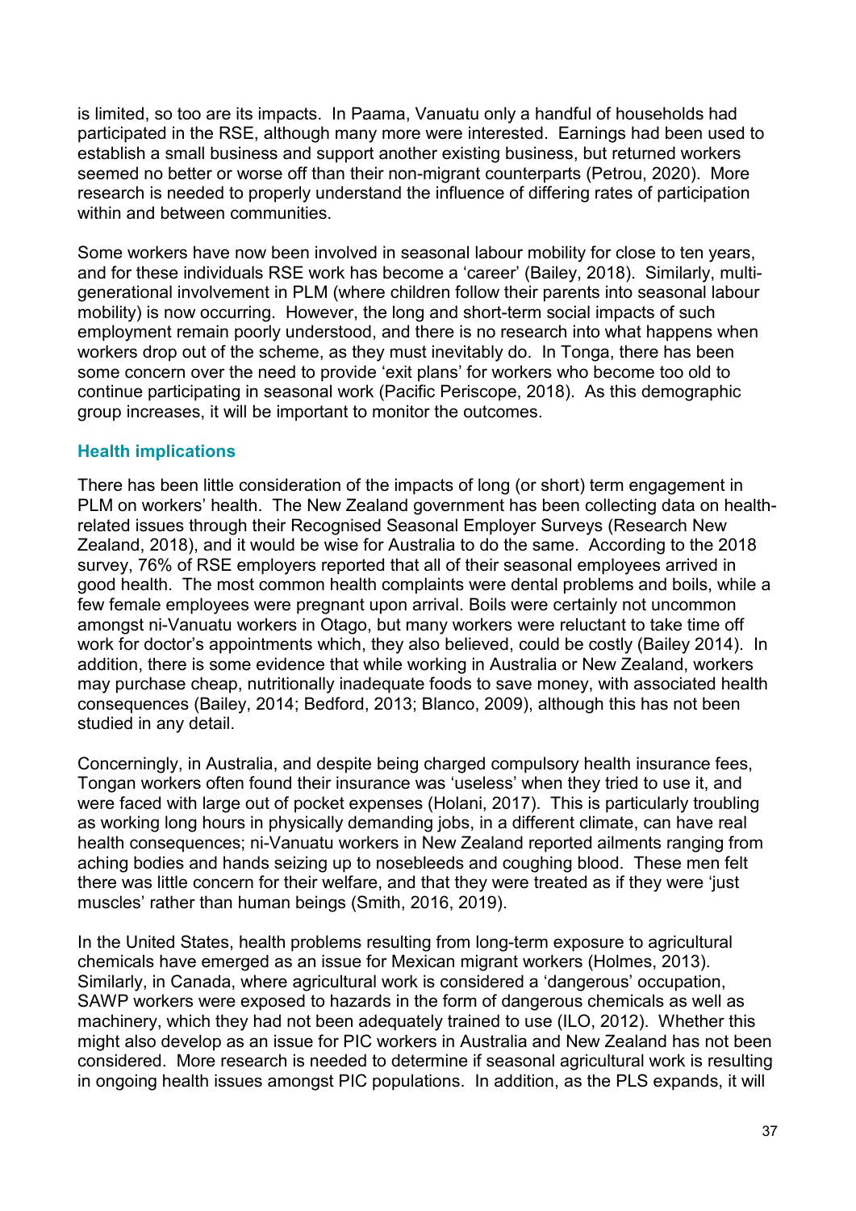is limited, so too are its impacts. In Paama, Vanuatu only a handful of households had participated in the RSE, although many more were interested. Earnings had been used to establish a small business and support another existing business, but returned workers seemed no better or worse off than their non-migrant counterparts (Petrou, 2020). More research is needed to properly understand the influence of differing rates of participation within and between communities.

Some workers have now been involved in seasonal labour mobility for close to ten years, and for these individuals RSE work has become a 'career' (Bailey, 2018). Similarly, multi-generational involvement in PLM (where children follow their parents into seasonal labour mobility) is now occurring. However, the long and short-term social impacts of such employment remain poorly understood, and there is no research into what happens when workers drop out of the scheme, as they must inevitably do. In Tonga, there has been some concern over the need to provide 'exit plans' for workers who become too old to continue participating in seasonal work (Pacific Periscope, 2018). As this demographic group increases, it will be important to monitor the outcomes.

### Health implications

There has been little consideration of the impacts of long (or short) term engagement in PLM on workers' health. The New Zealand government has been collecting data on health-related issues through their Recognised Seasonal Employer Surveys (Research New Zealand, 2018), and it would be wise for Australia to do the same. According to the 2018 survey, 76% of RSE employers reported that all of their seasonal employees arrived in good health. The most common health complaints were dental problems and boils, while a few female employees were pregnant upon arrival. Boils were certainly not uncommon amongst ni-Vanuatu workers in Otago, but many workers were reluctant to take time off work for doctor's appointments which, they also believed, could be costly (Bailey 2014). In addition, there is some evidence that while working in Australia or New Zealand, workers may purchase cheap, nutritionally inadequate foods to save money, with associated health consequences (Bailey, 2014; Bedford, 2013; Blanco, 2009), although this has not been studied in any detail.

Concerningly, in Australia, and despite being charged compulsory health insurance fees, Tongan workers often found their insurance was 'useless' when they tried to use it, and were faced with large out of pocket expenses (Holani, 2017). This is particularly troubling as working long hours in physically demanding jobs, in a different climate, can have real health consequences; ni-Vanuatu workers in New Zealand reported ailments ranging from aching bodies and hands seizing up to nosebleeds and coughing blood. These men felt there was little concern for their welfare, and that they were treated as if they were 'just muscles' rather than human beings (Smith, 2016, 2019).

In the United States, health problems resulting from long-term exposure to agricultural chemicals have emerged as an issue for Mexican migrant workers (Holmes, 2013). Similarly, in Canada, where agricultural work is considered a 'dangerous' occupation, SAWP workers were exposed to hazards in the form of dangerous chemicals as well as machinery, which they had not been adequately trained to use (ILO, 2012). Whether this might also develop as an issue for PIC workers in Australia and New Zealand has not been considered. More research is needed to determine if seasonal agricultural work is resulting in ongoing health issues amongst PIC populations. In addition, as the PLS expands, it will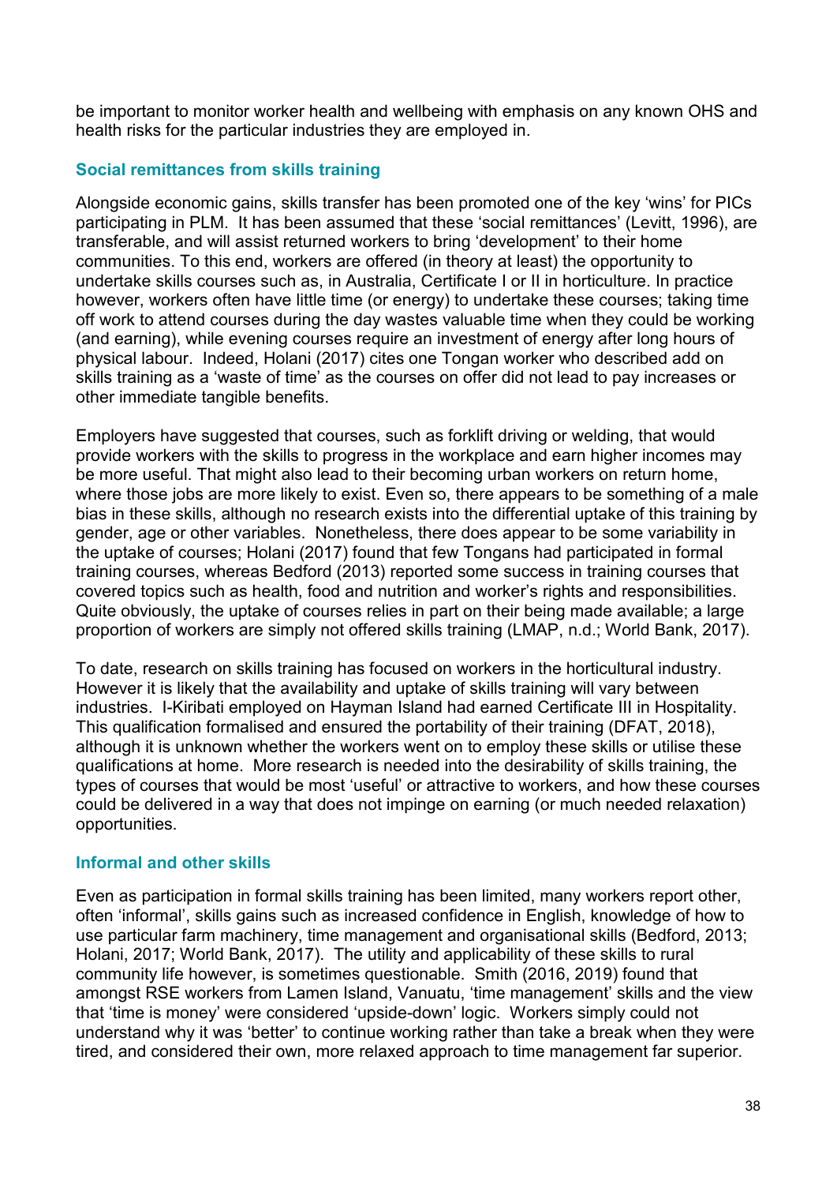be important to monitor worker health and wellbeing with emphasis on any known OHS and health risks for the particular industries they are employed in.

### Social remittances from skills training

Alongside economic gains, skills transfer has been promoted one of the key 'wins' for PICs participating in PLM. It has been assumed that these 'social remittances' (Levitt, 1996), are transferable, and will assist returned workers to bring 'development' to their home communities. To this end, workers are offered (in theory at least) the opportunity to undertake skills courses such as, in Australia, Certificate I or II in horticulture. In practice however, workers often have little time (or energy) to undertake these courses; taking time off work to attend courses during the day wastes valuable time when they could be working (and earning), while evening courses require an investment of energy after long hours of physical labour. Indeed, Holani (2017) cites one Tongan worker who described add on skills training as a 'waste of time' as the courses on offer did not lead to pay increases or other immediate tangible benefits.

Employers have suggested that courses, such as forklift driving or welding, that would provide workers with the skills to progress in the workplace and earn higher incomes may be more useful. That might also lead to their becoming urban workers on return home, where those jobs are more likely to exist. Even so, there appears to be something of a male bias in these skills, although no research exists into the differential uptake of this training by gender, age or other variables. Nonetheless, there does appear to be some variability in the uptake of courses; Holani (2017) found that few Tongans had participated in formal training courses, whereas Bedford (2013) reported some success in training courses that covered topics such as health, food and nutrition and worker's rights and responsibilities. Quite obviously, the uptake of courses relies in part on their being made available; a large proportion of workers are simply not offered skills training (LMAP, n.d.; World Bank, 2017).

To date, research on skills training has focused on workers in the horticultural industry. However it is likely that the availability and uptake of skills training will vary between industries. I-Kiribati employed on Hayman Island had earned Certificate III in Hospitality. This qualification formalised and ensured the portability of their training (DFAT, 2018), although it is unknown whether the workers went on to employ these skills or utilise these qualifications at home. More research is needed into the desirability of skills training, the types of courses that would be most 'useful' or attractive to workers, and how these courses could be delivered in a way that does not impinge on earning (or much needed relaxation) opportunities.

### Informal and other skills

Even as participation in formal skills training has been limited, many workers report other, often 'informal', skills gains such as increased confidence in English, knowledge of how to use particular farm machinery, time management and organisational skills (Bedford, 2013; Holani, 2017; World Bank, 2017). The utility and applicability of these skills to rural community life however, is sometimes questionable. Smith (2016, 2019) found that amongst RSE workers from Lamen Island, Vanuatu, 'time management' skills and the view that 'time is money' were considered 'upside-down' logic. Workers simply could not understand why it was 'better' to continue working rather than take a break when they were tired, and considered their own, more relaxed approach to time management far superior.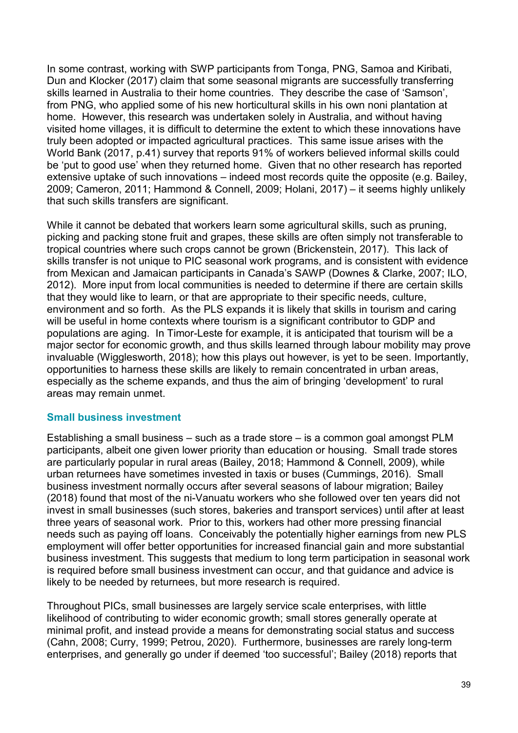In some contrast, working with SWP participants from Tonga, PNG, Samoa and Kiribati, Dun and Klocker (2017) claim that some seasonal migrants are successfully transferring skills learned in Australia to their home countries. They describe the case of 'Samson', from PNG, who applied some of his new horticultural skills in his own noni plantation at home. However, this research was undertaken solely in Australia, and without having visited home villages, it is difficult to determine the extent to which these innovations have truly been adopted or impacted agricultural practices. This same issue arises with the World Bank (2017, p.41) survey that reports 91% of workers believed informal skills could be 'put to good use' when they returned home. Given that no other research has reported extensive uptake of such innovations – indeed most records quite the opposite (e.g. Bailey, 2009; Cameron, 2011; Hammond & Connell, 2009; Holani, 2017) – it seems highly unlikely that such skills transfers are significant.

While it cannot be debated that workers learn some agricultural skills, such as pruning, picking and packing stone fruit and grapes, these skills are often simply not transferable to tropical countries where such crops cannot be grown (Brickenstein, 2017). This lack of skills transfer is not unique to PIC seasonal work programs, and is consistent with evidence from Mexican and Jamaican participants in Canada's SAWP (Downes & Clarke, 2007; ILO, 2012). More input from local communities is needed to determine if there are certain skills that they would like to learn, or that are appropriate to their specific needs, culture, environment and so forth. As the PLS expands it is likely that skills in tourism and caring will be useful in home contexts where tourism is a significant contributor to GDP and populations are aging. In Timor-Leste for example, it is anticipated that tourism will be a major sector for economic growth, and thus skills learned through labour mobility may prove invaluable (Wigglesworth, 2018); how this plays out however, is yet to be seen. Importantly, opportunities to harness these skills are likely to remain concentrated in urban areas, especially as the scheme expands, and thus the aim of bringing 'development' to rural areas may remain unmet.

### Small business investment

Establishing a small business – such as a trade store – is a common goal amongst PLM participants, albeit one given lower priority than education or housing. Small trade stores are particularly popular in rural areas (Bailey, 2018; Hammond & Connell, 2009), while urban returnees have sometimes invested in taxis or buses (Cummings, 2016). Small business investment normally occurs after several seasons of labour migration; Bailey (2018) found that most of the ni-Vanuatu workers who she followed over ten years did not invest in small businesses (such stores, bakeries and transport services) until after at least three years of seasonal work. Prior to this, workers had other more pressing financial needs such as paying off loans. Conceivably the potentially higher earnings from new PLS employment will offer better opportunities for increased financial gain and more substantial business investment. This suggests that medium to long term participation in seasonal work is required before small business investment can occur, and that guidance and advice is likely to be needed by returnees, but more research is required.

Throughout PICs, small businesses are largely service scale enterprises, with little likelihood of contributing to wider economic growth; small stores generally operate at minimal profit, and instead provide a means for demonstrating social status and success (Cahn, 2008; Curry, 1999; Petrou, 2020). Furthermore, businesses are rarely long-term enterprises, and generally go under if deemed 'too successful'; Bailey (2018) reports that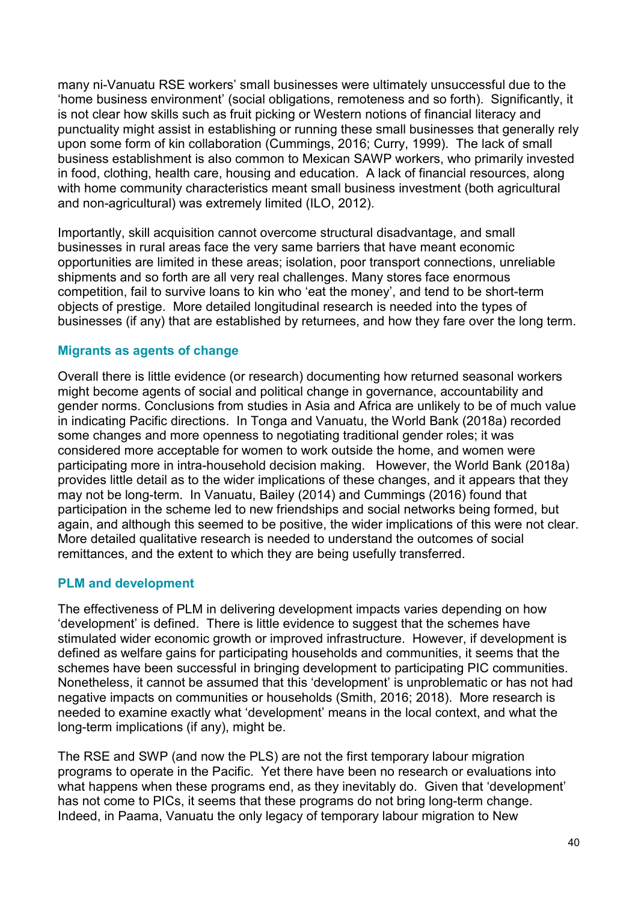many ni-Vanuatu RSE workers' small businesses were ultimately unsuccessful due to the 'home business environment' (social obligations, remoteness and so forth). Significantly, it is not clear how skills such as fruit picking or Western notions of financial literacy and punctuality might assist in establishing or running these small businesses that generally rely upon some form of kin collaboration (Cummings, 2016; Curry, 1999). The lack of small business establishment is also common to Mexican SAWP workers, who primarily invested in food, clothing, health care, housing and education. A lack of financial resources, along with home community characteristics meant small business investment (both agricultural and non-agricultural) was extremely limited (ILO, 2012).

Importantly, skill acquisition cannot overcome structural disadvantage, and small businesses in rural areas face the very same barriers that have meant economic opportunities are limited in these areas; isolation, poor transport connections, unreliable shipments and so forth are all very real challenges. Many stores face enormous competition, fail to survive loans to kin who 'eat the money', and tend to be short-term objects of prestige. More detailed longitudinal research is needed into the types of businesses (if any) that are established by returnees, and how they fare over the long term.

### Migrants as agents of change

Overall there is little evidence (or research) documenting how returned seasonal workers might become agents of social and political change in governance, accountability and gender norms. Conclusions from studies in Asia and Africa are unlikely to be of much value in indicating Pacific directions. In Tonga and Vanuatu, the World Bank (2018a) recorded some changes and more openness to negotiating traditional gender roles; it was considered more acceptable for women to work outside the home, and women were participating more in intra-household decision making. However, the World Bank (2018a) provides little detail as to the wider implications of these changes, and it appears that they may not be long-term. In Vanuatu, Bailey (2014) and Cummings (2016) found that participation in the scheme led to new friendships and social networks being formed, but again, and although this seemed to be positive, the wider implications of this were not clear. More detailed qualitative research is needed to understand the outcomes of social remittances, and the extent to which they are being usefully transferred.

### PLM and development

The effectiveness of PLM in delivering development impacts varies depending on how 'development' is defined. There is little evidence to suggest that the schemes have stimulated wider economic growth or improved infrastructure. However, if development is defined as welfare gains for participating households and communities, it seems that the schemes have been successful in bringing development to participating PIC communities. Nonetheless, it cannot be assumed that this 'development' is unproblematic or has not had negative impacts on communities or households (Smith, 2016; 2018). More research is needed to examine exactly what 'development' means in the local context, and what the long-term implications (if any), might be.

The RSE and SWP (and now the PLS) are not the first temporary labour migration programs to operate in the Pacific. Yet there have been no research or evaluations into what happens when these programs end, as they inevitably do. Given that 'development' has not come to PICs, it seems that these programs do not bring long-term change. Indeed, in Paama, Vanuatu the only legacy of temporary labour migration to New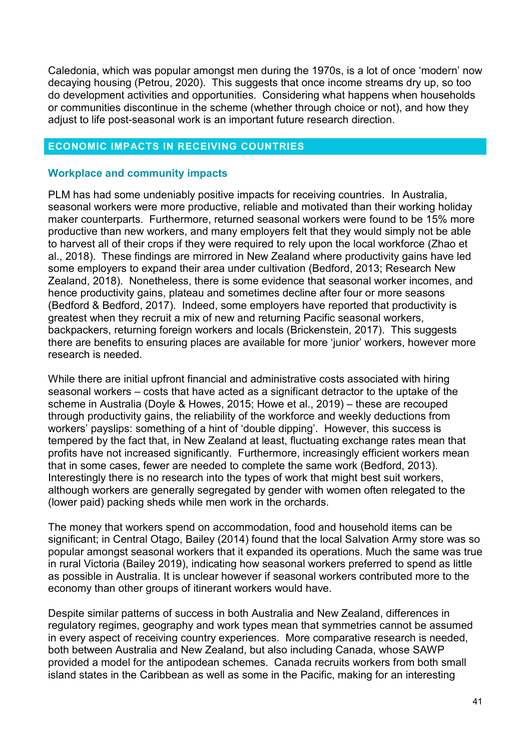Caledonia, which was popular amongst men during the 1970s, is a lot of once 'modern' now decaying housing (Petrou, 2020). This suggests that once income streams dry up, so too do development activities and opportunities. Considering what happens when households or communities discontinue in the scheme (whether through choice or not), and how they adjust to life post-seasonal work is an important future research direction.

## ECONOMIC IMPACTS IN RECEIVING COUNTRIES

### Workplace and community impacts

PLM has had some undeniably positive impacts for receiving countries. In Australia, seasonal workers were more productive, reliable and motivated than their working holiday maker counterparts. Furthermore, returned seasonal workers were found to be 15% more productive than new workers, and many employers felt that they would simply not be able to harvest all of their crops if they were required to rely upon the local workforce (Zhao et al., 2018). These findings are mirrored in New Zealand where productivity gains have led some employers to expand their area under cultivation (Bedford, 2013; Research New Zealand, 2018). Nonetheless, there is some evidence that seasonal worker incomes, and hence productivity gains, plateau and sometimes decline after four or more seasons (Bedford & Bedford, 2017). Indeed, some employers have reported that productivity is greatest when they recruit a mix of new and returning Pacific seasonal workers, backpackers, returning foreign workers and locals (Brickenstein, 2017). This suggests there are benefits to ensuring places are available for more 'junior' workers, however more research is needed.

While there are initial upfront financial and administrative costs associated with hiring seasonal workers – costs that have acted as a significant detractor to the uptake of the scheme in Australia (Doyle & Howes, 2015; Howe et al., 2019) – these are recouped through productivity gains, the reliability of the workforce and weekly deductions from workers' payslips: something of a hint of 'double dipping'. However, this success is tempered by the fact that, in New Zealand at least, fluctuating exchange rates mean that profits have not increased significantly. Furthermore, increasingly efficient workers mean that in some cases, fewer are needed to complete the same work (Bedford, 2013). Interestingly there is no research into the types of work that might best suit workers, although workers are generally segregated by gender with women often relegated to the (lower paid) packing sheds while men work in the orchards.

The money that workers spend on accommodation, food and household items can be significant; in Central Otago, Bailey (2014) found that the local Salvation Army store was so popular amongst seasonal workers that it expanded its operations. Much the same was true in rural Victoria (Bailey 2019), indicating how seasonal workers preferred to spend as little as possible in Australia. It is unclear however if seasonal workers contributed more to the economy than other groups of itinerant workers would have.

Despite similar patterns of success in both Australia and New Zealand, differences in regulatory regimes, geography and work types mean that symmetries cannot be assumed in every aspect of receiving country experiences. More comparative research is needed, both between Australia and New Zealand, but also including Canada, whose SAWP provided a model for the antipodean schemes. Canada recruits workers from both small island states in the Caribbean as well as some in the Pacific, making for an interesting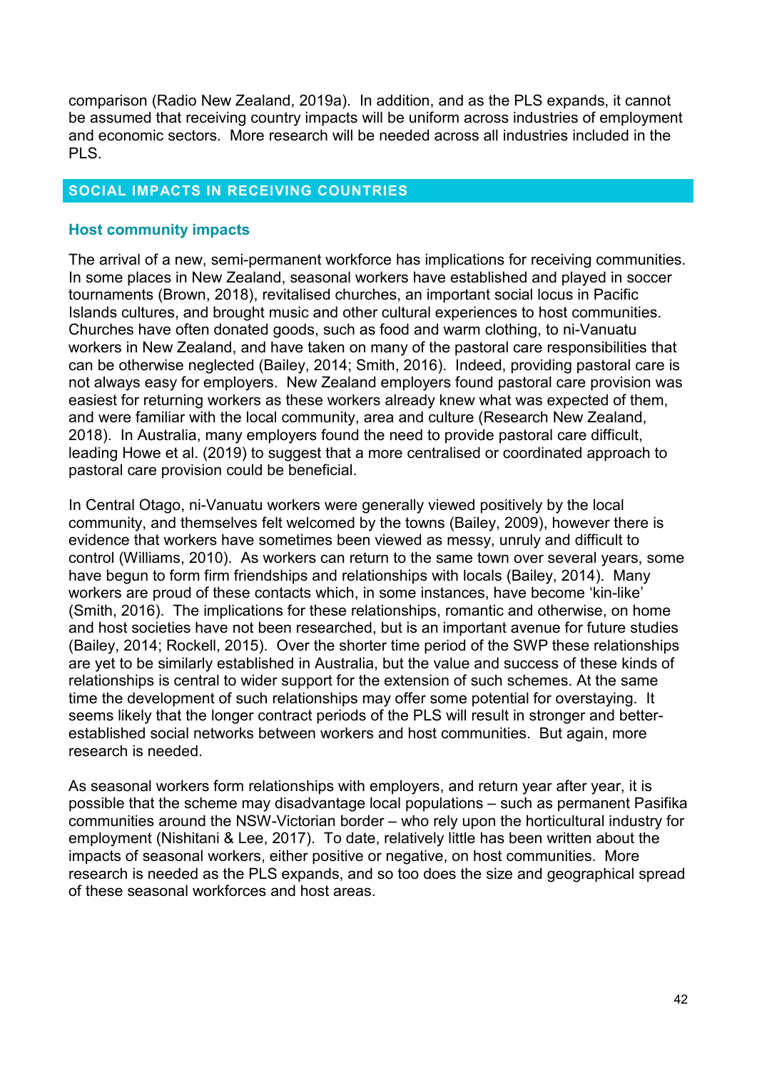comparison (Radio New Zealand, 2019a). In addition, and as the PLS expands, it cannot be assumed that receiving country impacts will be uniform across industries of employment and economic sectors. More research will be needed across all industries included in the PLS.

## SOCIAL IMPACTS IN RECEIVING COUNTRIES

### Host community impacts

The arrival of a new, semi-permanent workforce has implications for receiving communities. In some places in New Zealand, seasonal workers have established and played in soccer tournaments (Brown, 2018), revitalised churches, an important social locus in Pacific Islands cultures, and brought music and other cultural experiences to host communities. Churches have often donated goods, such as food and warm clothing, to ni-Vanuatu workers in New Zealand, and have taken on many of the pastoral care responsibilities that can be otherwise neglected (Bailey, 2014; Smith, 2016). Indeed, providing pastoral care is not always easy for employers. New Zealand employers found pastoral care provision was easiest for returning workers as these workers already knew what was expected of them, and were familiar with the local community, area and culture (Research New Zealand, 2018). In Australia, many employers found the need to provide pastoral care difficult, leading Howe et al. (2019) to suggest that a more centralised or coordinated approach to pastoral care provision could be beneficial.

In Central Otago, ni-Vanuatu workers were generally viewed positively by the local community, and themselves felt welcomed by the towns (Bailey, 2009), however there is evidence that workers have sometimes been viewed as messy, unruly and difficult to control (Williams, 2010). As workers can return to the same town over several years, some have begun to form firm friendships and relationships with locals (Bailey, 2014). Many workers are proud of these contacts which, in some instances, have become 'kin-like' (Smith, 2016). The implications for these relationships, romantic and otherwise, on home and host societies have not been researched, but is an important avenue for future studies (Bailey, 2014; Rockell, 2015). Over the shorter time period of the SWP these relationships are yet to be similarly established in Australia, but the value and success of these kinds of relationships is central to wider support for the extension of such schemes. At the same time the development of such relationships may offer some potential for overstaying. It seems likely that the longer contract periods of the PLS will result in stronger and better-established social networks between workers and host communities. But again, more research is needed.

As seasonal workers form relationships with employers, and return year after year, it is possible that the scheme may disadvantage local populations – such as permanent Pasifika communities around the NSW-Victorian border – who rely upon the horticultural industry for employment (Nishitani & Lee, 2017). To date, relatively little has been written about the impacts of seasonal workers, either positive or negative, on host communities. More research is needed as the PLS expands, and so too does the size and geographical spread of these seasonal workforces and host areas.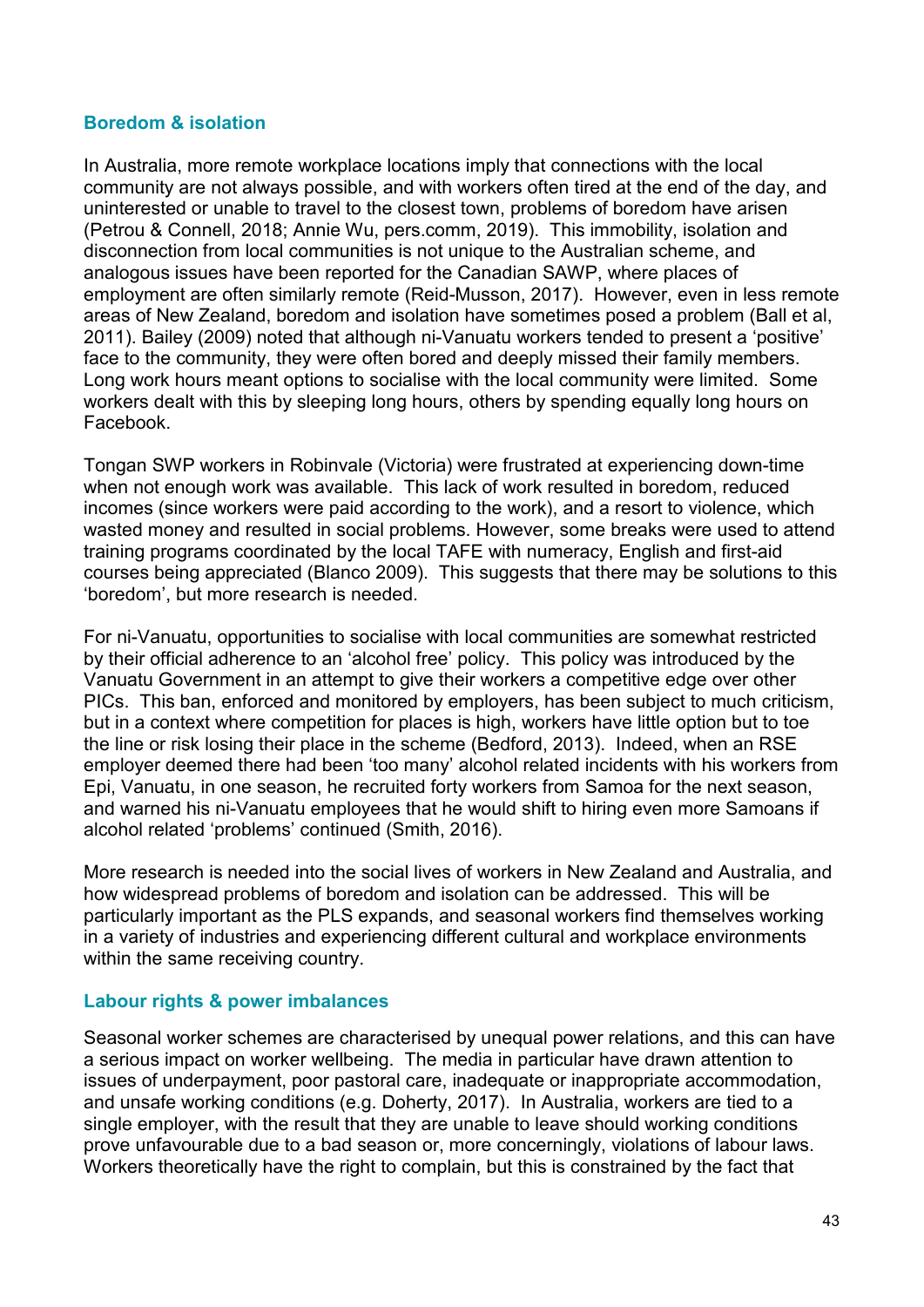### Boredom & isolation

In Australia, more remote workplace locations imply that connections with the local community are not always possible, and with workers often tired at the end of the day, and uninterested or unable to travel to the closest town, problems of boredom have arisen (Petrou & Connell, 2018; Annie Wu, pers.comm, 2019). This immobility, isolation and disconnection from local communities is not unique to the Australian scheme, and analogous issues have been reported for the Canadian SAWP, where places of employment are often similarly remote (Reid-Musson, 2017). However, even in less remote areas of New Zealand, boredom and isolation have sometimes posed a problem (Ball et al, 2011). Bailey (2009) noted that although ni-Vanuatu workers tended to present a 'positive' face to the community, they were often bored and deeply missed their family members. Long work hours meant options to socialise with the local community were limited. Some workers dealt with this by sleeping long hours, others by spending equally long hours on Facebook.

Tongan SWP workers in Robinvale (Victoria) were frustrated at experiencing down-time when not enough work was available. This lack of work resulted in boredom, reduced incomes (since workers were paid according to the work), and a resort to violence, which wasted money and resulted in social problems. However, some breaks were used to attend training programs coordinated by the local TAFE with numeracy, English and first-aid courses being appreciated (Blanco 2009). This suggests that there may be solutions to this 'boredom', but more research is needed.

For ni-Vanuatu, opportunities to socialise with local communities are somewhat restricted by their official adherence to an 'alcohol free' policy. This policy was introduced by the Vanuatu Government in an attempt to give their workers a competitive edge over other PICs. This ban, enforced and monitored by employers, has been subject to much criticism, but in a context where competition for places is high, workers have little option but to toe the line or risk losing their place in the scheme (Bedford, 2013). Indeed, when an RSE employer deemed there had been 'too many' alcohol related incidents with his workers from Epi, Vanuatu, in one season, he recruited forty workers from Samoa for the next season, and warned his ni-Vanuatu employees that he would shift to hiring even more Samoans if alcohol related 'problems' continued (Smith, 2016).

More research is needed into the social lives of workers in New Zealand and Australia, and how widespread problems of boredom and isolation can be addressed. This will be particularly important as the PLS expands, and seasonal workers find themselves working in a variety of industries and experiencing different cultural and workplace environments within the same receiving country.

### Labour rights & power imbalances

Seasonal worker schemes are characterised by unequal power relations, and this can have a serious impact on worker wellbeing. The media in particular have drawn attention to issues of underpayment, poor pastoral care, inadequate or inappropriate accommodation, and unsafe working conditions (e.g. Doherty, 2017). In Australia, workers are tied to a single employer, with the result that they are unable to leave should working conditions prove unfavourable due to a bad season or, more concerningly, violations of labour laws. Workers theoretically have the right to complain, but this is constrained by the fact that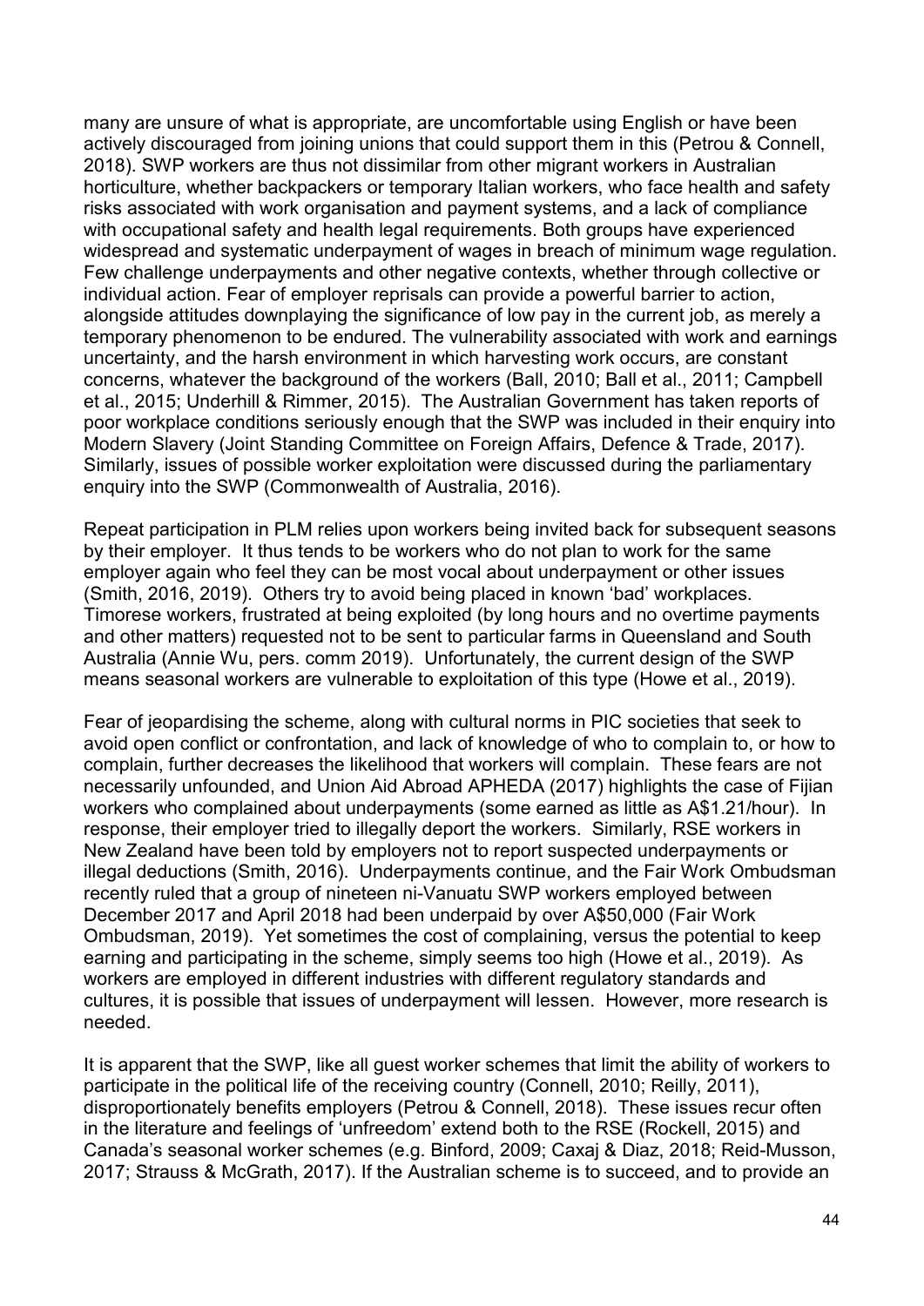many are unsure of what is appropriate, are uncomfortable using English or have been actively discouraged from joining unions that could support them in this (Petrou & Connell, 2018). SWP workers are thus not dissimilar from other migrant workers in Australian horticulture, whether backpackers or temporary Italian workers, who face health and safety risks associated with work organisation and payment systems, and a lack of compliance with occupational safety and health legal requirements. Both groups have experienced widespread and systematic underpayment of wages in breach of minimum wage regulation. Few challenge underpayments and other negative contexts, whether through collective or individual action. Fear of employer reprisals can provide a powerful barrier to action, alongside attitudes downplaying the significance of low pay in the current job, as merely a temporary phenomenon to be endured. The vulnerability associated with work and earnings uncertainty, and the harsh environment in which harvesting work occurs, are constant concerns, whatever the background of the workers (Ball, 2010; Ball et al., 2011; Campbell et al., 2015; Underhill & Rimmer, 2015). The Australian Government has taken reports of poor workplace conditions seriously enough that the SWP was included in their enquiry into Modern Slavery (Joint Standing Committee on Foreign Affairs, Defence & Trade, 2017). Similarly, issues of possible worker exploitation were discussed during the parliamentary enquiry into the SWP (Commonwealth of Australia, 2016).

Repeat participation in PLM relies upon workers being invited back for subsequent seasons by their employer. It thus tends to be workers who do not plan to work for the same employer again who feel they can be most vocal about underpayment or other issues (Smith, 2016, 2019). Others try to avoid being placed in known 'bad' workplaces. Timorese workers, frustrated at being exploited (by long hours and no overtime payments and other matters) requested not to be sent to particular farms in Queensland and South Australia (Annie Wu, pers. comm 2019). Unfortunately, the current design of the SWP means seasonal workers are vulnerable to exploitation of this type (Howe et al., 2019).

Fear of jeopardising the scheme, along with cultural norms in PIC societies that seek to avoid open conflict or confrontation, and lack of knowledge of who to complain to, or how to complain, further decreases the likelihood that workers will complain. These fears are not necessarily unfounded, and Union Aid Abroad APHEDA (2017) highlights the case of Fijian workers who complained about underpayments (some earned as little as A$1.21/hour). In response, their employer tried to illegally deport the workers. Similarly, RSE workers in New Zealand have been told by employers not to report suspected underpayments or illegal deductions (Smith, 2016). Underpayments continue, and the Fair Work Ombudsman recently ruled that a group of nineteen ni-Vanuatu SWP workers employed between December 2017 and April 2018 had been underpaid by over A$50,000 (Fair Work Ombudsman, 2019). Yet sometimes the cost of complaining, versus the potential to keep earning and participating in the scheme, simply seems too high (Howe et al., 2019). As workers are employed in different industries with different regulatory standards and cultures, it is possible that issues of underpayment will lessen. However, more research is needed.

It is apparent that the SWP, like all guest worker schemes that limit the ability of workers to participate in the political life of the receiving country (Connell, 2010; Reilly, 2011), disproportionately benefits employers (Petrou & Connell, 2018). These issues recur often in the literature and feelings of 'unfreedom' extend both to the RSE (Rockell, 2015) and Canada's seasonal worker schemes (e.g. Binford, 2009; Caxaj & Diaz, 2018; Reid-Musson, 2017; Strauss & McGrath, 2017). If the Australian scheme is to succeed, and to provide an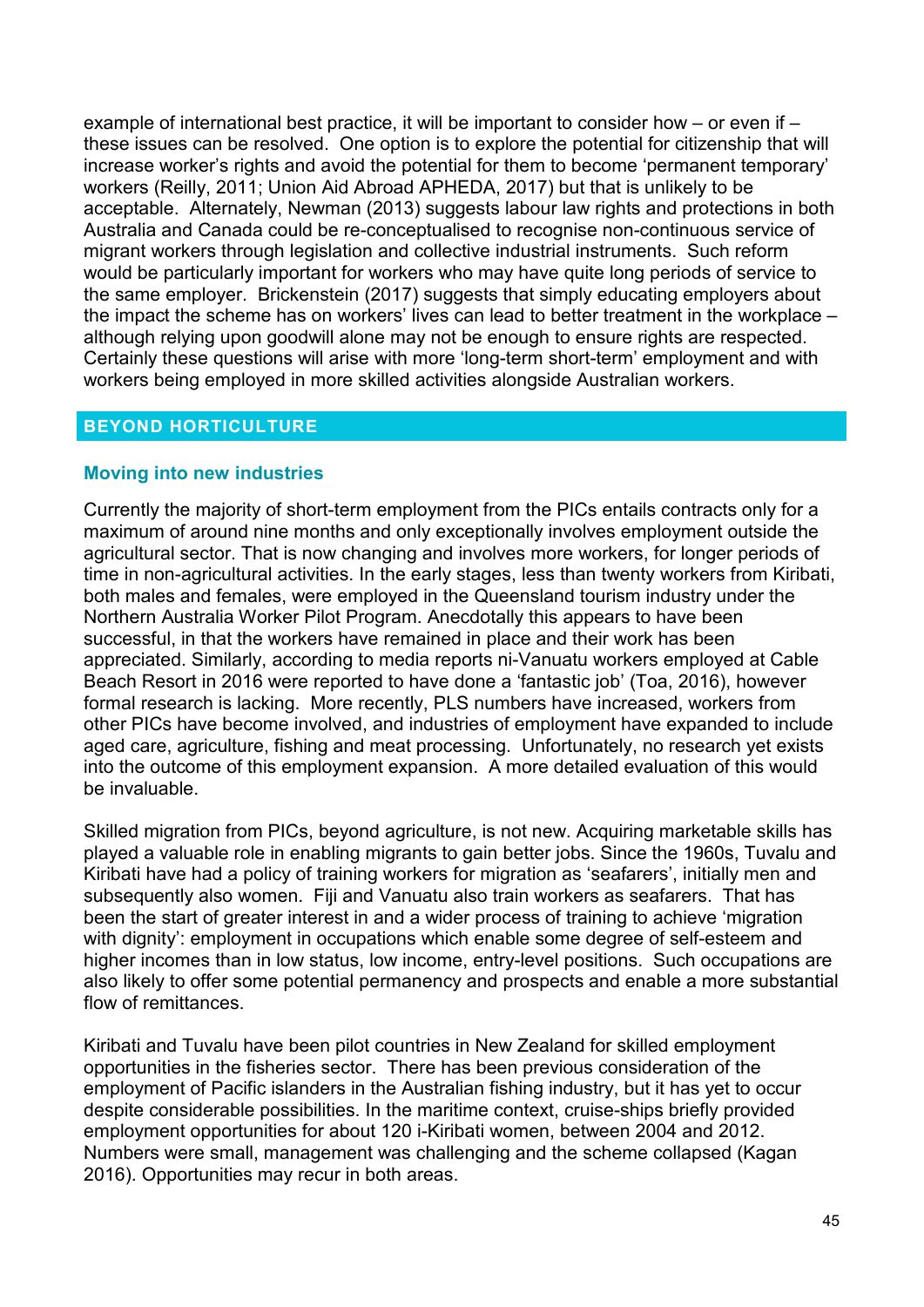example of international best practice, it will be important to consider how – or even if – these issues can be resolved. One option is to explore the potential for citizenship that will increase worker's rights and avoid the potential for them to become 'permanent temporary' workers (Reilly, 2011; Union Aid Abroad APHEDA, 2017) but that is unlikely to be acceptable. Alternately, Newman (2013) suggests labour law rights and protections in both Australia and Canada could be re-conceptualised to recognise non-continuous service of migrant workers through legislation and collective industrial instruments. Such reform would be particularly important for workers who may have quite long periods of service to the same employer. Brickenstein (2017) suggests that simply educating employers about the impact the scheme has on workers' lives can lead to better treatment in the workplace – although relying upon goodwill alone may not be enough to ensure rights are respected. Certainly these questions will arise with more 'long-term short-term' employment and with workers being employed in more skilled activities alongside Australian workers.

## BEYOND HORTICULTURE

### Moving into new industries

Currently the majority of short-term employment from the PICs entails contracts only for a maximum of around nine months and only exceptionally involves employment outside the agricultural sector. That is now changing and involves more workers, for longer periods of time in non-agricultural activities. In the early stages, less than twenty workers from Kiribati, both males and females, were employed in the Queensland tourism industry under the Northern Australia Worker Pilot Program. Anecdotally this appears to have been successful, in that the workers have remained in place and their work has been appreciated. Similarly, according to media reports ni-Vanuatu workers employed at Cable Beach Resort in 2016 were reported to have done a 'fantastic job' (Toa, 2016), however formal research is lacking. More recently, PLS numbers have increased, workers from other PICs have become involved, and industries of employment have expanded to include aged care, agriculture, fishing and meat processing. Unfortunately, no research yet exists into the outcome of this employment expansion. A more detailed evaluation of this would be invaluable.

Skilled migration from PICs, beyond agriculture, is not new. Acquiring marketable skills has played a valuable role in enabling migrants to gain better jobs. Since the 1960s, Tuvalu and Kiribati have had a policy of training workers for migration as 'seafarers', initially men and subsequently also women. Fiji and Vanuatu also train workers as seafarers. That has been the start of greater interest in and a wider process of training to achieve 'migration with dignity': employment in occupations which enable some degree of self-esteem and higher incomes than in low status, low income, entry-level positions. Such occupations are also likely to offer some potential permanency and prospects and enable a more substantial flow of remittances.

Kiribati and Tuvalu have been pilot countries in New Zealand for skilled employment opportunities in the fisheries sector. There has been previous consideration of the employment of Pacific islanders in the Australian fishing industry, but it has yet to occur despite considerable possibilities. In the maritime context, cruise-ships briefly provided employment opportunities for about 120 i-Kiribati women, between 2004 and 2012. Numbers were small, management was challenging and the scheme collapsed (Kagan 2016). Opportunities may recur in both areas.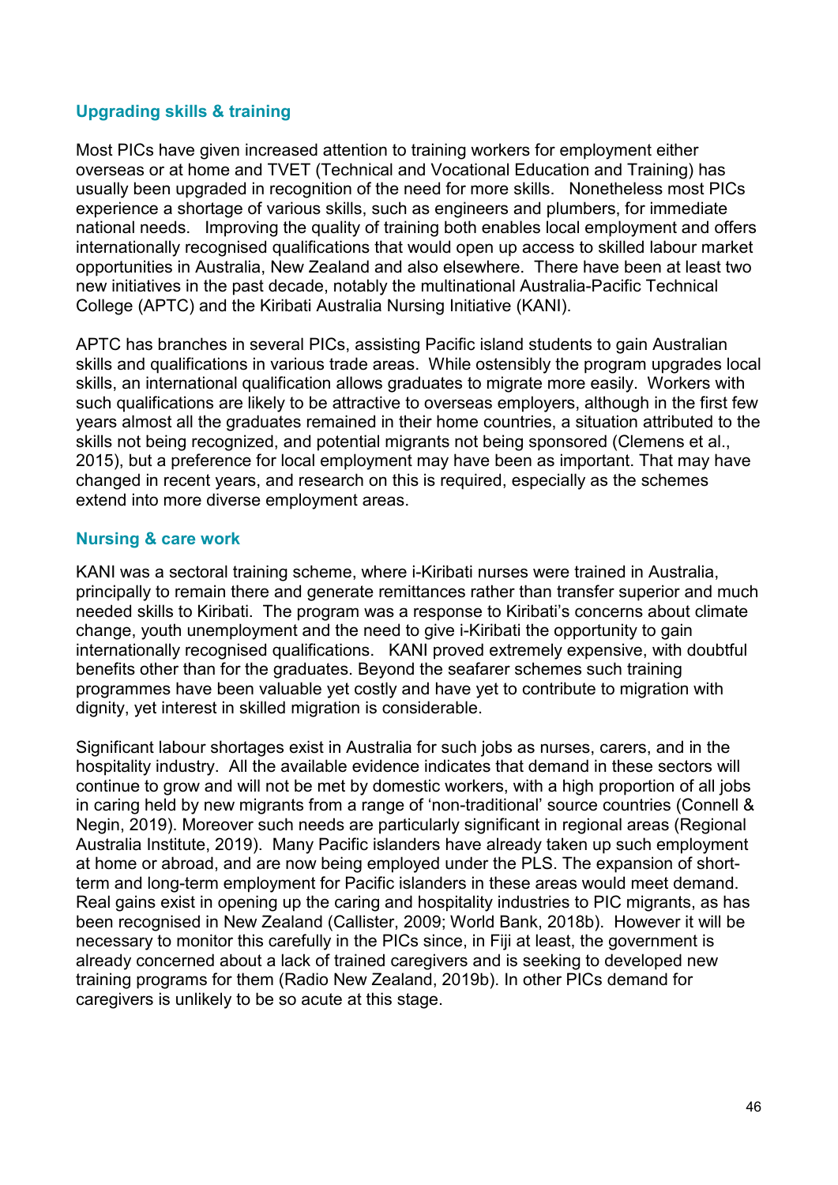### Upgrading skills & training

Most PICs have given increased attention to training workers for employment either overseas or at home and TVET (Technical and Vocational Education and Training) has usually been upgraded in recognition of the need for more skills. Nonetheless most PICs experience a shortage of various skills, such as engineers and plumbers, for immediate national needs. Improving the quality of training both enables local employment and offers internationally recognised qualifications that would open up access to skilled labour market opportunities in Australia, New Zealand and also elsewhere. There have been at least two new initiatives in the past decade, notably the multinational Australia-Pacific Technical College (APTC) and the Kiribati Australia Nursing Initiative (KANI).

APTC has branches in several PICs, assisting Pacific island students to gain Australian skills and qualifications in various trade areas. While ostensibly the program upgrades local skills, an international qualification allows graduates to migrate more easily. Workers with such qualifications are likely to be attractive to overseas employers, although in the first few years almost all the graduates remained in their home countries, a situation attributed to the skills not being recognized, and potential migrants not being sponsored (Clemens et al., 2015), but a preference for local employment may have been as important. That may have changed in recent years, and research on this is required, especially as the schemes extend into more diverse employment areas.

### Nursing & care work

KANI was a sectoral training scheme, where i-Kiribati nurses were trained in Australia, principally to remain there and generate remittances rather than transfer superior and much needed skills to Kiribati. The program was a response to Kiribati's concerns about climate change, youth unemployment and the need to give i-Kiribati the opportunity to gain internationally recognised qualifications. KANI proved extremely expensive, with doubtful benefits other than for the graduates. Beyond the seafarer schemes such training programmes have been valuable yet costly and have yet to contribute to migration with dignity, yet interest in skilled migration is considerable.

Significant labour shortages exist in Australia for such jobs as nurses, carers, and in the hospitality industry. All the available evidence indicates that demand in these sectors will continue to grow and will not be met by domestic workers, with a high proportion of all jobs in caring held by new migrants from a range of 'non-traditional' source countries (Connell & Negin, 2019). Moreover such needs are particularly significant in regional areas (Regional Australia Institute, 2019). Many Pacific islanders have already taken up such employment at home or abroad, and are now being employed under the PLS. The expansion of short-term and long-term employment for Pacific islanders in these areas would meet demand. Real gains exist in opening up the caring and hospitality industries to PIC migrants, as has been recognised in New Zealand (Callister, 2009; World Bank, 2018b). However it will be necessary to monitor this carefully in the PICs since, in Fiji at least, the government is already concerned about a lack of trained caregivers and is seeking to developed new training programs for them (Radio New Zealand, 2019b). In other PICs demand for caregivers is unlikely to be so acute at this stage.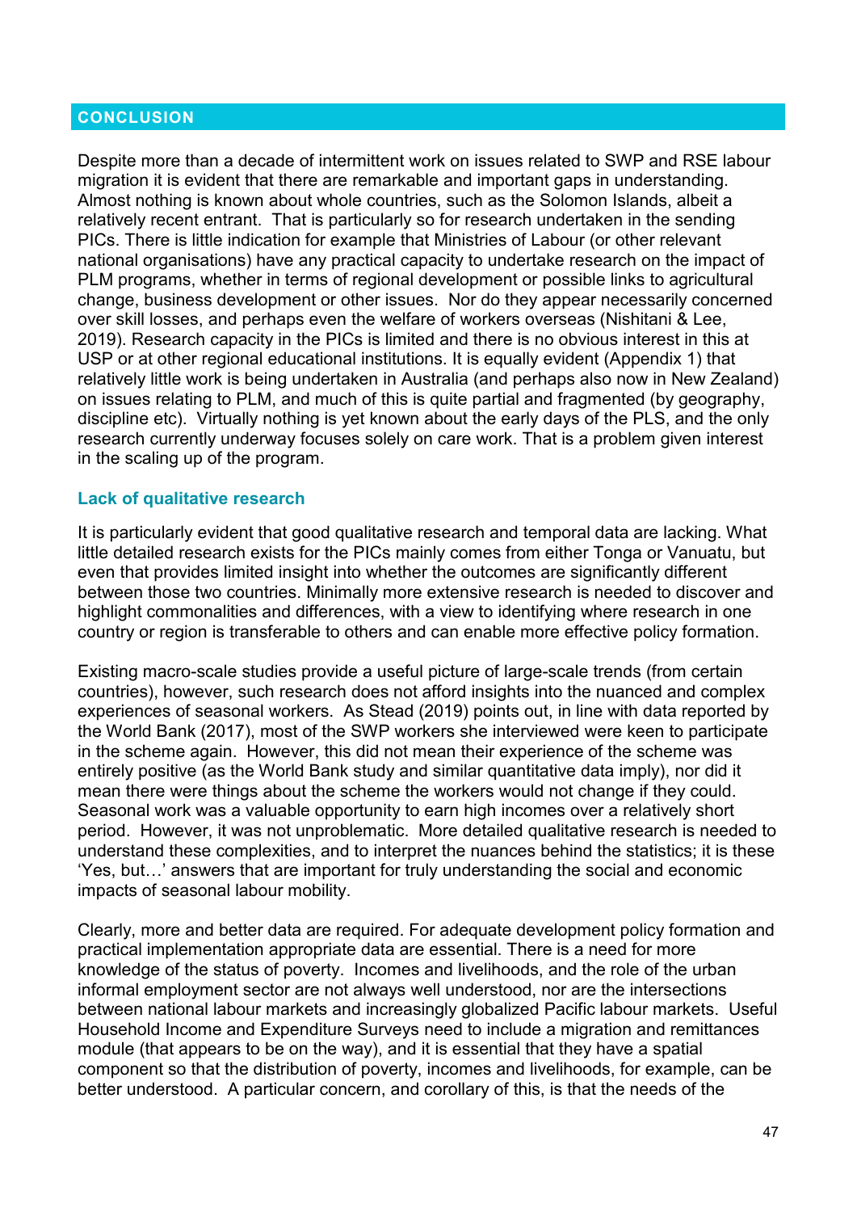## CONCLUSION

Despite more than a decade of intermittent work on issues related to SWP and RSE labour migration it is evident that there are remarkable and important gaps in understanding. Almost nothing is known about whole countries, such as the Solomon Islands, albeit a relatively recent entrant. That is particularly so for research undertaken in the sending PICs. There is little indication for example that Ministries of Labour (or other relevant national organisations) have any practical capacity to undertake research on the impact of PLM programs, whether in terms of regional development or possible links to agricultural change, business development or other issues. Nor do they appear necessarily concerned over skill losses, and perhaps even the welfare of workers overseas (Nishitani & Lee, 2019). Research capacity in the PICs is limited and there is no obvious interest in this at USP or at other regional educational institutions. It is equally evident (Appendix 1) that relatively little work is being undertaken in Australia (and perhaps also now in New Zealand) on issues relating to PLM, and much of this is quite partial and fragmented (by geography, discipline etc). Virtually nothing is yet known about the early days of the PLS, and the only research currently underway focuses solely on care work. That is a problem given interest in the scaling up of the program.

### Lack of qualitative research

It is particularly evident that good qualitative research and temporal data are lacking. What little detailed research exists for the PICs mainly comes from either Tonga or Vanuatu, but even that provides limited insight into whether the outcomes are significantly different between those two countries. Minimally more extensive research is needed to discover and highlight commonalities and differences, with a view to identifying where research in one country or region is transferable to others and can enable more effective policy formation.

Existing macro-scale studies provide a useful picture of large-scale trends (from certain countries), however, such research does not afford insights into the nuanced and complex experiences of seasonal workers. As Stead (2019) points out, in line with data reported by the World Bank (2017), most of the SWP workers she interviewed were keen to participate in the scheme again. However, this did not mean their experience of the scheme was entirely positive (as the World Bank study and similar quantitative data imply), nor did it mean there were things about the scheme the workers would not change if they could. Seasonal work was a valuable opportunity to earn high incomes over a relatively short period. However, it was not unproblematic. More detailed qualitative research is needed to understand these complexities, and to interpret the nuances behind the statistics; it is these 'Yes, but…' answers that are important for truly understanding the social and economic impacts of seasonal labour mobility.

Clearly, more and better data are required. For adequate development policy formation and practical implementation appropriate data are essential. There is a need for more knowledge of the status of poverty. Incomes and livelihoods, and the role of the urban informal employment sector are not always well understood, nor are the intersections between national labour markets and increasingly globalized Pacific labour markets. Useful Household Income and Expenditure Surveys need to include a migration and remittances module (that appears to be on the way), and it is essential that they have a spatial component so that the distribution of poverty, incomes and livelihoods, for example, can be better understood. A particular concern, and corollary of this, is that the needs of the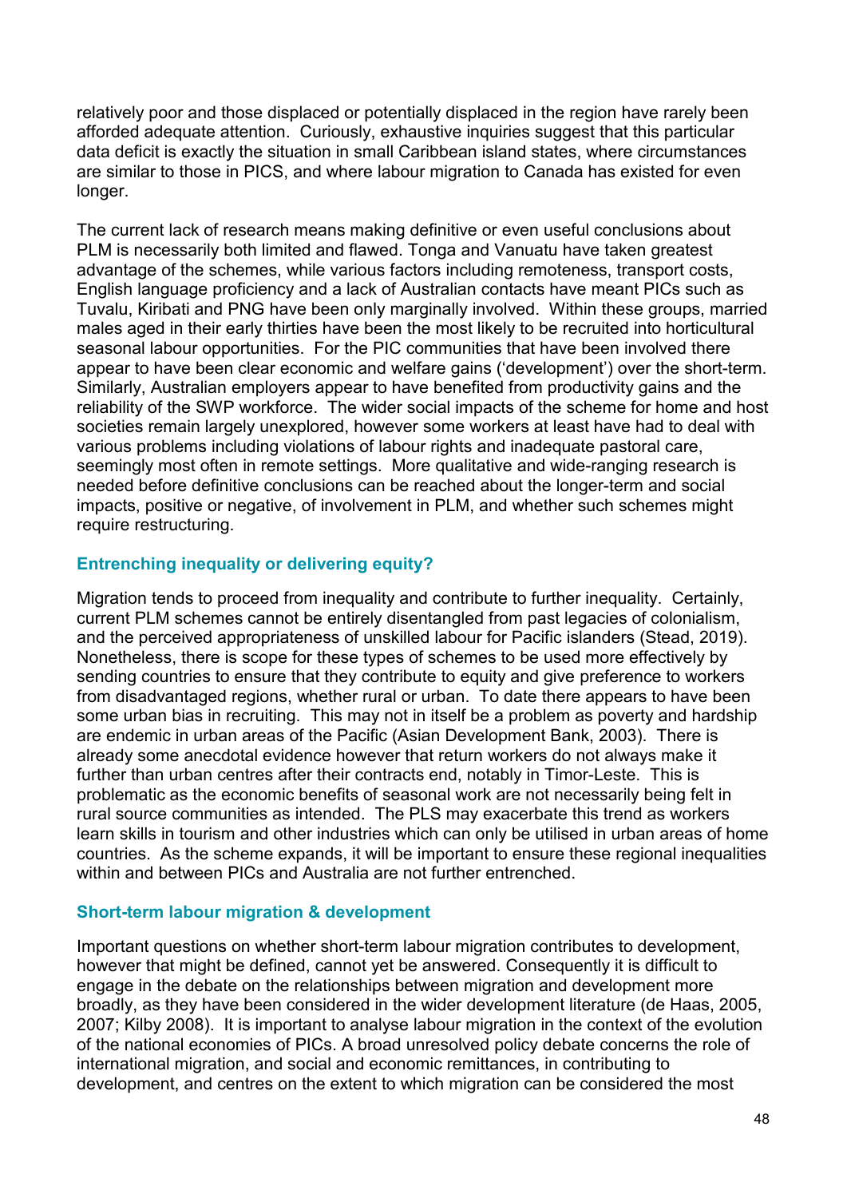relatively poor and those displaced or potentially displaced in the region have rarely been afforded adequate attention. Curiously, exhaustive inquiries suggest that this particular data deficit is exactly the situation in small Caribbean island states, where circumstances are similar to those in PICS, and where labour migration to Canada has existed for even longer.

The current lack of research means making definitive or even useful conclusions about PLM is necessarily both limited and flawed. Tonga and Vanuatu have taken greatest advantage of the schemes, while various factors including remoteness, transport costs, English language proficiency and a lack of Australian contacts have meant PICs such as Tuvalu, Kiribati and PNG have been only marginally involved. Within these groups, married males aged in their early thirties have been the most likely to be recruited into horticultural seasonal labour opportunities. For the PIC communities that have been involved there appear to have been clear economic and welfare gains ('development') over the short-term. Similarly, Australian employers appear to have benefited from productivity gains and the reliability of the SWP workforce. The wider social impacts of the scheme for home and host societies remain largely unexplored, however some workers at least have had to deal with various problems including violations of labour rights and inadequate pastoral care, seemingly most often in remote settings. More qualitative and wide-ranging research is needed before definitive conclusions can be reached about the longer-term and social impacts, positive or negative, of involvement in PLM, and whether such schemes might require restructuring.

### Entrenching inequality or delivering equity?

Migration tends to proceed from inequality and contribute to further inequality. Certainly, current PLM schemes cannot be entirely disentangled from past legacies of colonialism, and the perceived appropriateness of unskilled labour for Pacific islanders (Stead, 2019). Nonetheless, there is scope for these types of schemes to be used more effectively by sending countries to ensure that they contribute to equity and give preference to workers from disadvantaged regions, whether rural or urban. To date there appears to have been some urban bias in recruiting. This may not in itself be a problem as poverty and hardship are endemic in urban areas of the Pacific (Asian Development Bank, 2003). There is already some anecdotal evidence however that return workers do not always make it further than urban centres after their contracts end, notably in Timor-Leste. This is problematic as the economic benefits of seasonal work are not necessarily being felt in rural source communities as intended. The PLS may exacerbate this trend as workers learn skills in tourism and other industries which can only be utilised in urban areas of home countries. As the scheme expands, it will be important to ensure these regional inequalities within and between PICs and Australia are not further entrenched.

### Short-term labour migration & development

Important questions on whether short-term labour migration contributes to development, however that might be defined, cannot yet be answered. Consequently it is difficult to engage in the debate on the relationships between migration and development more broadly, as they have been considered in the wider development literature (de Haas, 2005, 2007; Kilby 2008). It is important to analyse labour migration in the context of the evolution of the national economies of PICs. A broad unresolved policy debate concerns the role of international migration, and social and economic remittances, in contributing to development, and centres on the extent to which migration can be considered the most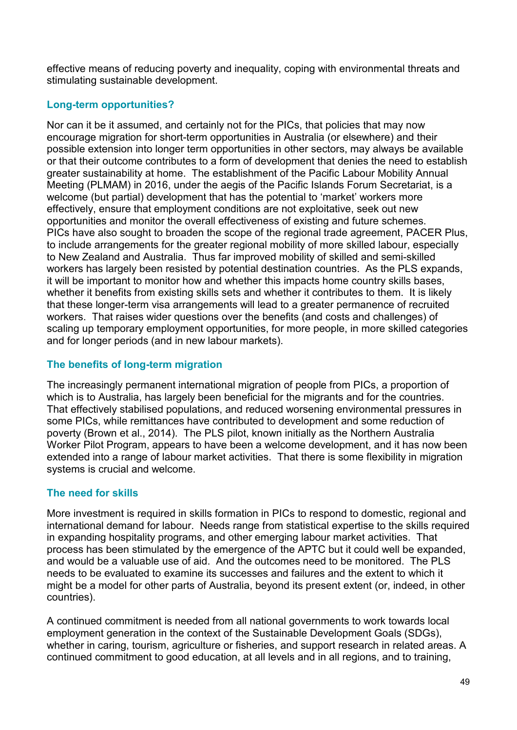effective means of reducing poverty and inequality, coping with environmental threats and stimulating sustainable development.

### Long-term opportunities?

Nor can it be it assumed, and certainly not for the PICs, that policies that may now encourage migration for short-term opportunities in Australia (or elsewhere) and their possible extension into longer term opportunities in other sectors, may always be available or that their outcome contributes to a form of development that denies the need to establish greater sustainability at home. The establishment of the Pacific Labour Mobility Annual Meeting (PLMAM) in 2016, under the aegis of the Pacific Islands Forum Secretariat, is a welcome (but partial) development that has the potential to 'market' workers more effectively, ensure that employment conditions are not exploitative, seek out new opportunities and monitor the overall effectiveness of existing and future schemes. PICs have also sought to broaden the scope of the regional trade agreement, PACER Plus, to include arrangements for the greater regional mobility of more skilled labour, especially to New Zealand and Australia. Thus far improved mobility of skilled and semi-skilled workers has largely been resisted by potential destination countries. As the PLS expands, it will be important to monitor how and whether this impacts home country skills bases, whether it benefits from existing skills sets and whether it contributes to them. It is likely that these longer-term visa arrangements will lead to a greater permanence of recruited workers. That raises wider questions over the benefits (and costs and challenges) of scaling up temporary employment opportunities, for more people, in more skilled categories and for longer periods (and in new labour markets).

### The benefits of long-term migration

The increasingly permanent international migration of people from PICs, a proportion of which is to Australia, has largely been beneficial for the migrants and for the countries. That effectively stabilised populations, and reduced worsening environmental pressures in some PICs, while remittances have contributed to development and some reduction of poverty (Brown et al., 2014). The PLS pilot, known initially as the Northern Australia Worker Pilot Program, appears to have been a welcome development, and it has now been extended into a range of labour market activities. That there is some flexibility in migration systems is crucial and welcome.

### The need for skills

More investment is required in skills formation in PICs to respond to domestic, regional and international demand for labour. Needs range from statistical expertise to the skills required in expanding hospitality programs, and other emerging labour market activities. That process has been stimulated by the emergence of the APTC but it could well be expanded, and would be a valuable use of aid. And the outcomes need to be monitored. The PLS needs to be evaluated to examine its successes and failures and the extent to which it might be a model for other parts of Australia, beyond its present extent (or, indeed, in other countries).

A continued commitment is needed from all national governments to work towards local employment generation in the context of the Sustainable Development Goals (SDGs), whether in caring, tourism, agriculture or fisheries, and support research in related areas. A continued commitment to good education, at all levels and in all regions, and to training,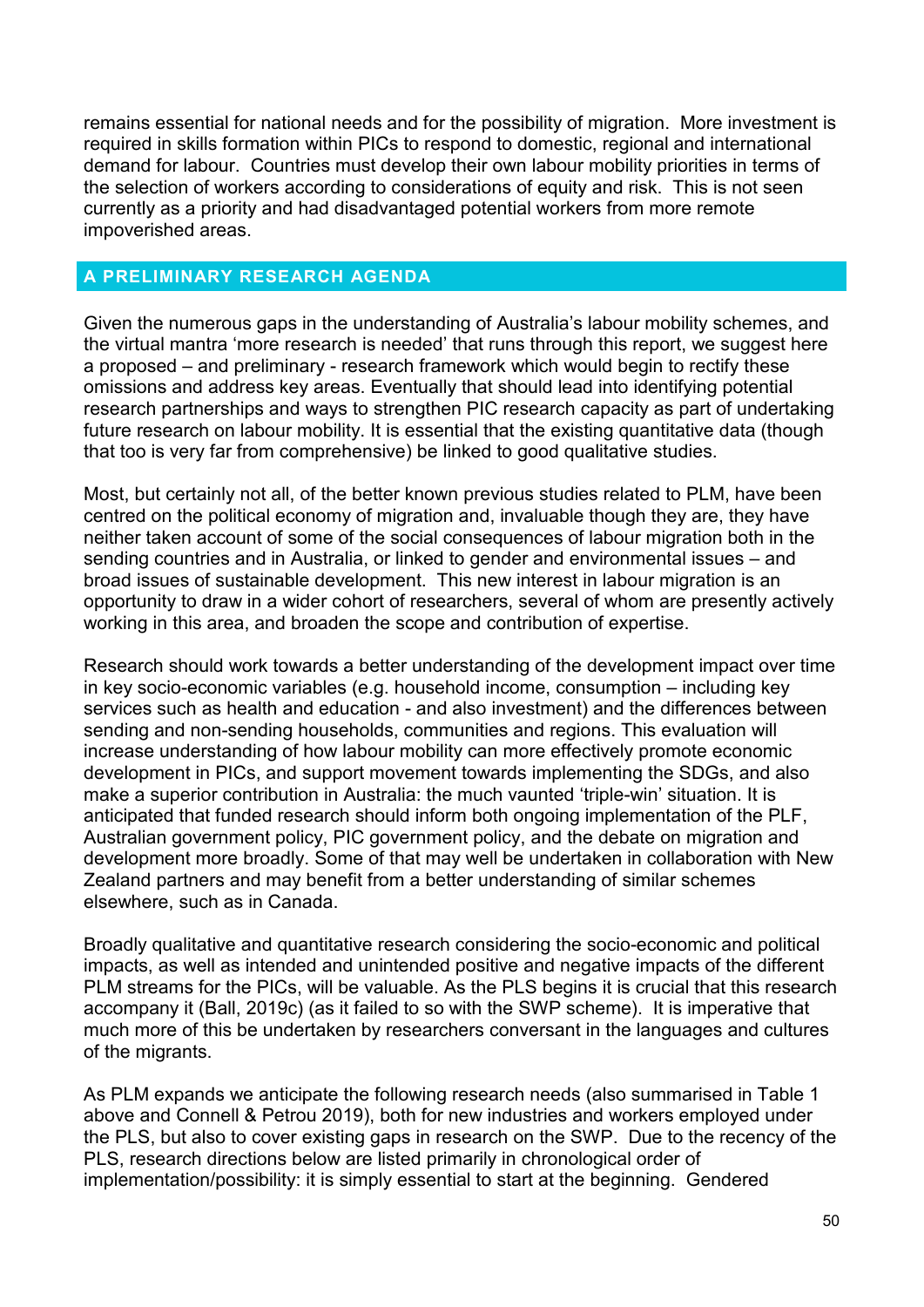remains essential for national needs and for the possibility of migration. More investment is required in skills formation within PICs to respond to domestic, regional and international demand for labour. Countries must develop their own labour mobility priorities in terms of the selection of workers according to considerations of equity and risk. This is not seen currently as a priority and had disadvantaged potential workers from more remote impoverished areas.

## A PRELIMINARY RESEARCH AGENDA

Given the numerous gaps in the understanding of Australia's labour mobility schemes, and the virtual mantra 'more research is needed' that runs through this report, we suggest here a proposed – and preliminary - research framework which would begin to rectify these omissions and address key areas. Eventually that should lead into identifying potential research partnerships and ways to strengthen PIC research capacity as part of undertaking future research on labour mobility. It is essential that the existing quantitative data (though that too is very far from comprehensive) be linked to good qualitative studies.

Most, but certainly not all, of the better known previous studies related to PLM, have been centred on the political economy of migration and, invaluable though they are, they have neither taken account of some of the social consequences of labour migration both in the sending countries and in Australia, or linked to gender and environmental issues – and broad issues of sustainable development. This new interest in labour migration is an opportunity to draw in a wider cohort of researchers, several of whom are presently actively working in this area, and broaden the scope and contribution of expertise.

Research should work towards a better understanding of the development impact over time in key socio-economic variables (e.g. household income, consumption – including key services such as health and education - and also investment) and the differences between sending and non-sending households, communities and regions. This evaluation will increase understanding of how labour mobility can more effectively promote economic development in PICs, and support movement towards implementing the SDGs, and also make a superior contribution in Australia: the much vaunted 'triple-win' situation. It is anticipated that funded research should inform both ongoing implementation of the PLF, Australian government policy, PIC government policy, and the debate on migration and development more broadly. Some of that may well be undertaken in collaboration with New Zealand partners and may benefit from a better understanding of similar schemes elsewhere, such as in Canada.

Broadly qualitative and quantitative research considering the socio-economic and political impacts, as well as intended and unintended positive and negative impacts of the different PLM streams for the PICs, will be valuable. As the PLS begins it is crucial that this research accompany it (Ball, 2019c) (as it failed to so with the SWP scheme). It is imperative that much more of this be undertaken by researchers conversant in the languages and cultures of the migrants.

As PLM expands we anticipate the following research needs (also summarised in Table 1 above and Connell & Petrou 2019), both for new industries and workers employed under the PLS, but also to cover existing gaps in research on the SWP. Due to the recency of the PLS, research directions below are listed primarily in chronological order of implementation/possibility: it is simply essential to start at the beginning. Gendered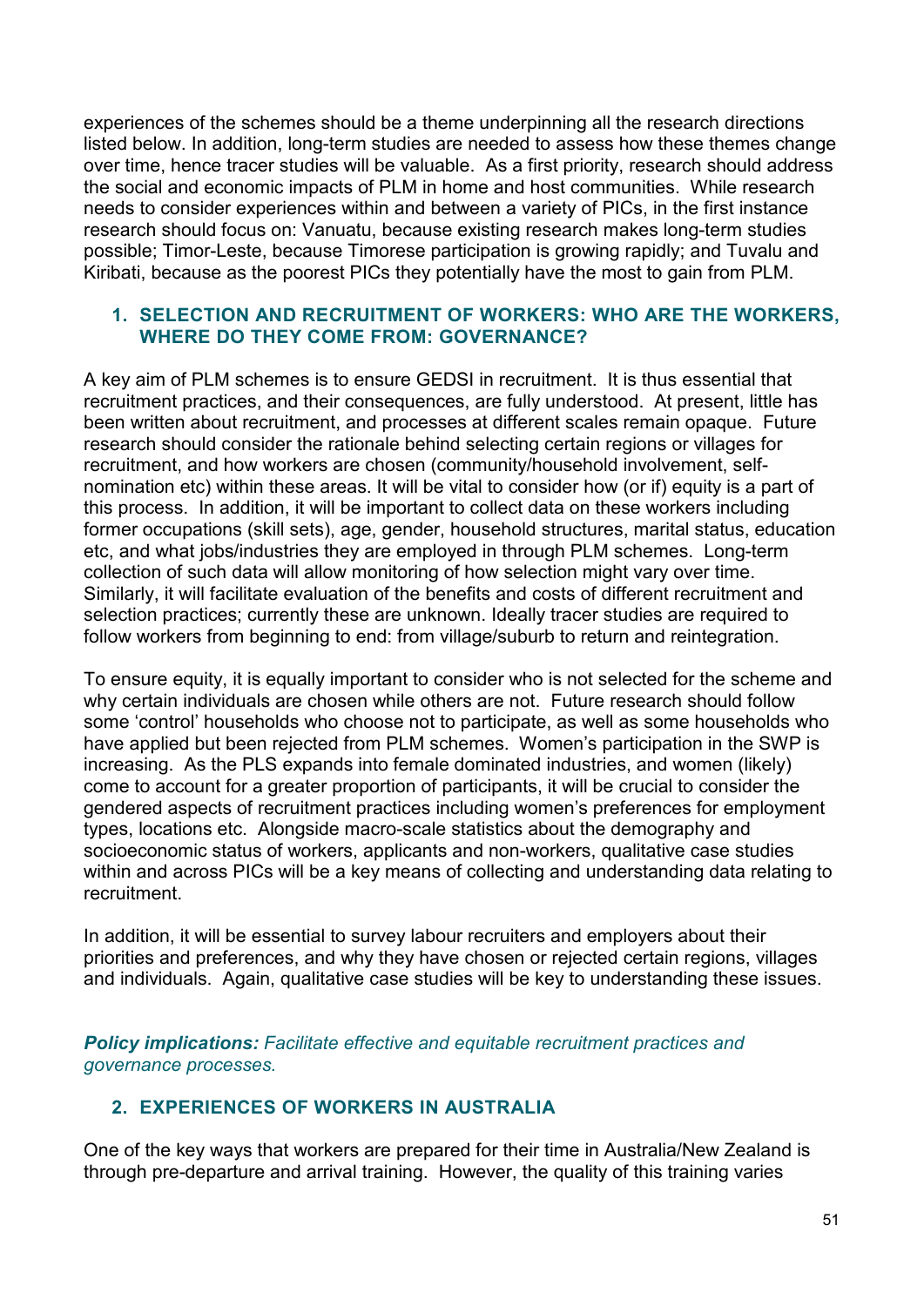experiences of the schemes should be a theme underpinning all the research directions listed below. In addition, long-term studies are needed to assess how these themes change over time, hence tracer studies will be valuable. As a first priority, research should address the social and economic impacts of PLM in home and host communities. While research needs to consider experiences within and between a variety of PICs, in the first instance research should focus on: Vanuatu, because existing research makes long-term studies possible; Timor-Leste, because Timorese participation is growing rapidly; and Tuvalu and Kiribati, because as the poorest PICs they potentially have the most to gain from PLM.

### 1. SELECTION AND RECRUITMENT OF WORKERS: WHO ARE THE WORKERS, WHERE DO THEY COME FROM: GOVERNANCE?

A key aim of PLM schemes is to ensure GEDSI in recruitment. It is thus essential that recruitment practices, and their consequences, are fully understood. At present, little has been written about recruitment, and processes at different scales remain opaque. Future research should consider the rationale behind selecting certain regions or villages for recruitment, and how workers are chosen (community/household involvement, self-nomination etc) within these areas. It will be vital to consider how (or if) equity is a part of this process. In addition, it will be important to collect data on these workers including former occupations (skill sets), age, gender, household structures, marital status, education etc, and what jobs/industries they are employed in through PLM schemes. Long-term collection of such data will allow monitoring of how selection might vary over time. Similarly, it will facilitate evaluation of the benefits and costs of different recruitment and selection practices; currently these are unknown. Ideally tracer studies are required to follow workers from beginning to end: from village/suburb to return and reintegration.

To ensure equity, it is equally important to consider who is not selected for the scheme and why certain individuals are chosen while others are not. Future research should follow some 'control' households who choose not to participate, as well as some households who have applied but been rejected from PLM schemes. Women's participation in the SWP is increasing. As the PLS expands into female dominated industries, and women (likely) come to account for a greater proportion of participants, it will be crucial to consider the gendered aspects of recruitment practices including women's preferences for employment types, locations etc. Alongside macro-scale statistics about the demography and socioeconomic status of workers, applicants and non-workers, qualitative case studies within and across PICs will be a key means of collecting and understanding data relating to recruitment.

In addition, it will be essential to survey labour recruiters and employers about their priorities and preferences, and why they have chosen or rejected certain regions, villages and individuals. Again, qualitative case studies will be key to understanding these issues.

***Policy implications:*** *Facilitate effective and equitable recruitment practices and governance processes.*

### 2. EXPERIENCES OF WORKERS IN AUSTRALIA

One of the key ways that workers are prepared for their time in Australia/New Zealand is through pre-departure and arrival training. However, the quality of this training varies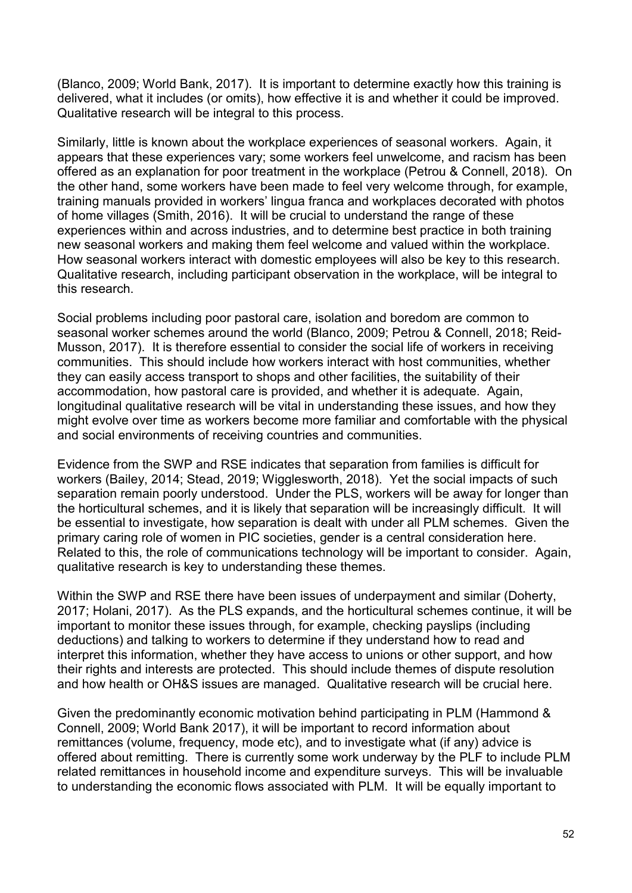(Blanco, 2009; World Bank, 2017). It is important to determine exactly how this training is delivered, what it includes (or omits), how effective it is and whether it could be improved. Qualitative research will be integral to this process.

Similarly, little is known about the workplace experiences of seasonal workers. Again, it appears that these experiences vary; some workers feel unwelcome, and racism has been offered as an explanation for poor treatment in the workplace (Petrou & Connell, 2018). On the other hand, some workers have been made to feel very welcome through, for example, training manuals provided in workers' lingua franca and workplaces decorated with photos of home villages (Smith, 2016). It will be crucial to understand the range of these experiences within and across industries, and to determine best practice in both training new seasonal workers and making them feel welcome and valued within the workplace. How seasonal workers interact with domestic employees will also be key to this research. Qualitative research, including participant observation in the workplace, will be integral to this research.

Social problems including poor pastoral care, isolation and boredom are common to seasonal worker schemes around the world (Blanco, 2009; Petrou & Connell, 2018; Reid-Musson, 2017). It is therefore essential to consider the social life of workers in receiving communities. This should include how workers interact with host communities, whether they can easily access transport to shops and other facilities, the suitability of their accommodation, how pastoral care is provided, and whether it is adequate. Again, longitudinal qualitative research will be vital in understanding these issues, and how they might evolve over time as workers become more familiar and comfortable with the physical and social environments of receiving countries and communities.

Evidence from the SWP and RSE indicates that separation from families is difficult for workers (Bailey, 2014; Stead, 2019; Wigglesworth, 2018). Yet the social impacts of such separation remain poorly understood. Under the PLS, workers will be away for longer than the horticultural schemes, and it is likely that separation will be increasingly difficult. It will be essential to investigate, how separation is dealt with under all PLM schemes. Given the primary caring role of women in PIC societies, gender is a central consideration here. Related to this, the role of communications technology will be important to consider. Again, qualitative research is key to understanding these themes.

Within the SWP and RSE there have been issues of underpayment and similar (Doherty, 2017; Holani, 2017). As the PLS expands, and the horticultural schemes continue, it will be important to monitor these issues through, for example, checking payslips (including deductions) and talking to workers to determine if they understand how to read and interpret this information, whether they have access to unions or other support, and how their rights and interests are protected. This should include themes of dispute resolution and how health or OH&S issues are managed. Qualitative research will be crucial here.

Given the predominantly economic motivation behind participating in PLM (Hammond & Connell, 2009; World Bank 2017), it will be important to record information about remittances (volume, frequency, mode etc), and to investigate what (if any) advice is offered about remitting. There is currently some work underway by the PLF to include PLM related remittances in household income and expenditure surveys. This will be invaluable to understanding the economic flows associated with PLM. It will be equally important to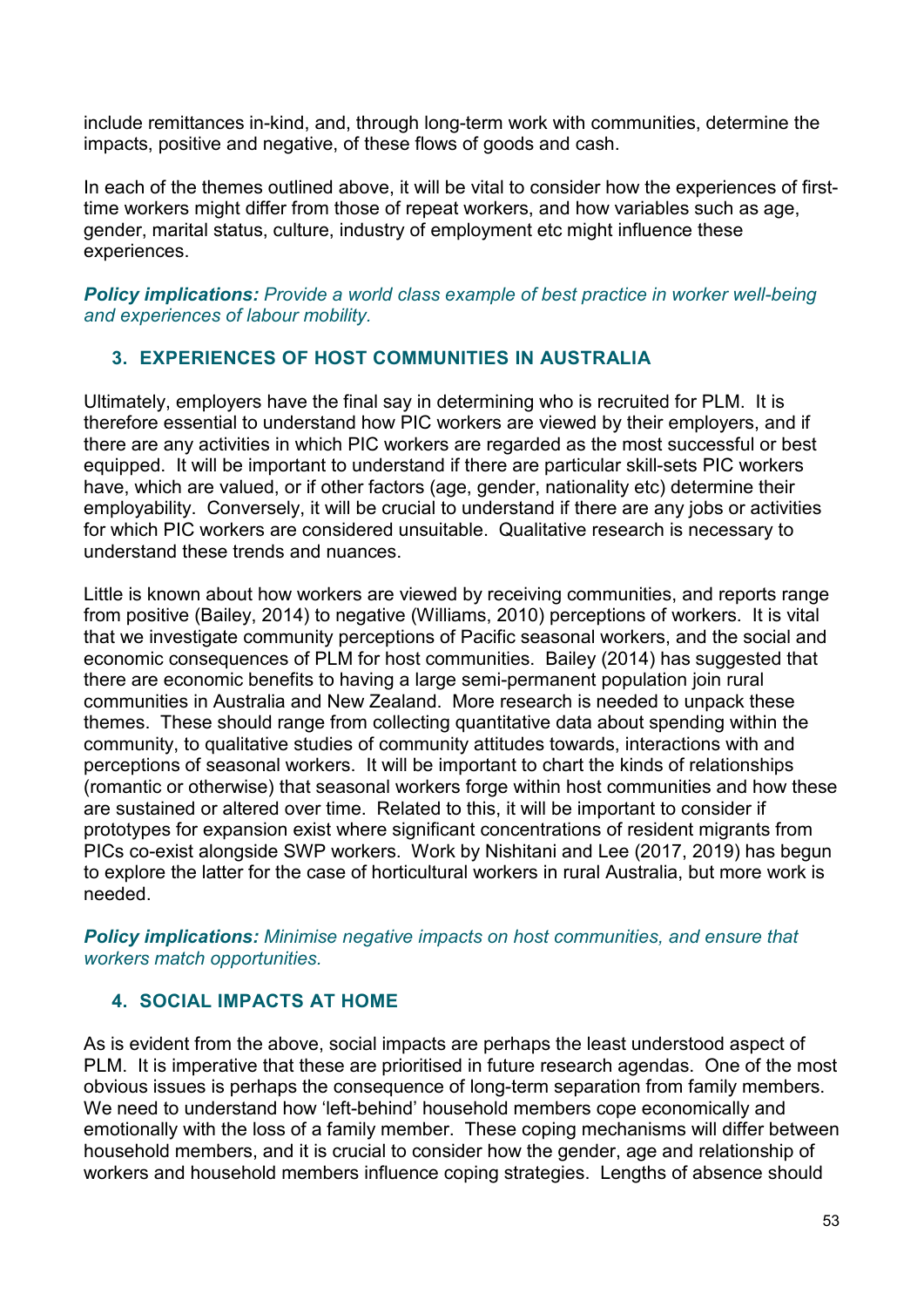include remittances in-kind, and, through long-term work with communities, determine the impacts, positive and negative, of these flows of goods and cash.

In each of the themes outlined above, it will be vital to consider how the experiences of first-time workers might differ from those of repeat workers, and how variables such as age, gender, marital status, culture, industry of employment etc might influence these experiences.

***Policy implications:*** *Provide a world class example of best practice in worker well-being and experiences of labour mobility.*

## 3. EXPERIENCES OF HOST COMMUNITIES IN AUSTRALIA

Ultimately, employers have the final say in determining who is recruited for PLM. It is therefore essential to understand how PIC workers are viewed by their employers, and if there are any activities in which PIC workers are regarded as the most successful or best equipped. It will be important to understand if there are particular skill-sets PIC workers have, which are valued, or if other factors (age, gender, nationality etc) determine their employability. Conversely, it will be crucial to understand if there are any jobs or activities for which PIC workers are considered unsuitable. Qualitative research is necessary to understand these trends and nuances.

Little is known about how workers are viewed by receiving communities, and reports range from positive (Bailey, 2014) to negative (Williams, 2010) perceptions of workers. It is vital that we investigate community perceptions of Pacific seasonal workers, and the social and economic consequences of PLM for host communities. Bailey (2014) has suggested that there are economic benefits to having a large semi-permanent population join rural communities in Australia and New Zealand. More research is needed to unpack these themes. These should range from collecting quantitative data about spending within the community, to qualitative studies of community attitudes towards, interactions with and perceptions of seasonal workers. It will be important to chart the kinds of relationships (romantic or otherwise) that seasonal workers forge within host communities and how these are sustained or altered over time. Related to this, it will be important to consider if prototypes for expansion exist where significant concentrations of resident migrants from PICs co-exist alongside SWP workers. Work by Nishitani and Lee (2017, 2019) has begun to explore the latter for the case of horticultural workers in rural Australia, but more work is needed.

***Policy implications:*** *Minimise negative impacts on host communities, and ensure that workers match opportunities.*

## 4. SOCIAL IMPACTS AT HOME

As is evident from the above, social impacts are perhaps the least understood aspect of PLM. It is imperative that these are prioritised in future research agendas. One of the most obvious issues is perhaps the consequence of long-term separation from family members. We need to understand how 'left-behind' household members cope economically and emotionally with the loss of a family member. These coping mechanisms will differ between household members, and it is crucial to consider how the gender, age and relationship of workers and household members influence coping strategies. Lengths of absence should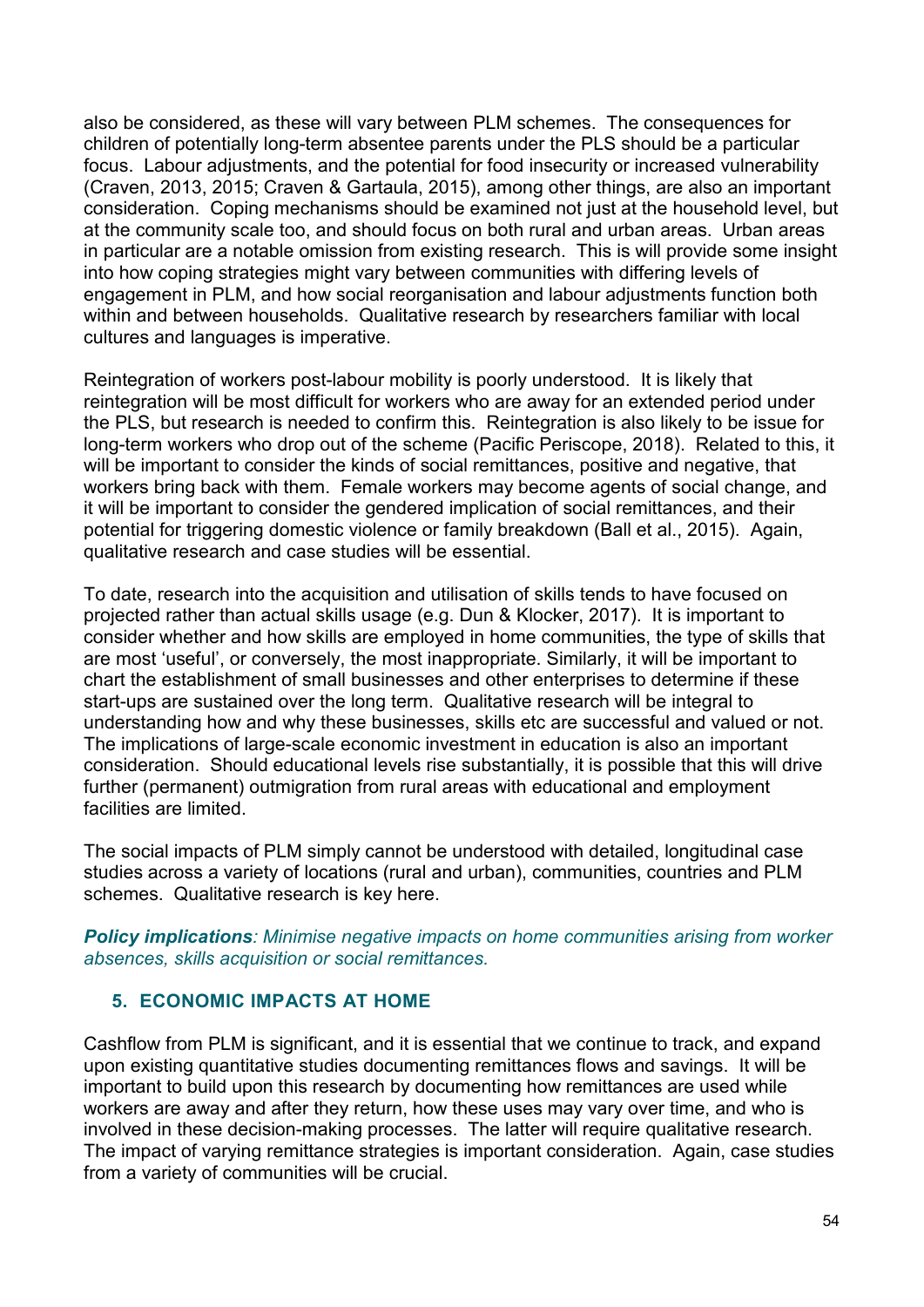also be considered, as these will vary between PLM schemes. The consequences for children of potentially long-term absentee parents under the PLS should be a particular focus. Labour adjustments, and the potential for food insecurity or increased vulnerability (Craven, 2013, 2015; Craven & Gartaula, 2015), among other things, are also an important consideration. Coping mechanisms should be examined not just at the household level, but at the community scale too, and should focus on both rural and urban areas. Urban areas in particular are a notable omission from existing research. This is will provide some insight into how coping strategies might vary between communities with differing levels of engagement in PLM, and how social reorganisation and labour adjustments function both within and between households. Qualitative research by researchers familiar with local cultures and languages is imperative.

Reintegration of workers post-labour mobility is poorly understood. It is likely that reintegration will be most difficult for workers who are away for an extended period under the PLS, but research is needed to confirm this. Reintegration is also likely to be issue for long-term workers who drop out of the scheme (Pacific Periscope, 2018). Related to this, it will be important to consider the kinds of social remittances, positive and negative, that workers bring back with them. Female workers may become agents of social change, and it will be important to consider the gendered implication of social remittances, and their potential for triggering domestic violence or family breakdown (Ball et al., 2015). Again, qualitative research and case studies will be essential.

To date, research into the acquisition and utilisation of skills tends to have focused on projected rather than actual skills usage (e.g. Dun & Klocker, 2017). It is important to consider whether and how skills are employed in home communities, the type of skills that are most 'useful', or conversely, the most inappropriate. Similarly, it will be important to chart the establishment of small businesses and other enterprises to determine if these start-ups are sustained over the long term. Qualitative research will be integral to understanding how and why these businesses, skills etc are successful and valued or not. The implications of large-scale economic investment in education is also an important consideration. Should educational levels rise substantially, it is possible that this will drive further (permanent) outmigration from rural areas with educational and employment facilities are limited.

The social impacts of PLM simply cannot be understood with detailed, longitudinal case studies across a variety of locations (rural and urban), communities, countries and PLM schemes. Qualitative research is key here.

***Policy implications**: Minimise negative impacts on home communities arising from worker absences, skills acquisition or social remittances.*

## 5. ECONOMIC IMPACTS AT HOME

Cashflow from PLM is significant, and it is essential that we continue to track, and expand upon existing quantitative studies documenting remittances flows and savings. It will be important to build upon this research by documenting how remittances are used while workers are away and after they return, how these uses may vary over time, and who is involved in these decision-making processes. The latter will require qualitative research. The impact of varying remittance strategies is important consideration. Again, case studies from a variety of communities will be crucial.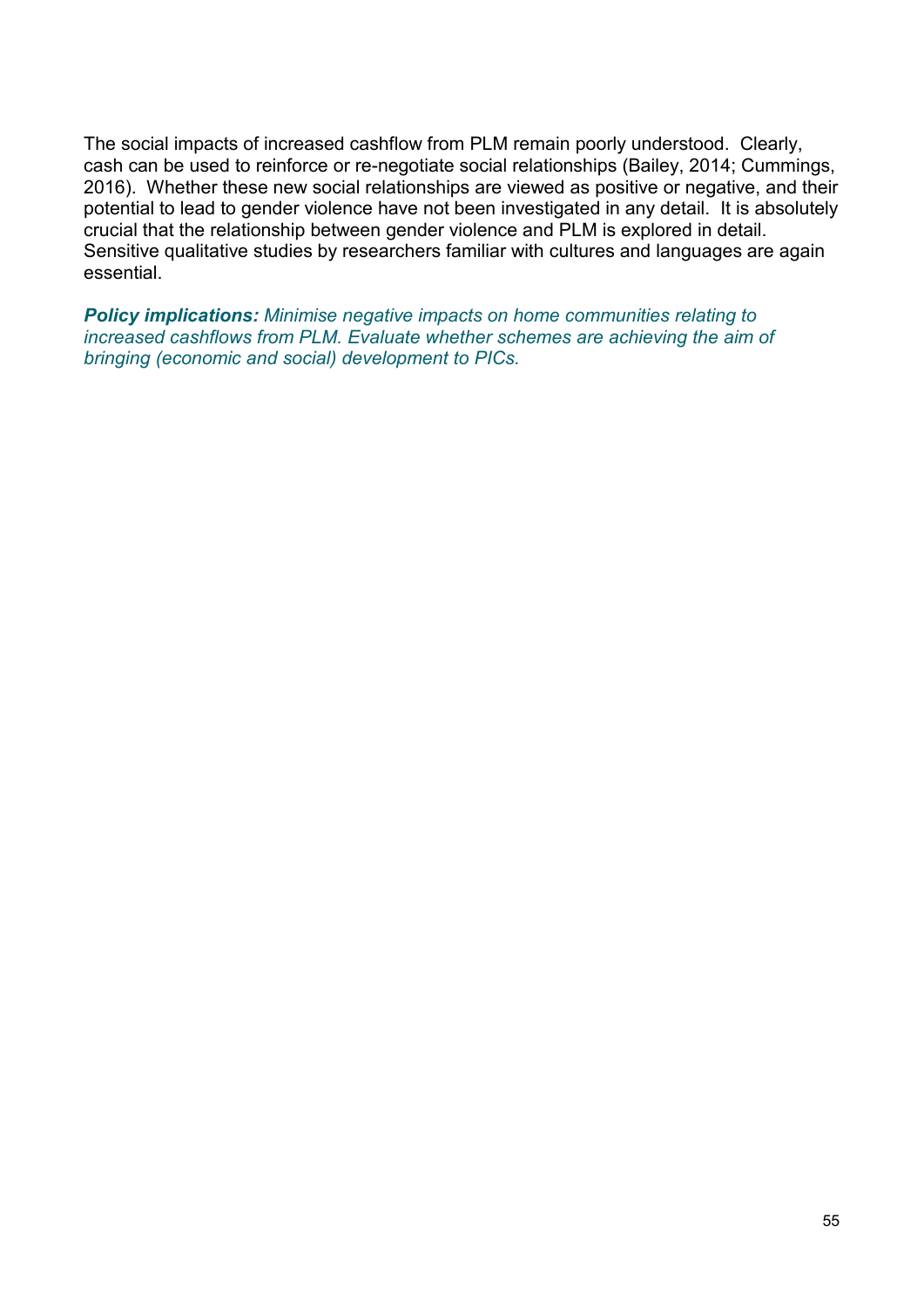The social impacts of increased cashflow from PLM remain poorly understood. Clearly, cash can be used to reinforce or re-negotiate social relationships (Bailey, 2014; Cummings, 2016). Whether these new social relationships are viewed as positive or negative, and their potential to lead to gender violence have not been investigated in any detail. It is absolutely crucial that the relationship between gender violence and PLM is explored in detail. Sensitive qualitative studies by researchers familiar with cultures and languages are again essential.

***Policy implications:*** *Minimise negative impacts on home communities relating to increased cashflows from PLM. Evaluate whether schemes are achieving the aim of bringing (economic and social) development to PICs.*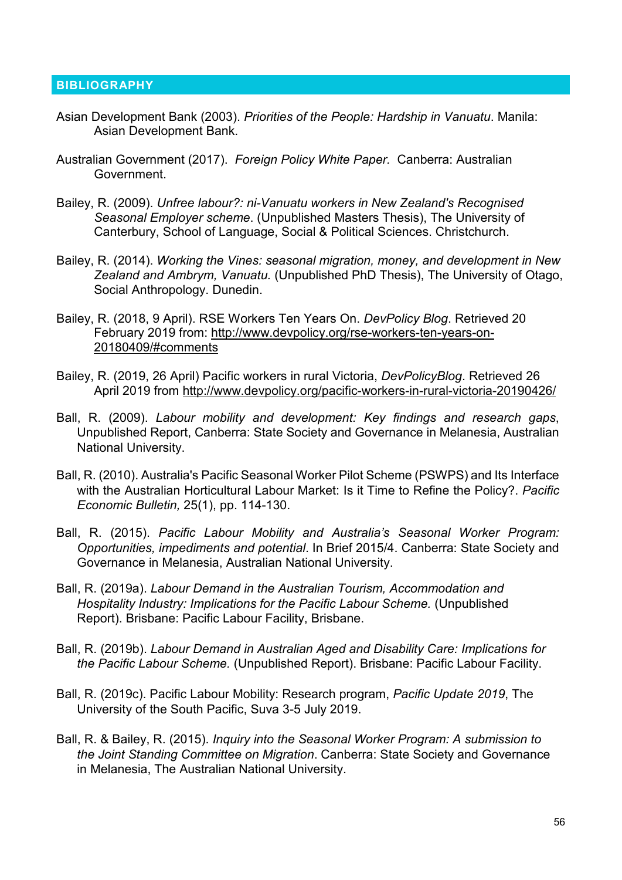## BIBLIOGRAPHY

Asian Development Bank (2003). *Priorities of the People: Hardship in Vanuatu*. Manila: Asian Development Bank.

Australian Government (2017). *Foreign Policy White Paper.* Canberra: Australian Government.

Bailey, R. (2009). *Unfree labour?: ni-Vanuatu workers in New Zealand's Recognised Seasonal Employer scheme*. (Unpublished Masters Thesis), The University of Canterbury, School of Language, Social & Political Sciences. Christchurch.

Bailey, R. (2014). *Working the Vines: seasonal migration, money, and development in New Zealand and Ambrym, Vanuatu.* (Unpublished PhD Thesis), The University of Otago, Social Anthropology. Dunedin.

Bailey, R. (2018, 9 April). RSE Workers Ten Years On. *DevPolicy Blog*. Retrieved 20 February 2019 from: http://www.devpolicy.org/rse-workers-ten-years-on-20180409/#comments

Bailey, R. (2019, 26 April) Pacific workers in rural Victoria, *DevPolicyBlog*. Retrieved 26 April 2019 from http://www.devpolicy.org/pacific-workers-in-rural-victoria-20190426/

Ball, R. (2009). *Labour mobility and development: Key findings and research gaps*, Unpublished Report, Canberra: State Society and Governance in Melanesia, Australian National University.

Ball, R. (2010). Australia's Pacific Seasonal Worker Pilot Scheme (PSWPS) and Its Interface with the Australian Horticultural Labour Market: Is it Time to Refine the Policy?. *Pacific Economic Bulletin,* 25(1), pp. 114-130.

Ball, R. (2015). *Pacific Labour Mobility and Australia's Seasonal Worker Program: Opportunities, impediments and potential*. In Brief 2015/4. Canberra: State Society and Governance in Melanesia, Australian National University.

Ball, R. (2019a). *Labour Demand in the Australian Tourism, Accommodation and Hospitality Industry: Implications for the Pacific Labour Scheme.* (Unpublished Report). Brisbane: Pacific Labour Facility, Brisbane.

Ball, R. (2019b). *Labour Demand in Australian Aged and Disability Care: Implications for the Pacific Labour Scheme.* (Unpublished Report). Brisbane: Pacific Labour Facility.

Ball, R. (2019c). Pacific Labour Mobility: Research program, *Pacific Update 2019*, The University of the South Pacific, Suva 3-5 July 2019.

Ball, R. & Bailey, R. (2015). *Inquiry into the Seasonal Worker Program: A submission to the Joint Standing Committee on Migration*. Canberra: State Society and Governance in Melanesia, The Australian National University.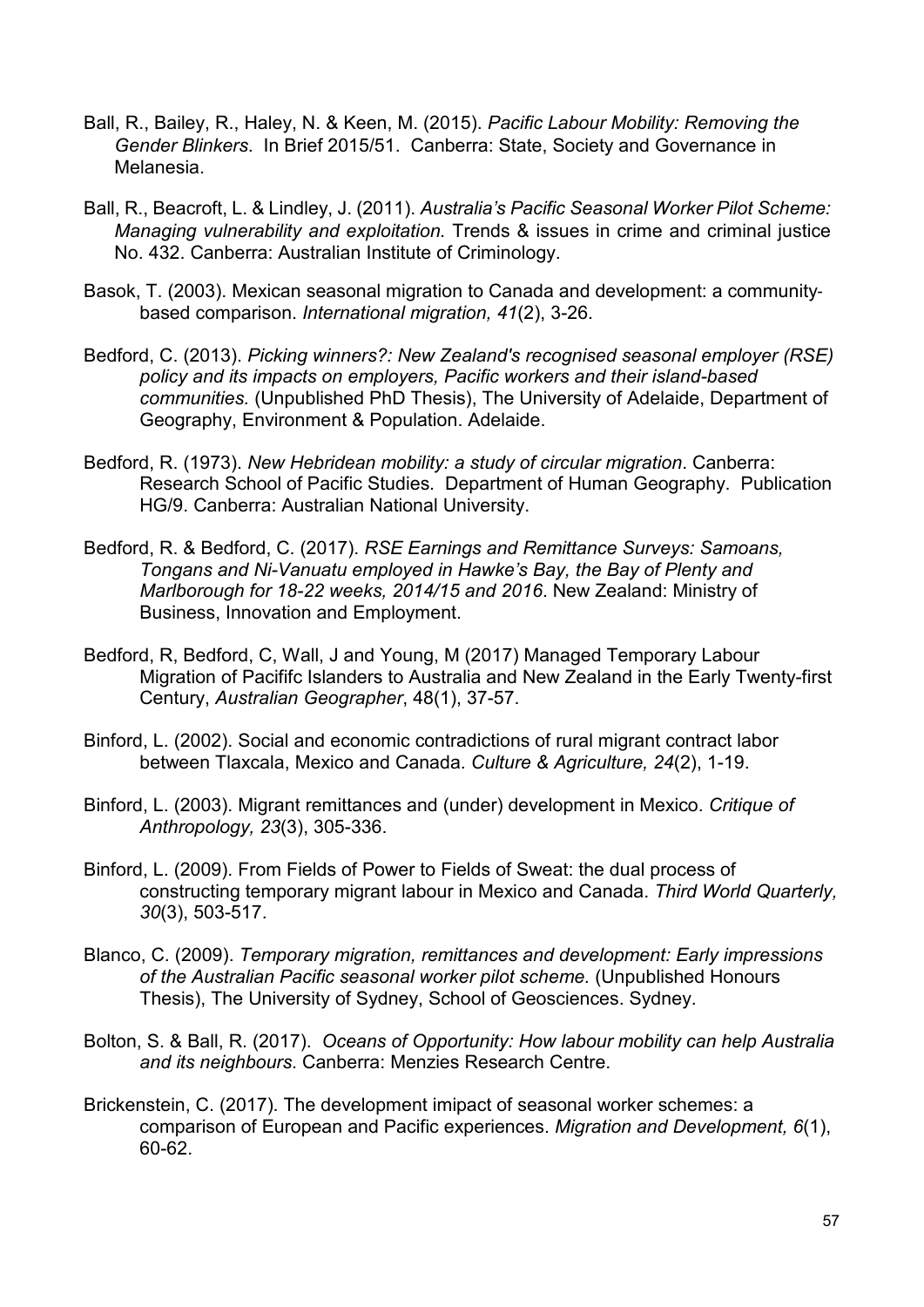Ball, R., Bailey, R., Haley, N. & Keen, M. (2015). *Pacific Labour Mobility: Removing the Gender Blinkers*. In Brief 2015/51. Canberra: State, Society and Governance in Melanesia.

Ball, R., Beacroft, L. & Lindley, J. (2011). *Australia's Pacific Seasonal Worker Pilot Scheme: Managing vulnerability and exploitation.* Trends & issues in crime and criminal justice No. 432. Canberra: Australian Institute of Criminology.

Basok, T. (2003). Mexican seasonal migration to Canada and development: a community-based comparison. *International migration, 41*(2), 3-26.

Bedford, C. (2013). *Picking winners?: New Zealand's recognised seasonal employer (RSE) policy and its impacts on employers, Pacific workers and their island-based communities.* (Unpublished PhD Thesis), The University of Adelaide, Department of Geography, Environment & Population. Adelaide.

Bedford, R. (1973). *New Hebridean mobility: a study of circular migration*. Canberra: Research School of Pacific Studies. Department of Human Geography. Publication HG/9. Canberra: Australian National University.

Bedford, R. & Bedford, C. (2017). *RSE Earnings and Remittance Surveys: Samoans, Tongans and Ni-Vanuatu employed in Hawke's Bay, the Bay of Plenty and Marlborough for 18-22 weeks, 2014/15 and 2016*. New Zealand: Ministry of Business, Innovation and Employment.

Bedford, R, Bedford, C, Wall, J and Young, M (2017) Managed Temporary Labour Migration of Pacififc Islanders to Australia and New Zealand in the Early Twenty-first Century, *Australian Geographer*, 48(1), 37-57.

Binford, L. (2002). Social and economic contradictions of rural migrant contract labor between Tlaxcala, Mexico and Canada. *Culture & Agriculture, 24*(2), 1-19.

Binford, L. (2003). Migrant remittances and (under) development in Mexico. *Critique of Anthropology, 23*(3), 305-336.

Binford, L. (2009). From Fields of Power to Fields of Sweat: the dual process of constructing temporary migrant labour in Mexico and Canada. *Third World Quarterly, 30*(3), 503-517.

Blanco, C. (2009). *Temporary migration, remittances and development: Early impressions of the Australian Pacific seasonal worker pilot scheme.* (Unpublished Honours Thesis), The University of Sydney, School of Geosciences. Sydney.

Bolton, S. & Ball, R. (2017). *Oceans of Opportunity: How labour mobility can help Australia and its neighbours*. Canberra: Menzies Research Centre.

Brickenstein, C. (2017). The development imipact of seasonal worker schemes: a comparison of European and Pacific experiences. *Migration and Development, 6*(1), 60-62.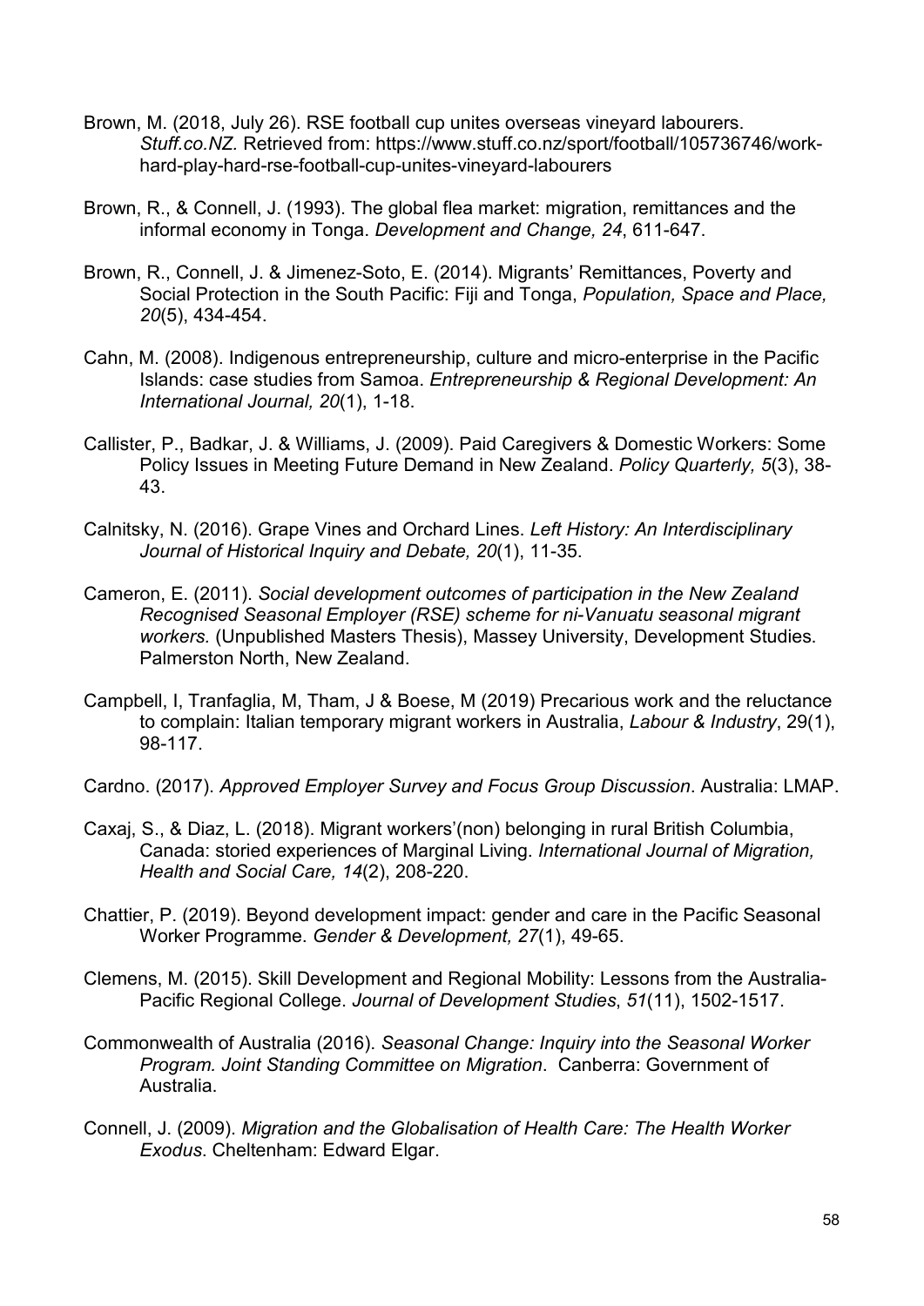Brown, M. (2018, July 26). RSE football cup unites overseas vineyard labourers. *Stuff.co.NZ.* Retrieved from: https://www.stuff.co.nz/sport/football/105736746/work-hard-play-hard-rse-football-cup-unites-vineyard-labourers

Brown, R., & Connell, J. (1993). The global flea market: migration, remittances and the informal economy in Tonga. *Development and Change, 24*, 611-647.

Brown, R., Connell, J. & Jimenez-Soto, E. (2014). Migrants' Remittances, Poverty and Social Protection in the South Pacific: Fiji and Tonga, *Population, Space and Place, 20*(5), 434-454.

Cahn, M. (2008). Indigenous entrepreneurship, culture and micro-enterprise in the Pacific Islands: case studies from Samoa. *Entrepreneurship & Regional Development: An International Journal, 20*(1), 1-18.

Callister, P., Badkar, J. & Williams, J. (2009). Paid Caregivers & Domestic Workers: Some Policy Issues in Meeting Future Demand in New Zealand. *Policy Quarterly, 5*(3), 38-43.

Calnitsky, N. (2016). Grape Vines and Orchard Lines. *Left History: An Interdisciplinary Journal of Historical Inquiry and Debate, 20*(1), 11-35.

Cameron, E. (2011). *Social development outcomes of participation in the New Zealand Recognised Seasonal Employer (RSE) scheme for ni-Vanuatu seasonal migrant workers.* (Unpublished Masters Thesis), Massey University, Development Studies. Palmerston North, New Zealand.

Campbell, I, Tranfaglia, M, Tham, J & Boese, M (2019) Precarious work and the reluctance to complain: Italian temporary migrant workers in Australia, *Labour & Industry*, 29(1), 98-117.

Cardno. (2017). *Approved Employer Survey and Focus Group Discussion*. Australia: LMAP.

Caxaj, S., & Diaz, L. (2018). Migrant workers'(non) belonging in rural British Columbia, Canada: storied experiences of Marginal Living. *International Journal of Migration, Health and Social Care, 14*(2), 208-220.

Chattier, P. (2019). Beyond development impact: gender and care in the Pacific Seasonal Worker Programme. *Gender & Development, 27*(1), 49-65.

Clemens, M. (2015). Skill Development and Regional Mobility: Lessons from the Australia-Pacific Regional College. *Journal of Development Studies*, *51*(11), 1502-1517.

Commonwealth of Australia (2016). *Seasonal Change: Inquiry into the Seasonal Worker Program. Joint Standing Committee on Migration*. Canberra: Government of Australia.

Connell, J. (2009). *Migration and the Globalisation of Health Care: The Health Worker Exodus*. Cheltenham: Edward Elgar.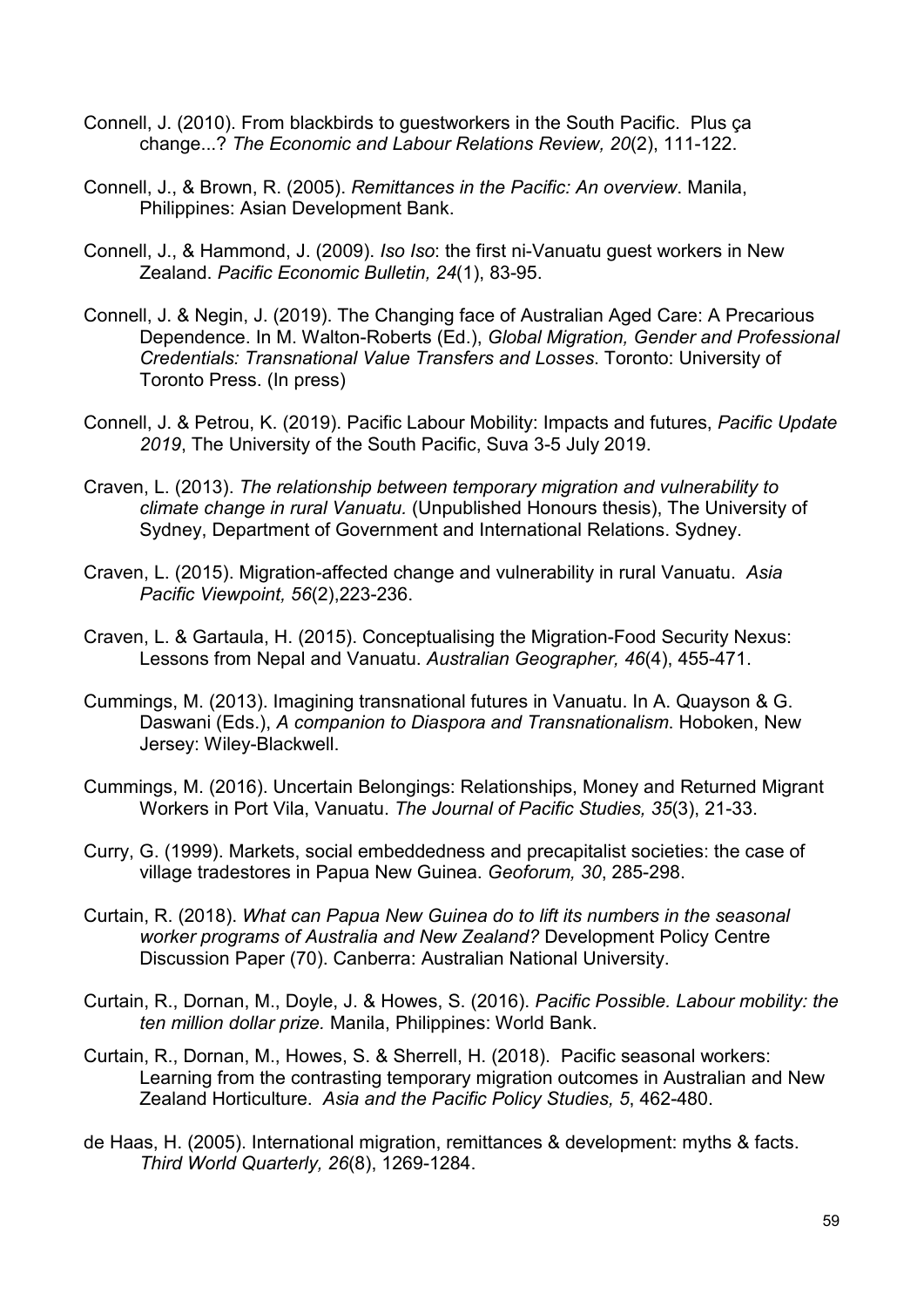Connell, J. (2010). From blackbirds to guestworkers in the South Pacific. Plus ça change...? *The Economic and Labour Relations Review, 20*(2), 111-122.

Connell, J., & Brown, R. (2005). *Remittances in the Pacific: An overview*. Manila, Philippines: Asian Development Bank.

Connell, J., & Hammond, J. (2009). *Iso Iso*: the first ni-Vanuatu guest workers in New Zealand. *Pacific Economic Bulletin, 24*(1), 83-95.

Connell, J. & Negin, J. (2019). The Changing face of Australian Aged Care: A Precarious Dependence. In M. Walton-Roberts (Ed.), *Global Migration, Gender and Professional Credentials: Transnational Value Transfers and Losses*. Toronto: University of Toronto Press. (In press)

Connell, J. & Petrou, K. (2019). Pacific Labour Mobility: Impacts and futures, *Pacific Update 2019*, The University of the South Pacific, Suva 3-5 July 2019.

Craven, L. (2013). *The relationship between temporary migration and vulnerability to climate change in rural Vanuatu.* (Unpublished Honours thesis), The University of Sydney, Department of Government and International Relations. Sydney.

Craven, L. (2015). Migration-affected change and vulnerability in rural Vanuatu. *Asia Pacific Viewpoint, 56*(2),223-236.

Craven, L. & Gartaula, H. (2015). Conceptualising the Migration-Food Security Nexus: Lessons from Nepal and Vanuatu. *Australian Geographer, 46*(4), 455-471.

Cummings, M. (2013). Imagining transnational futures in Vanuatu. In A. Quayson & G. Daswani (Eds.), *A companion to Diaspora and Transnationalism*. Hoboken, New Jersey: Wiley-Blackwell.

Cummings, M. (2016). Uncertain Belongings: Relationships, Money and Returned Migrant Workers in Port Vila, Vanuatu. *The Journal of Pacific Studies, 35*(3), 21-33.

Curry, G. (1999). Markets, social embeddedness and precapitalist societies: the case of village tradestores in Papua New Guinea. *Geoforum, 30*, 285-298.

Curtain, R. (2018). *What can Papua New Guinea do to lift its numbers in the seasonal worker programs of Australia and New Zealand?* Development Policy Centre Discussion Paper (70). Canberra: Australian National University.

Curtain, R., Dornan, M., Doyle, J. & Howes, S. (2016). *Pacific Possible. Labour mobility: the ten million dollar prize.* Manila, Philippines: World Bank.

Curtain, R., Dornan, M., Howes, S. & Sherrell, H. (2018). Pacific seasonal workers: Learning from the contrasting temporary migration outcomes in Australian and New Zealand Horticulture. *Asia and the Pacific Policy Studies, 5*, 462-480.

de Haas, H. (2005). International migration, remittances & development: myths & facts. *Third World Quarterly, 26*(8), 1269-1284.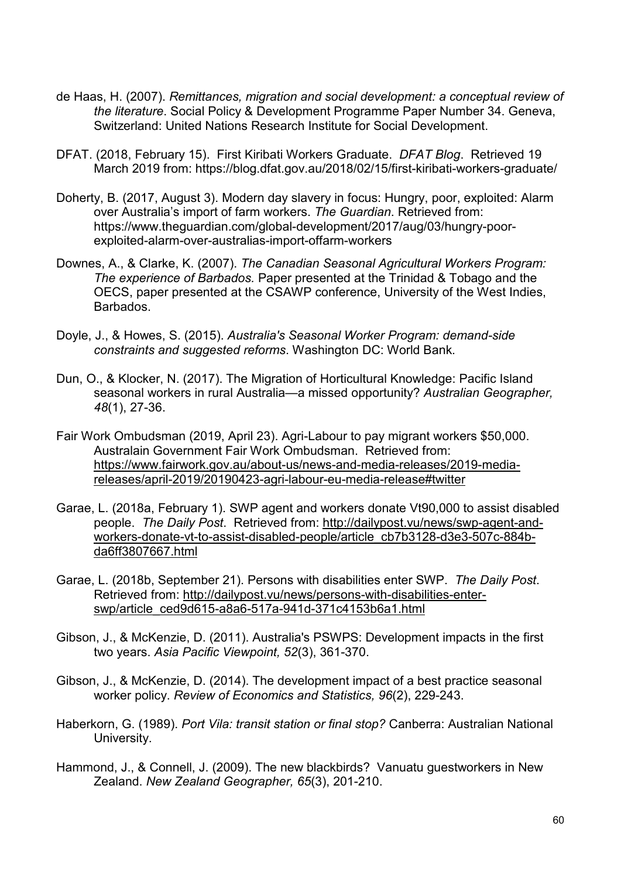de Haas, H. (2007). *Remittances, migration and social development: a conceptual review of the literature*. Social Policy & Development Programme Paper Number 34. Geneva, Switzerland: United Nations Research Institute for Social Development.

DFAT. (2018, February 15). First Kiribati Workers Graduate. *DFAT Blog*. Retrieved 19 March 2019 from: https://blog.dfat.gov.au/2018/02/15/first-kiribati-workers-graduate/

Doherty, B. (2017, August 3). Modern day slavery in focus: Hungry, poor, exploited: Alarm over Australia's import of farm workers. *The Guardian*. Retrieved from: https://www.theguardian.com/global-development/2017/aug/03/hungry-poor-exploited-alarm-over-australias-import-offarm-workers

Downes, A., & Clarke, K. (2007). *The Canadian Seasonal Agricultural Workers Program: The experience of Barbados.* Paper presented at the Trinidad & Tobago and the OECS, paper presented at the CSAWP conference, University of the West Indies, Barbados.

Doyle, J., & Howes, S. (2015). *Australia's Seasonal Worker Program: demand-side constraints and suggested reforms*. Washington DC: World Bank.

Dun, O., & Klocker, N. (2017). The Migration of Horticultural Knowledge: Pacific Island seasonal workers in rural Australia—a missed opportunity? *Australian Geographer, 48*(1), 27-36.

Fair Work Ombudsman (2019, April 23). Agri-Labour to pay migrant workers $50,000. Australain Government Fair Work Ombudsman. Retrieved from: https://www.fairwork.gov.au/about-us/news-and-media-releases/2019-media-releases/april-2019/20190423-agri-labour-eu-media-release#twitter

Garae, L. (2018a, February 1). SWP agent and workers donate Vt90,000 to assist disabled people. *The Daily Post*. Retrieved from: http://dailypost.vu/news/swp-agent-and-workers-donate-vt-to-assist-disabled-people/article_cb7b3128-d3e3-507c-884b-da6ff3807667.html

Garae, L. (2018b, September 21). Persons with disabilities enter SWP. *The Daily Post*. Retrieved from: http://dailypost.vu/news/persons-with-disabilities-enter-swp/article_ced9d615-a8a6-517a-941d-371c4153b6a1.html

Gibson, J., & McKenzie, D. (2011). Australia's PSWPS: Development impacts in the first two years. *Asia Pacific Viewpoint, 52*(3), 361-370.

Gibson, J., & McKenzie, D. (2014). The development impact of a best practice seasonal worker policy. *Review of Economics and Statistics, 96*(2), 229-243.

Haberkorn, G. (1989). *Port Vila: transit station or final stop?* Canberra: Australian National University.

Hammond, J., & Connell, J. (2009). The new blackbirds? Vanuatu guestworkers in New Zealand. *New Zealand Geographer, 65*(3), 201-210.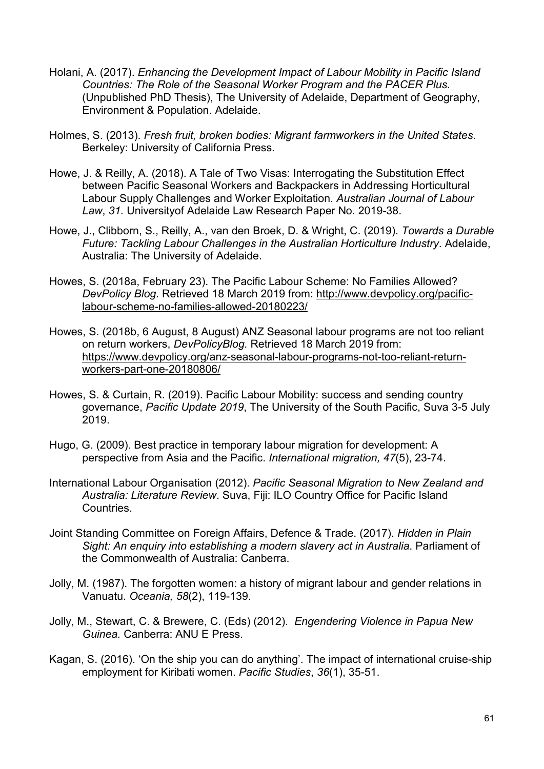Holani, A. (2017). *Enhancing the Development Impact of Labour Mobility in Pacific Island Countries: The Role of the Seasonal Worker Program and the PACER Plus.* (Unpublished PhD Thesis), The University of Adelaide, Department of Geography, Environment & Population. Adelaide.

Holmes, S. (2013). *Fresh fruit, broken bodies: Migrant farmworkers in the United States*. Berkeley: University of California Press.

Howe, J. & Reilly, A. (2018). A Tale of Two Visas: Interrogating the Substitution Effect between Pacific Seasonal Workers and Backpackers in Addressing Horticultural Labour Supply Challenges and Worker Exploitation. *Australian Journal of Labour Law*, *31.* Universityof Adelaide Law Research Paper No. 2019-38.

Howe, J., Clibborn, S., Reilly, A., van den Broek, D. & Wright, C. (2019). *Towards a Durable Future: Tackling Labour Challenges in the Australian Horticulture Industry*. Adelaide, Australia: The University of Adelaide.

Howes, S. (2018a, February 23). The Pacific Labour Scheme: No Families Allowed? *DevPolicy Blog*. Retrieved 18 March 2019 from: http://www.devpolicy.org/pacific-labour-scheme-no-families-allowed-20180223/

Howes, S. (2018b, 6 August, 8 August) ANZ Seasonal labour programs are not too reliant on return workers, *DevPolicyBlog.* Retrieved 18 March 2019 from: https://www.devpolicy.org/anz-seasonal-labour-programs-not-too-reliant-return-workers-part-one-20180806/

Howes, S. & Curtain, R. (2019). Pacific Labour Mobility: success and sending country governance, *Pacific Update 2019*, The University of the South Pacific, Suva 3-5 July 2019.

Hugo, G. (2009). Best practice in temporary labour migration for development: A perspective from Asia and the Pacific. *International migration, 47*(5), 23-74.

International Labour Organisation (2012). *Pacific Seasonal Migration to New Zealand and Australia: Literature Review*. Suva, Fiji: ILO Country Office for Pacific Island Countries.

Joint Standing Committee on Foreign Affairs, Defence & Trade. (2017). *Hidden in Plain Sight: An enquiry into establishing a modern slavery act in Australia*. Parliament of the Commonwealth of Australia: Canberra.

Jolly, M. (1987). The forgotten women: a history of migrant labour and gender relations in Vanuatu. *Oceania, 58*(2), 119-139.

Jolly, M., Stewart, C. & Brewere, C. (Eds) (2012). *Engendering Violence in Papua New Guinea.* Canberra: ANU E Press.

Kagan, S. (2016). 'On the ship you can do anything'. The impact of international cruise-ship employment for Kiribati women. *Pacific Studies*, *36*(1), 35-51.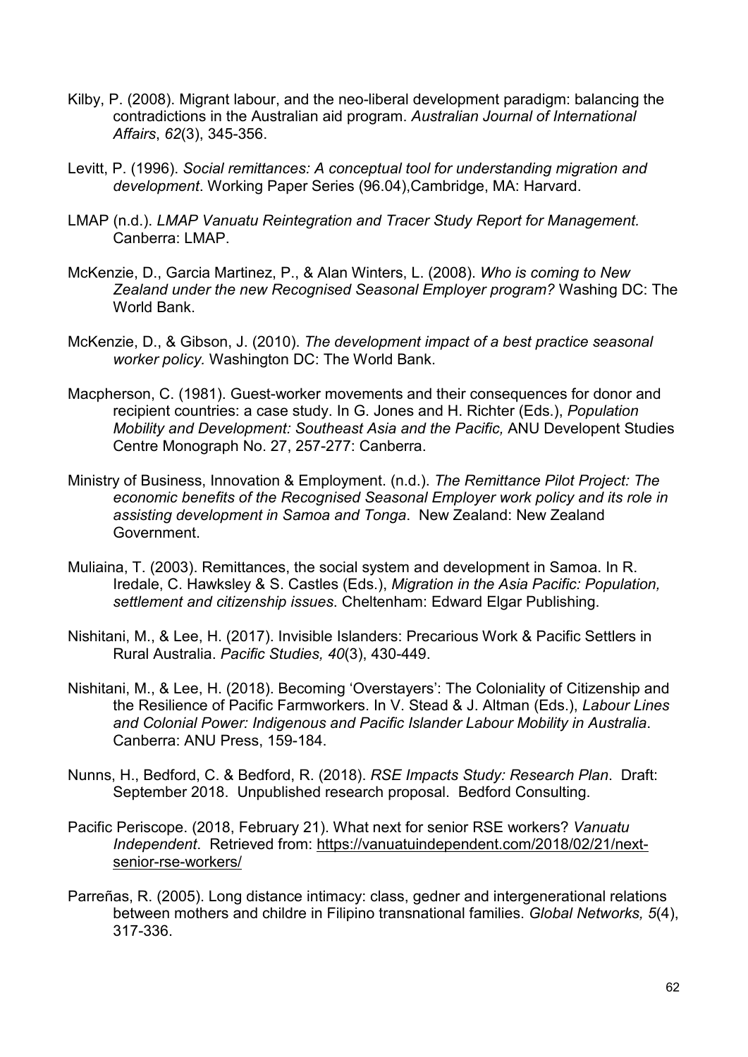Kilby, P. (2008). Migrant labour, and the neo-liberal development paradigm: balancing the contradictions in the Australian aid program. *Australian Journal of International Affairs*, *62*(3), 345-356.

Levitt, P. (1996). *Social remittances: A conceptual tool for understanding migration and development*. Working Paper Series (96.04),Cambridge, MA: Harvard.

LMAP (n.d.). *LMAP Vanuatu Reintegration and Tracer Study Report for Management.* Canberra: LMAP.

McKenzie, D., Garcia Martinez, P., & Alan Winters, L. (2008). *Who is coming to New Zealand under the new Recognised Seasonal Employer program?* Washing DC: The World Bank.

McKenzie, D., & Gibson, J. (2010). *The development impact of a best practice seasonal worker policy.* Washington DC: The World Bank.

Macpherson, C. (1981). Guest-worker movements and their consequences for donor and recipient countries: a case study. In G. Jones and H. Richter (Eds.), *Population Mobility and Development: Southeast Asia and the Pacific,* ANU Developent Studies Centre Monograph No. 27, 257-277: Canberra.

Ministry of Business, Innovation & Employment. (n.d.). *The Remittance Pilot Project: The economic benefits of the Recognised Seasonal Employer work policy and its role in assisting development in Samoa and Tonga*. New Zealand: New Zealand Government.

Muliaina, T. (2003). Remittances, the social system and development in Samoa. In R. Iredale, C. Hawksley & S. Castles (Eds.), *Migration in the Asia Pacific: Population, settlement and citizenship issues*. Cheltenham: Edward Elgar Publishing.

Nishitani, M., & Lee, H. (2017). Invisible Islanders: Precarious Work & Pacific Settlers in Rural Australia. *Pacific Studies, 40*(3), 430-449.

Nishitani, M., & Lee, H. (2018). Becoming 'Overstayers': The Coloniality of Citizenship and the Resilience of Pacific Farmworkers. In V. Stead & J. Altman (Eds.), *Labour Lines and Colonial Power: Indigenous and Pacific Islander Labour Mobility in Australia*. Canberra: ANU Press, 159-184.

Nunns, H., Bedford, C. & Bedford, R. (2018). *RSE Impacts Study: Research Plan*. Draft: September 2018. Unpublished research proposal. Bedford Consulting.

Pacific Periscope. (2018, February 21). What next for senior RSE workers? *Vanuatu Independent*. Retrieved from: https://vanuatuindependent.com/2018/02/21/next-senior-rse-workers/

Parreñas, R. (2005). Long distance intimacy: class, gedner and intergenerational relations between mothers and childre in Filipino transnational families. *Global Networks, 5*(4), 317-336.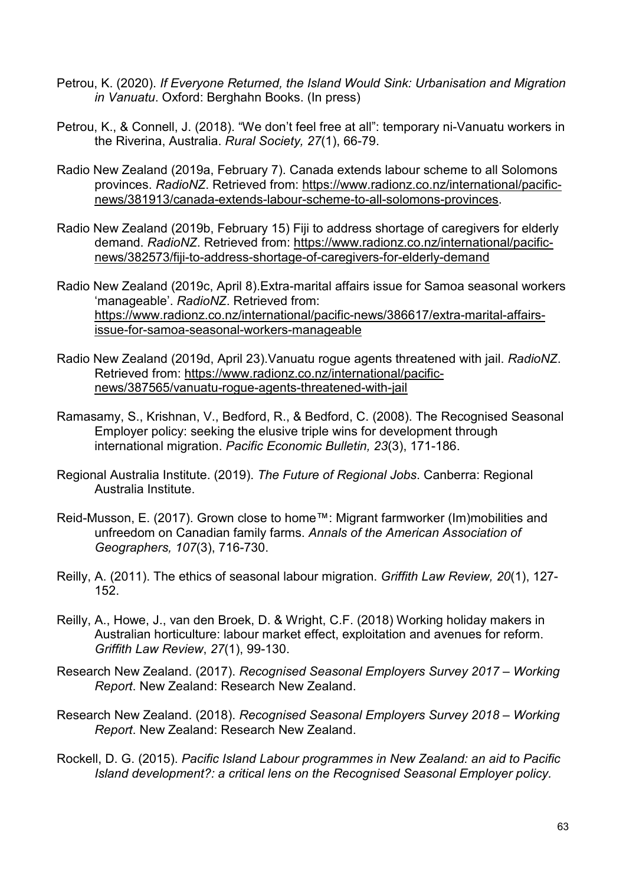Petrou, K. (2020). *If Everyone Returned, the Island Would Sink: Urbanisation and Migration in Vanuatu*. Oxford: Berghahn Books. (In press)

Petrou, K., & Connell, J. (2018). "We don't feel free at all": temporary ni-Vanuatu workers in the Riverina, Australia. *Rural Society, 27*(1), 66-79.

Radio New Zealand (2019a, February 7). Canada extends labour scheme to all Solomons provinces. *RadioNZ*. Retrieved from: https://www.radionz.co.nz/international/pacific-news/381913/canada-extends-labour-scheme-to-all-solomons-provinces.

Radio New Zealand (2019b, February 15) Fiji to address shortage of caregivers for elderly demand. *RadioNZ*. Retrieved from: https://www.radionz.co.nz/international/pacific-news/382573/fiji-to-address-shortage-of-caregivers-for-elderly-demand

Radio New Zealand (2019c, April 8).Extra-marital affairs issue for Samoa seasonal workers 'manageable'. *RadioNZ*. Retrieved from: https://www.radionz.co.nz/international/pacific-news/386617/extra-marital-affairs-issue-for-samoa-seasonal-workers-manageable

Radio New Zealand (2019d, April 23).Vanuatu rogue agents threatened with jail. *RadioNZ*. Retrieved from: https://www.radionz.co.nz/international/pacific-news/387565/vanuatu-rogue-agents-threatened-with-jail

Ramasamy, S., Krishnan, V., Bedford, R., & Bedford, C. (2008). The Recognised Seasonal Employer policy: seeking the elusive triple wins for development through international migration. *Pacific Economic Bulletin, 23*(3), 171-186.

Regional Australia Institute. (2019). *The Future of Regional Jobs*. Canberra: Regional Australia Institute.

Reid-Musson, E. (2017). Grown close to home™: Migrant farmworker (Im)mobilities and unfreedom on Canadian family farms. *Annals of the American Association of Geographers, 107*(3), 716-730.

Reilly, A. (2011). The ethics of seasonal labour migration. *Griffith Law Review, 20*(1), 127-152.

Reilly, A., Howe, J., van den Broek, D. & Wright, C.F. (2018) Working holiday makers in Australian horticulture: labour market effect, exploitation and avenues for reform. *Griffith Law Review*, *27*(1), 99-130.

Research New Zealand. (2017). *Recognised Seasonal Employers Survey 2017 – Working Report*. New Zealand: Research New Zealand.

Research New Zealand. (2018). *Recognised Seasonal Employers Survey 2018 – Working Report*. New Zealand: Research New Zealand.

Rockell, D. G. (2015). *Pacific Island Labour programmes in New Zealand: an aid to Pacific Island development?: a critical lens on the Recognised Seasonal Employer policy.*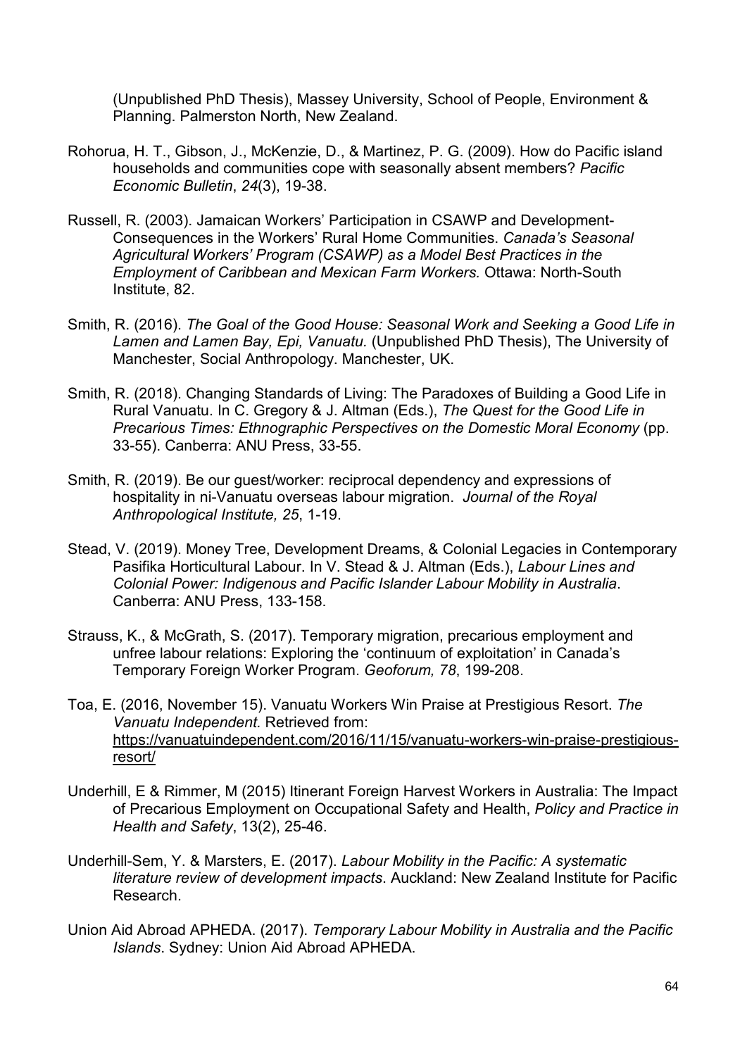(Unpublished PhD Thesis), Massey University, School of People, Environment & Planning. Palmerston North, New Zealand.

Rohorua, H. T., Gibson, J., McKenzie, D., & Martinez, P. G. (2009). How do Pacific island households and communities cope with seasonally absent members? *Pacific Economic Bulletin*, *24*(3), 19-38.

Russell, R. (2003). Jamaican Workers' Participation in CSAWP and Development-Consequences in the Workers' Rural Home Communities. *Canada's Seasonal Agricultural Workers' Program (CSAWP) as a Model Best Practices in the Employment of Caribbean and Mexican Farm Workers.* Ottawa: North-South Institute, 82.

Smith, R. (2016). *The Goal of the Good House: Seasonal Work and Seeking a Good Life in Lamen and Lamen Bay, Epi, Vanuatu.* (Unpublished PhD Thesis), The University of Manchester, Social Anthropology. Manchester, UK.

Smith, R. (2018). Changing Standards of Living: The Paradoxes of Building a Good Life in Rural Vanuatu. In C. Gregory & J. Altman (Eds.), *The Quest for the Good Life in Precarious Times: Ethnographic Perspectives on the Domestic Moral Economy* (pp. 33-55). Canberra: ANU Press, 33-55.

Smith, R. (2019). Be our guest/worker: reciprocal dependency and expressions of hospitality in ni-Vanuatu overseas labour migration. *Journal of the Royal Anthropological Institute, 25*, 1-19.

Stead, V. (2019). Money Tree, Development Dreams, & Colonial Legacies in Contemporary Pasifika Horticultural Labour. In V. Stead & J. Altman (Eds.), *Labour Lines and Colonial Power: Indigenous and Pacific Islander Labour Mobility in Australia*. Canberra: ANU Press, 133-158.

Strauss, K., & McGrath, S. (2017). Temporary migration, precarious employment and unfree labour relations: Exploring the 'continuum of exploitation' in Canada's Temporary Foreign Worker Program. *Geoforum, 78*, 199-208.

Toa, E. (2016, November 15). Vanuatu Workers Win Praise at Prestigious Resort. *The Vanuatu Independent.* Retrieved from: https://vanuatuindependent.com/2016/11/15/vanuatu-workers-win-praise-prestigious-resort/

Underhill, E & Rimmer, M (2015) Itinerant Foreign Harvest Workers in Australia: The Impact of Precarious Employment on Occupational Safety and Health, *Policy and Practice in Health and Safety*, 13(2), 25-46.

Underhill-Sem, Y. & Marsters, E. (2017). *Labour Mobility in the Pacific: A systematic literature review of development impacts*. Auckland: New Zealand Institute for Pacific Research.

Union Aid Abroad APHEDA. (2017). *Temporary Labour Mobility in Australia and the Pacific Islands*. Sydney: Union Aid Abroad APHEDA.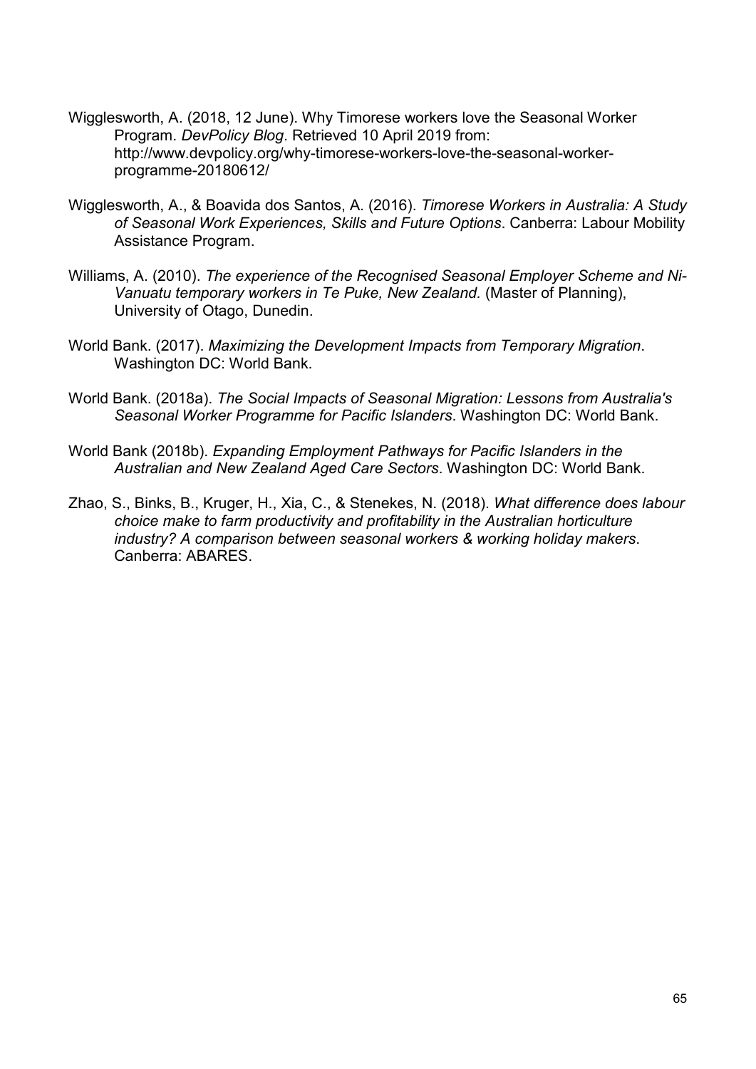Wigglesworth, A. (2018, 12 June). Why Timorese workers love the Seasonal Worker Program. *DevPolicy Blog*. Retrieved 10 April 2019 from: http://www.devpolicy.org/why-timorese-workers-love-the-seasonal-worker-programme-20180612/

Wigglesworth, A., & Boavida dos Santos, A. (2016). *Timorese Workers in Australia: A Study of Seasonal Work Experiences, Skills and Future Options*. Canberra: Labour Mobility Assistance Program.

Williams, A. (2010). *The experience of the Recognised Seasonal Employer Scheme and Ni-Vanuatu temporary workers in Te Puke, New Zealand.* (Master of Planning), University of Otago, Dunedin.

World Bank. (2017). *Maximizing the Development Impacts from Temporary Migration*. Washington DC: World Bank.

World Bank. (2018a). *The Social Impacts of Seasonal Migration: Lessons from Australia's Seasonal Worker Programme for Pacific Islanders*. Washington DC: World Bank.

World Bank (2018b). *Expanding Employment Pathways for Pacific Islanders in the Australian and New Zealand Aged Care Sectors*. Washington DC: World Bank.

Zhao, S., Binks, B., Kruger, H., Xia, C., & Stenekes, N. (2018). *What difference does labour choice make to farm productivity and profitability in the Australian horticulture industry? A comparison between seasonal workers & working holiday makers*. Canberra: ABARES.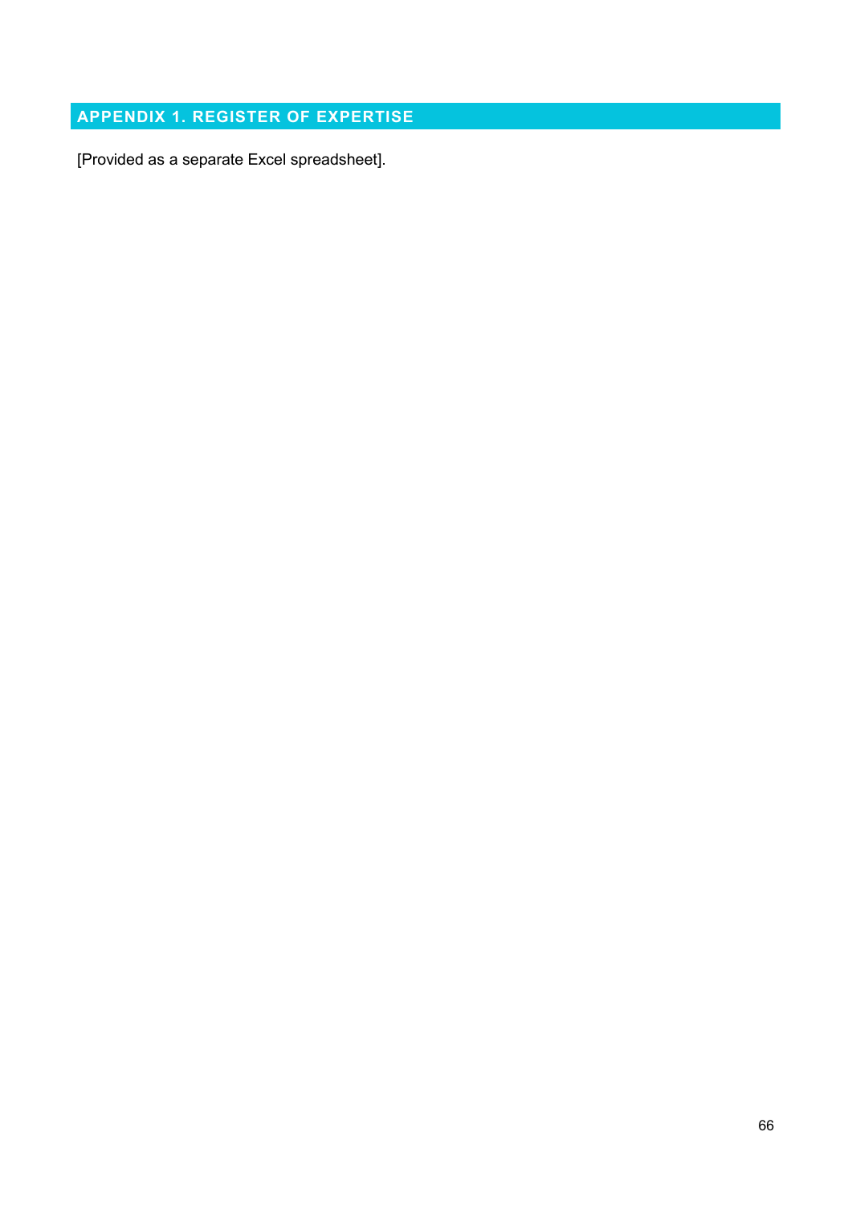## APPENDIX 1. REGISTER OF EXPERTISE

[Provided as a separate Excel spreadsheet].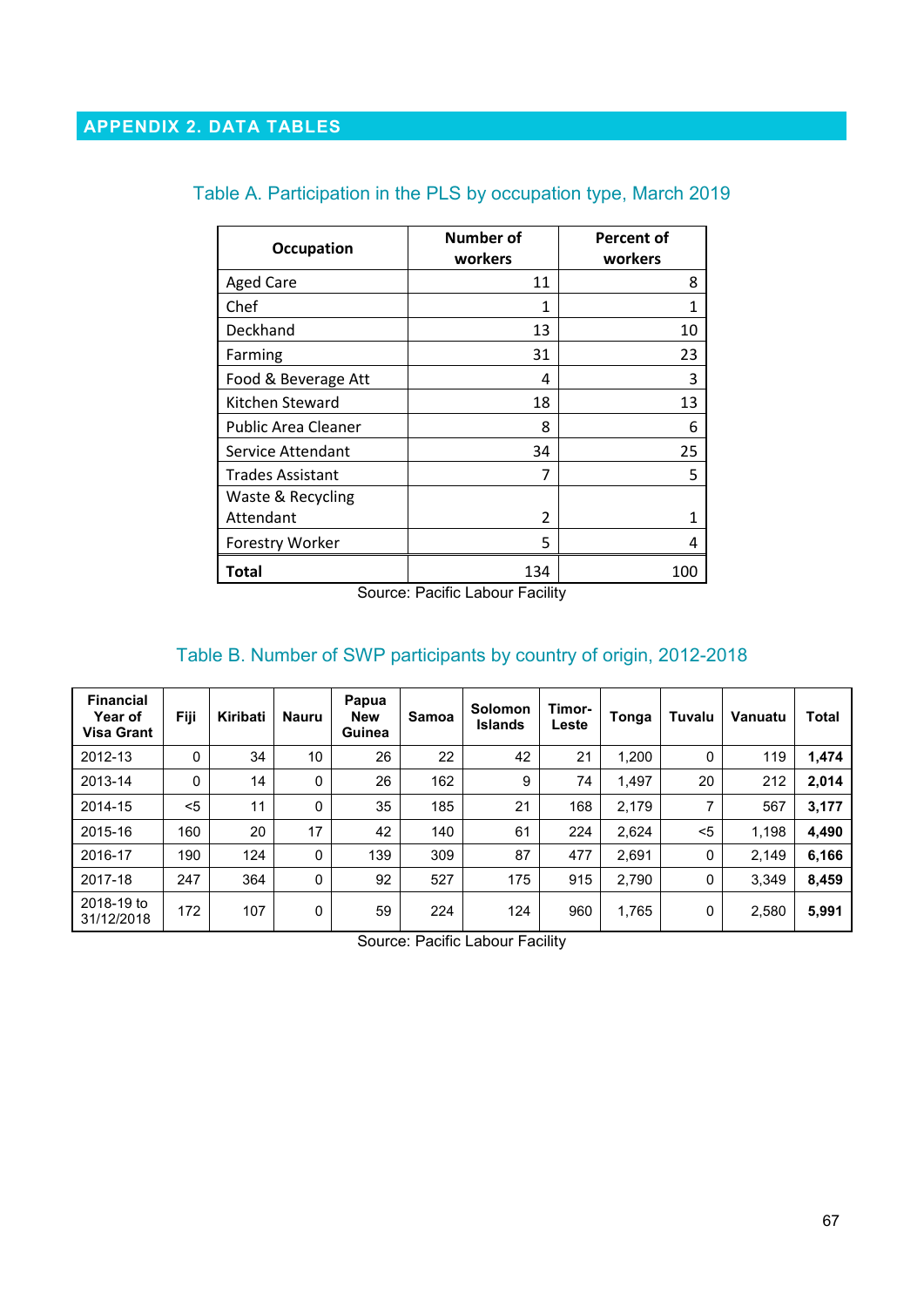## APPENDIX 2. DATA TABLES

### Table A. Participation in the PLS by occupation type, March 2019

| Occupation | Number of workers | Percent of workers |
|---|---|---|
| Aged Care | 11 | 8 |
| Chef | 1 | 1 |
| Deckhand | 13 | 10 |
| Farming | 31 | 23 |
| Food & Beverage Att | 4 | 3 |
| Kitchen Steward | 18 | 13 |
| Public Area Cleaner | 8 | 6 |
| Service Attendant | 34 | 25 |
| Trades Assistant | 7 | 5 |
| Waste & Recycling Attendant | 2 | 1 |
| Forestry Worker | 5 | 4 |
| **Total** | 134 | 100 |

Source: Pacific Labour Facility

### Table B. Number of SWP participants by country of origin, 2012-2018

| Financial Year of Visa Grant | Fiji | Kiribati | Nauru | Papua New Guinea | Samoa | Solomon Islands | Timor-Leste | Tonga | Tuvalu | Vanuatu | Total |
|---|---|---|---|---|---|---|---|---|---|---|---|
| 2012-13 | 0 | 34 | 10 | 26 | 22 | 42 | 21 | 1,200 | 0 | 119 | **1,474** |
| 2013-14 | 0 | 14 | 0 | 26 | 162 | 9 | 74 | 1,497 | 20 | 212 | **2,014** |
| 2014-15 | <5 | 11 | 0 | 35 | 185 | 21 | 168 | 2,179 | 7 | 567 | **3,177** |
| 2015-16 | 160 | 20 | 17 | 42 | 140 | 61 | 224 | 2,624 | <5 | 1,198 | **4,490** |
| 2016-17 | 190 | 124 | 0 | 139 | 309 | 87 | 477 | 2,691 | 0 | 2,149 | **6,166** |
| 2017-18 | 247 | 364 | 0 | 92 | 527 | 175 | 915 | 2,790 | 0 | 3,349 | **8,459** |
| 2018-19 to 31/12/2018 | 172 | 107 | 0 | 59 | 224 | 124 | 960 | 1,765 | 0 | 2,580 | **5,991** |

Source: Pacific Labour Facility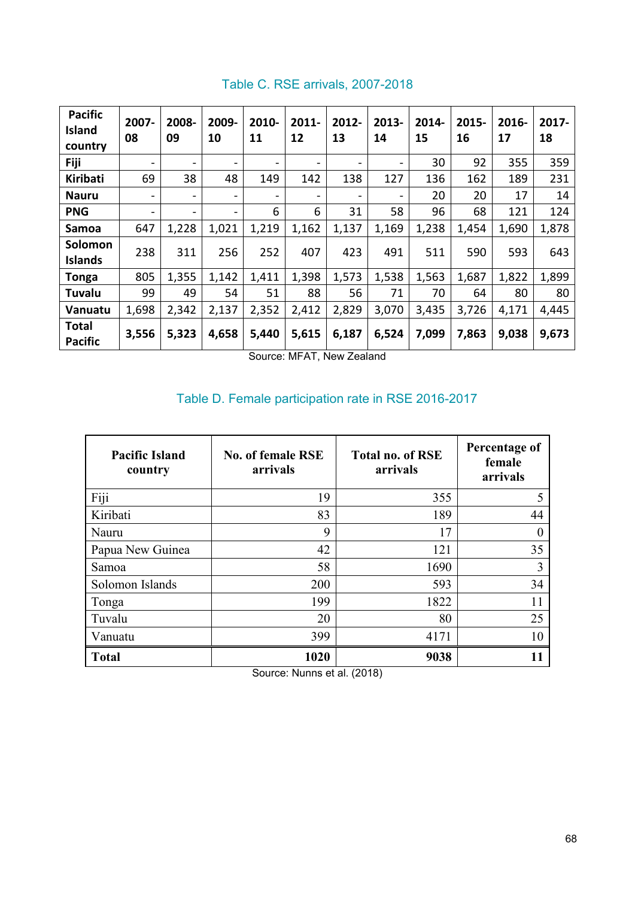Table C. RSE arrivals, 2007-2018

| Pacific Island country | 2007-08 | 2008-09 | 2009-10 | 2010-11 | 2011-12 | 2012-13 | 2013-14 | 2014-15 | 2015-16 | 2016-17 | 2017-18 |
|---|---|---|---|---|---|---|---|---|---|---|---|
| **Fiji** | - | - | - | - | - | - | - | 30 | 92 | 355 | 359 |
| **Kiribati** | 69 | 38 | 48 | 149 | 142 | 138 | 127 | 136 | 162 | 189 | 231 |
| **Nauru** | - | - | - | - | - | - | - | 20 | 20 | 17 | 14 |
| **PNG** | - | - | - | 6 | 6 | 31 | 58 | 96 | 68 | 121 | 124 |
| **Samoa** | 647 | 1,228 | 1,021 | 1,219 | 1,162 | 1,137 | 1,169 | 1,238 | 1,454 | 1,690 | 1,878 |
| **Solomon Islands** | 238 | 311 | 256 | 252 | 407 | 423 | 491 | 511 | 590 | 593 | 643 |
| **Tonga** | 805 | 1,355 | 1,142 | 1,411 | 1,398 | 1,573 | 1,538 | 1,563 | 1,687 | 1,822 | 1,899 |
| **Tuvalu** | 99 | 49 | 54 | 51 | 88 | 56 | 71 | 70 | 64 | 80 | 80 |
| **Vanuatu** | 1,698 | 2,342 | 2,137 | 2,352 | 2,412 | 2,829 | 3,070 | 3,435 | 3,726 | 4,171 | 4,445 |
| **Total Pacific** | **3,556** | **5,323** | **4,658** | **5,440** | **5,615** | **6,187** | **6,524** | **7,099** | **7,863** | **9,038** | **9,673** |

Source: MFAT, New Zealand

Table D. Female participation rate in RSE 2016-2017

| Pacific Island country | No. of female RSE arrivals | Total no. of RSE arrivals | Percentage of female arrivals |
|---|---|---|---|
| Fiji | 19 | 355 | 5 |
| Kiribati | 83 | 189 | 44 |
| Nauru | 9 | 17 | 0 |
| Papua New Guinea | 42 | 121 | 35 |
| Samoa | 58 | 1690 | 3 |
| Solomon Islands | 200 | 593 | 34 |
| Tonga | 199 | 1822 | 11 |
| Tuvalu | 20 | 80 | 25 |
| Vanuatu | 399 | 4171 | 10 |
| **Total** | **1020** | **9038** | **11** |

Source: Nunns et al. (2018)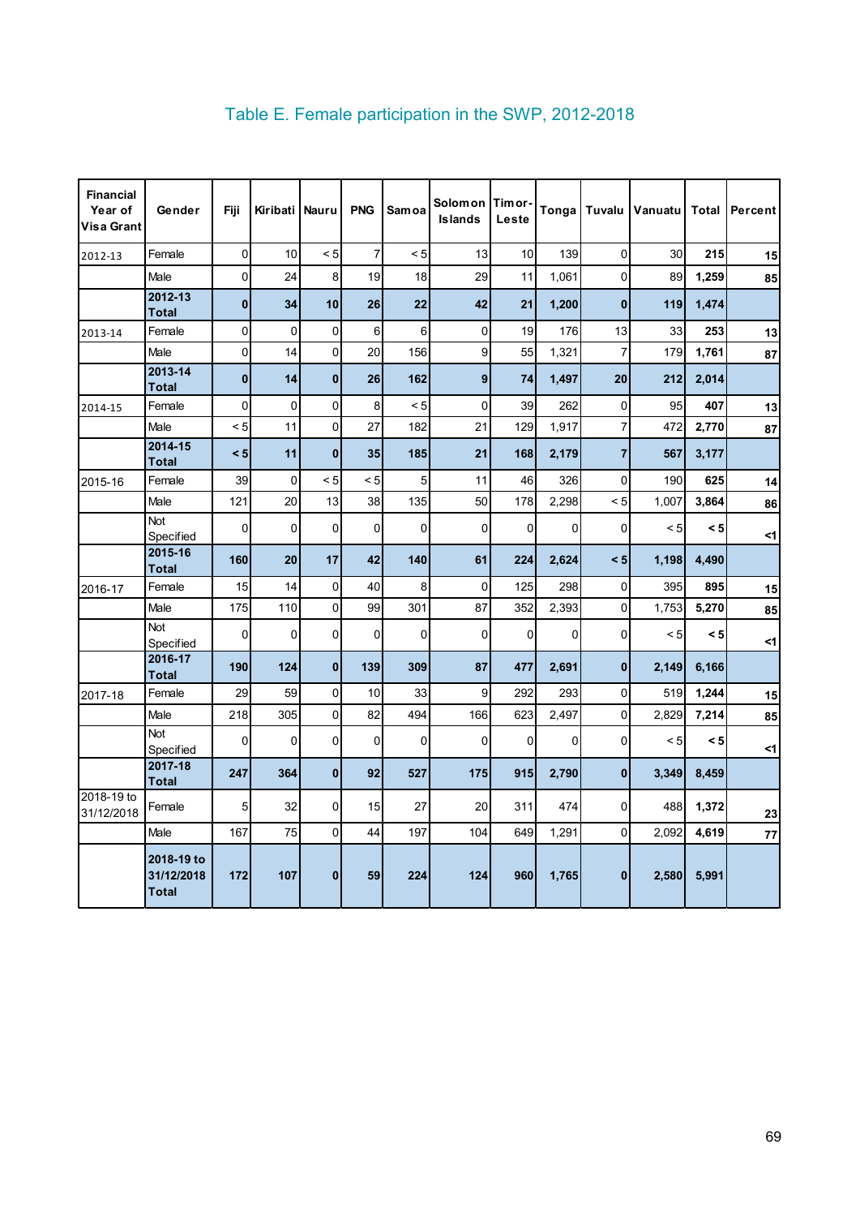# Table E. Female participation in the SWP, 2012-2018

| Financial Year of Visa Grant | Gender | Fiji | Kiribati | Nauru | PNG | Samoa | Solomon Islands | Timor-Leste | Tonga | Tuvalu | Vanuatu | Total | Percent |
|---|---|---|---|---|---|---|---|---|---|---|---|---|---|
| 2012-13 | Female | 0 | 10 | < 5 | 7 | < 5 | 13 | 10 | 139 | 0 | 30 | **215** | **15** |
| | Male | 0 | 24 | 8 | 19 | 18 | 29 | 11 | 1,061 | 0 | 89 | **1,259** | **85** |
| | **2012-13 Total** | **0** | **34** | **10** | **26** | **22** | **42** | **21** | **1,200** | **0** | **119** | **1,474** | |
| 2013-14 | Female | 0 | 0 | 0 | 6 | 6 | 0 | 19 | 176 | 13 | 33 | **253** | **13** |
| | Male | 0 | 14 | 0 | 20 | 156 | 9 | 55 | 1,321 | 7 | 179 | **1,761** | **87** |
| | **2013-14 Total** | **0** | **14** | **0** | **26** | **162** | **9** | **74** | **1,497** | **20** | **212** | **2,014** | |
| 2014-15 | Female | 0 | 0 | 0 | 8 | < 5 | 0 | 39 | 262 | 0 | 95 | **407** | **13** |
| | Male | < 5 | 11 | 0 | 27 | 182 | 21 | 129 | 1,917 | 7 | 472 | **2,770** | **87** |
| | **2014-15 Total** | **< 5** | **11** | **0** | **35** | **185** | **21** | **168** | **2,179** | **7** | **567** | **3,177** | |
| 2015-16 | Female | 39 | 0 | < 5 | < 5 | 5 | 11 | 46 | 326 | 0 | 190 | **625** | **14** |
| | Male | 121 | 20 | 13 | 38 | 135 | 50 | 178 | 2,298 | < 5 | 1,007 | **3,864** | **86** |
| | Not Specified | 0 | 0 | 0 | 0 | 0 | 0 | 0 | 0 | 0 | < 5 | **< 5** | **<1** |
| | **2015-16 Total** | **160** | **20** | **17** | **42** | **140** | **61** | **224** | **2,624** | **< 5** | **1,198** | **4,490** | |
| 2016-17 | Female | 15 | 14 | 0 | 40 | 8 | 0 | 125 | 298 | 0 | 395 | **895** | **15** |
| | Male | 175 | 110 | 0 | 99 | 301 | 87 | 352 | 2,393 | 0 | 1,753 | **5,270** | **85** |
| | Not Specified | 0 | 0 | 0 | 0 | 0 | 0 | 0 | 0 | 0 | < 5 | **< 5** | **<1** |
| | **2016-17 Total** | **190** | **124** | **0** | **139** | **309** | **87** | **477** | **2,691** | **0** | **2,149** | **6,166** | |
| 2017-18 | Female | 29 | 59 | 0 | 10 | 33 | 9 | 292 | 293 | 0 | 519 | **1,244** | **15** |
| | Male | 218 | 305 | 0 | 82 | 494 | 166 | 623 | 2,497 | 0 | 2,829 | **7,214** | **85** |
| | Not Specified | 0 | 0 | 0 | 0 | 0 | 0 | 0 | 0 | 0 | < 5 | **< 5** | **<1** |
| | **2017-18 Total** | **247** | **364** | **0** | **92** | **527** | **175** | **915** | **2,790** | **0** | **3,349** | **8,459** | |
| 2018-19 to 31/12/2018 | Female | 5 | 32 | 0 | 15 | 27 | 20 | 311 | 474 | 0 | 488 | **1,372** | **23** |
| | Male | 167 | 75 | 0 | 44 | 197 | 104 | 649 | 1,291 | 0 | 2,092 | **4,619** | **77** |
| | **2018-19 to 31/12/2018 Total** | **172** | **107** | **0** | **59** | **224** | **124** | **960** | **1,765** | **0** | **2,580** | **5,991** | |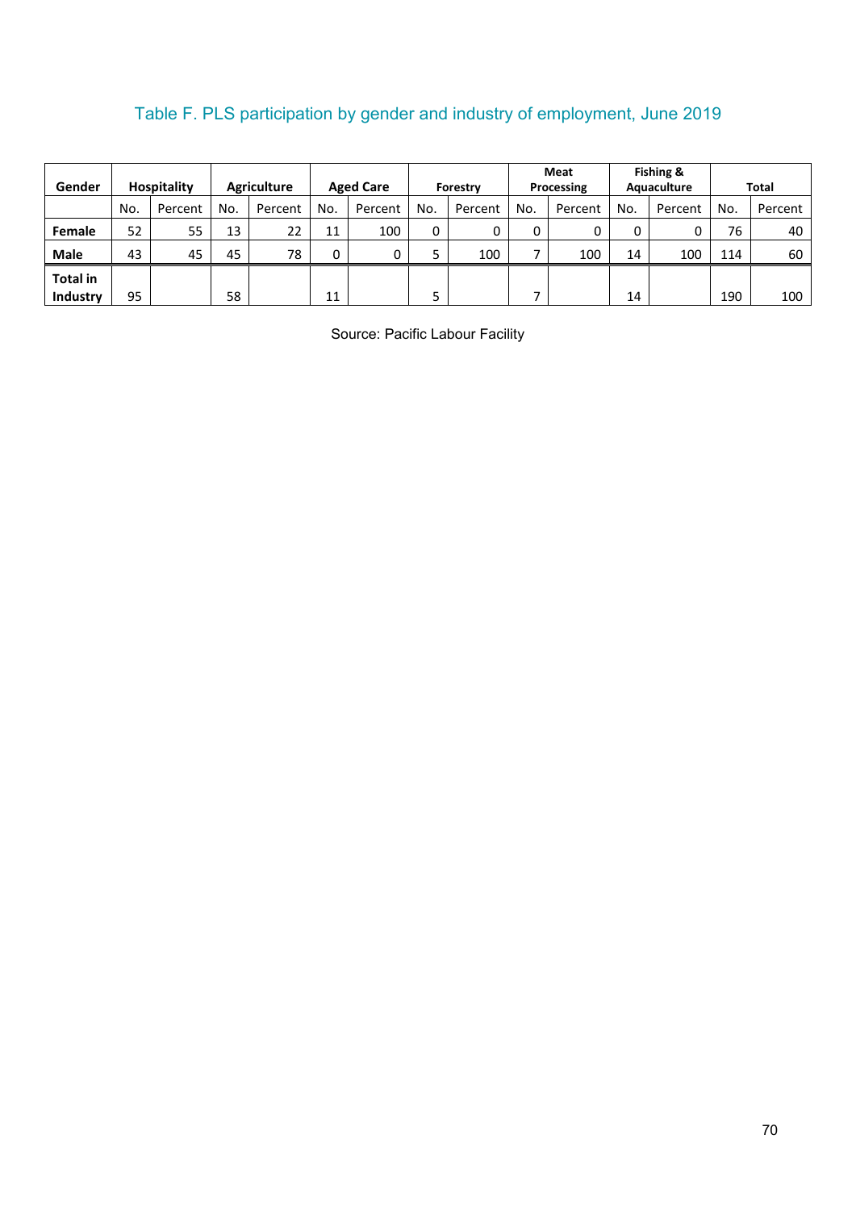Table F. PLS participation by gender and industry of employment, June 2019

| Gender | Hospitality | | Agriculture | | Aged Care | | Forestry | | Meat Processing | | Fishing & Aquaculture | | Total | |
|---|---|---|---|---|---|---|---|---|---|---|---|---|---|---|
| | No. | Percent | No. | Percent | No. | Percent | No. | Percent | No. | Percent | No. | Percent | No. | Percent |
| **Female** | 52 | 55 | 13 | 22 | 11 | 100 | 0 | 0 | 0 | 0 | 0 | 0 | 76 | 40 |
| **Male** | 43 | 45 | 45 | 78 | 0 | 0 | 5 | 100 | 7 | 100 | 14 | 100 | 114 | 60 |
| **Total in Industry** | 95 | | 58 | | 11 | | 5 | | 7 | | 14 | | 190 | 100 |

Source: Pacific Labour Facility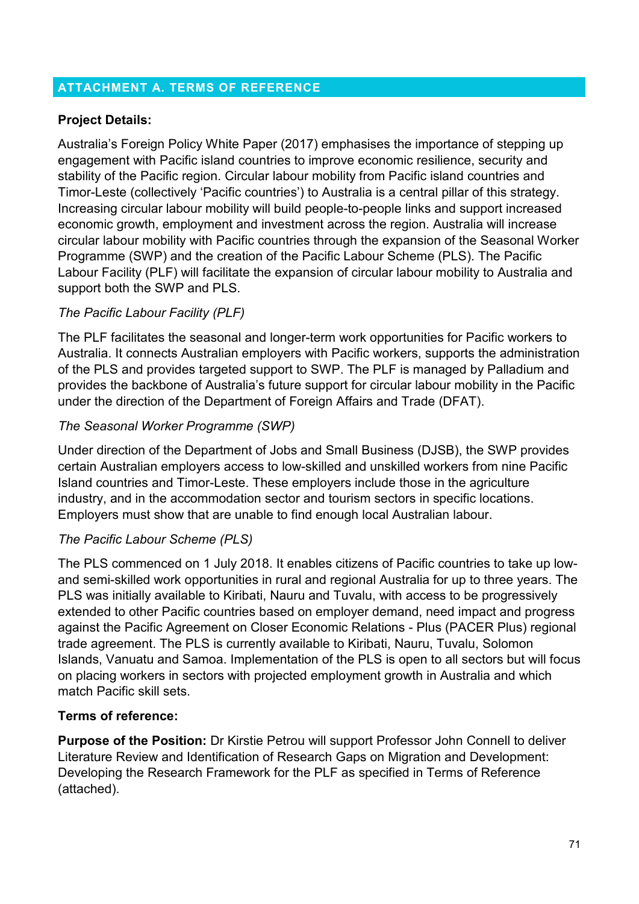## ATTACHMENT A. TERMS OF REFERENCE

**Project Details:**

Australia's Foreign Policy White Paper (2017) emphasises the importance of stepping up engagement with Pacific island countries to improve economic resilience, security and stability of the Pacific region. Circular labour mobility from Pacific island countries and Timor-Leste (collectively 'Pacific countries') to Australia is a central pillar of this strategy. Increasing circular labour mobility will build people-to-people links and support increased economic growth, employment and investment across the region. Australia will increase circular labour mobility with Pacific countries through the expansion of the Seasonal Worker Programme (SWP) and the creation of the Pacific Labour Scheme (PLS). The Pacific Labour Facility (PLF) will facilitate the expansion of circular labour mobility to Australia and support both the SWP and PLS.

*The Pacific Labour Facility (PLF)*

The PLF facilitates the seasonal and longer-term work opportunities for Pacific workers to Australia. It connects Australian employers with Pacific workers, supports the administration of the PLS and provides targeted support to SWP. The PLF is managed by Palladium and provides the backbone of Australia's future support for circular labour mobility in the Pacific under the direction of the Department of Foreign Affairs and Trade (DFAT).

*The Seasonal Worker Programme (SWP)*

Under direction of the Department of Jobs and Small Business (DJSB), the SWP provides certain Australian employers access to low-skilled and unskilled workers from nine Pacific Island countries and Timor-Leste. These employers include those in the agriculture industry, and in the accommodation sector and tourism sectors in specific locations. Employers must show that are unable to find enough local Australian labour.

*The Pacific Labour Scheme (PLS)*

The PLS commenced on 1 July 2018. It enables citizens of Pacific countries to take up low- and semi-skilled work opportunities in rural and regional Australia for up to three years. The PLS was initially available to Kiribati, Nauru and Tuvalu, with access to be progressively extended to other Pacific countries based on employer demand, need impact and progress against the Pacific Agreement on Closer Economic Relations - Plus (PACER Plus) regional trade agreement. The PLS is currently available to Kiribati, Nauru, Tuvalu, Solomon Islands, Vanuatu and Samoa. Implementation of the PLS is open to all sectors but will focus on placing workers in sectors with projected employment growth in Australia and which match Pacific skill sets.

**Terms of reference:**

**Purpose of the Position:** Dr Kirstie Petrou will support Professor John Connell to deliver Literature Review and Identification of Research Gaps on Migration and Development: Developing the Research Framework for the PLF as specified in Terms of Reference (attached).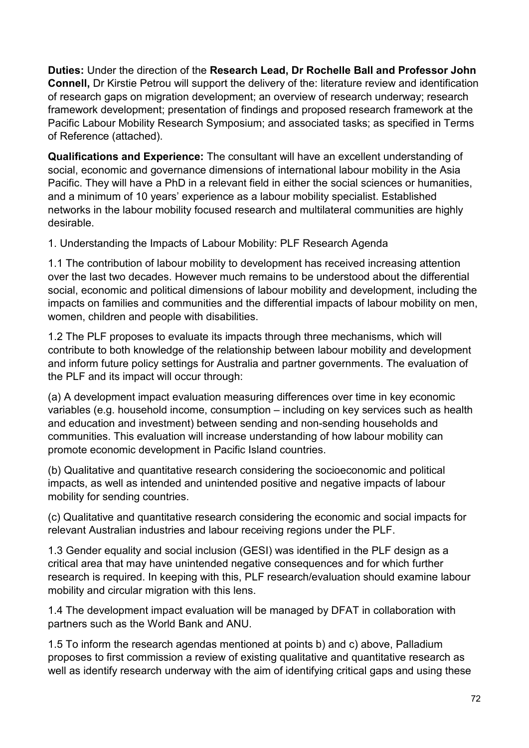**Duties:** Under the direction of the **Research Lead, Dr Rochelle Ball and Professor John Connell,** Dr Kirstie Petrou will support the delivery of the: literature review and identification of research gaps on migration development; an overview of research underway; research framework development; presentation of findings and proposed research framework at the Pacific Labour Mobility Research Symposium; and associated tasks; as specified in Terms of Reference (attached).

**Qualifications and Experience:** The consultant will have an excellent understanding of social, economic and governance dimensions of international labour mobility in the Asia Pacific. They will have a PhD in a relevant field in either the social sciences or humanities, and a minimum of 10 years' experience as a labour mobility specialist. Established networks in the labour mobility focused research and multilateral communities are highly desirable.

1. Understanding the Impacts of Labour Mobility: PLF Research Agenda

1.1 The contribution of labour mobility to development has received increasing attention over the last two decades. However much remains to be understood about the differential social, economic and political dimensions of labour mobility and development, including the impacts on families and communities and the differential impacts of labour mobility on men, women, children and people with disabilities.

1.2 The PLF proposes to evaluate its impacts through three mechanisms, which will contribute to both knowledge of the relationship between labour mobility and development and inform future policy settings for Australia and partner governments. The evaluation of the PLF and its impact will occur through:

(a) A development impact evaluation measuring differences over time in key economic variables (e.g. household income, consumption – including on key services such as health and education and investment) between sending and non-sending households and communities. This evaluation will increase understanding of how labour mobility can promote economic development in Pacific Island countries.

(b) Qualitative and quantitative research considering the socioeconomic and political impacts, as well as intended and unintended positive and negative impacts of labour mobility for sending countries.

(c) Qualitative and quantitative research considering the economic and social impacts for relevant Australian industries and labour receiving regions under the PLF.

1.3 Gender equality and social inclusion (GESI) was identified in the PLF design as a critical area that may have unintended negative consequences and for which further research is required. In keeping with this, PLF research/evaluation should examine labour mobility and circular migration with this lens.

1.4 The development impact evaluation will be managed by DFAT in collaboration with partners such as the World Bank and ANU.

1.5 To inform the research agendas mentioned at points b) and c) above, Palladium proposes to first commission a review of existing qualitative and quantitative research as well as identify research underway with the aim of identifying critical gaps and using these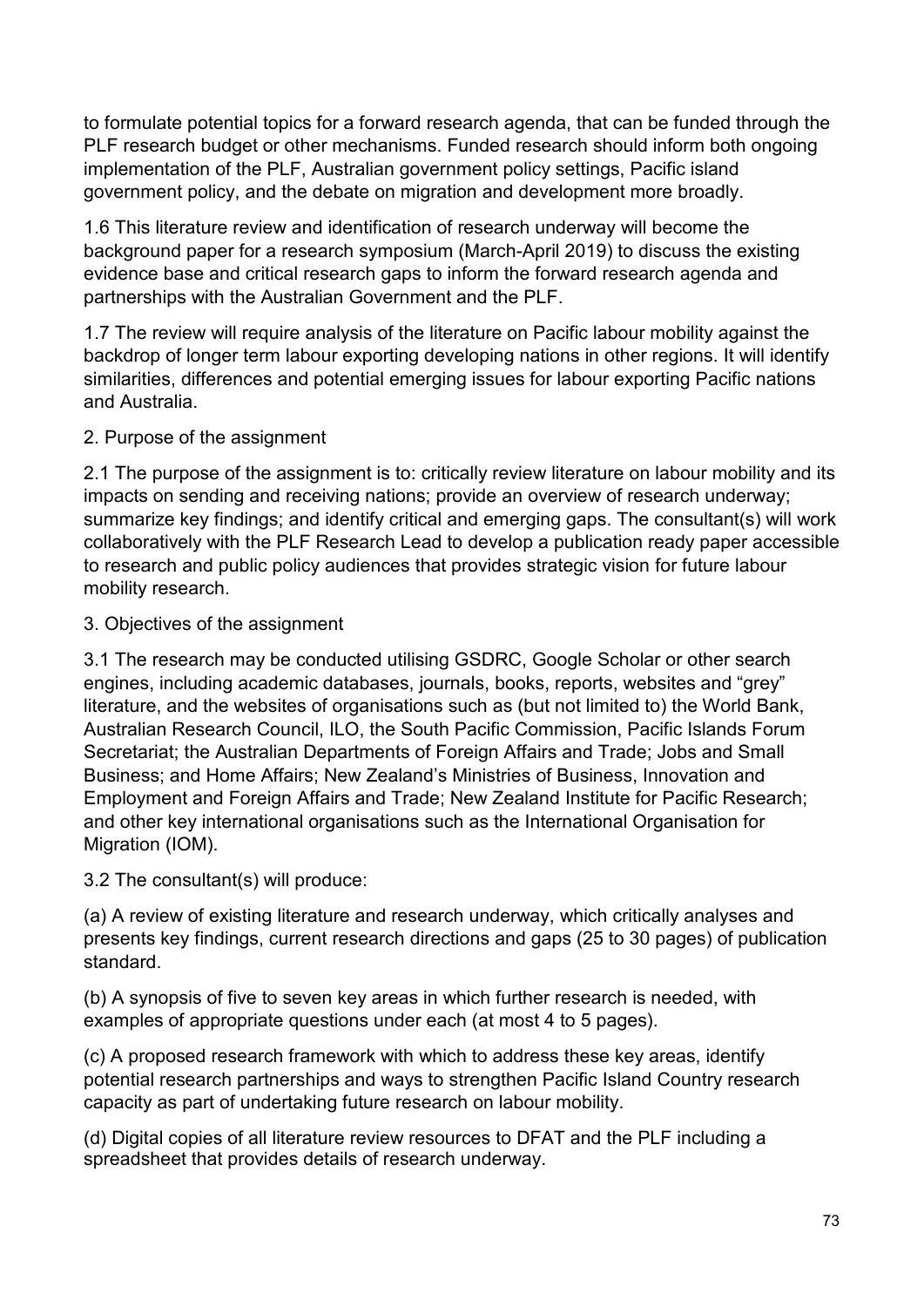to formulate potential topics for a forward research agenda, that can be funded through the PLF research budget or other mechanisms. Funded research should inform both ongoing implementation of the PLF, Australian government policy settings, Pacific island government policy, and the debate on migration and development more broadly.

1.6 This literature review and identification of research underway will become the background paper for a research symposium (March-April 2019) to discuss the existing evidence base and critical research gaps to inform the forward research agenda and partnerships with the Australian Government and the PLF.

1.7 The review will require analysis of the literature on Pacific labour mobility against the backdrop of longer term labour exporting developing nations in other regions. It will identify similarities, differences and potential emerging issues for labour exporting Pacific nations and Australia.

## 2. Purpose of the assignment

2.1 The purpose of the assignment is to: critically review literature on labour mobility and its impacts on sending and receiving nations; provide an overview of research underway; summarize key findings; and identify critical and emerging gaps. The consultant(s) will work collaboratively with the PLF Research Lead to develop a publication ready paper accessible to research and public policy audiences that provides strategic vision for future labour mobility research.

## 3. Objectives of the assignment

3.1 The research may be conducted utilising GSDRC, Google Scholar or other search engines, including academic databases, journals, books, reports, websites and "grey" literature, and the websites of organisations such as (but not limited to) the World Bank, Australian Research Council, ILO, the South Pacific Commission, Pacific Islands Forum Secretariat; the Australian Departments of Foreign Affairs and Trade; Jobs and Small Business; and Home Affairs; New Zealand's Ministries of Business, Innovation and Employment and Foreign Affairs and Trade; New Zealand Institute for Pacific Research; and other key international organisations such as the International Organisation for Migration (IOM).

3.2 The consultant(s) will produce:

(a) A review of existing literature and research underway, which critically analyses and presents key findings, current research directions and gaps (25 to 30 pages) of publication standard.

(b) A synopsis of five to seven key areas in which further research is needed, with examples of appropriate questions under each (at most 4 to 5 pages).

(c) A proposed research framework with which to address these key areas, identify potential research partnerships and ways to strengthen Pacific Island Country research capacity as part of undertaking future research on labour mobility.

(d) Digital copies of all literature review resources to DFAT and the PLF including a spreadsheet that provides details of research underway.